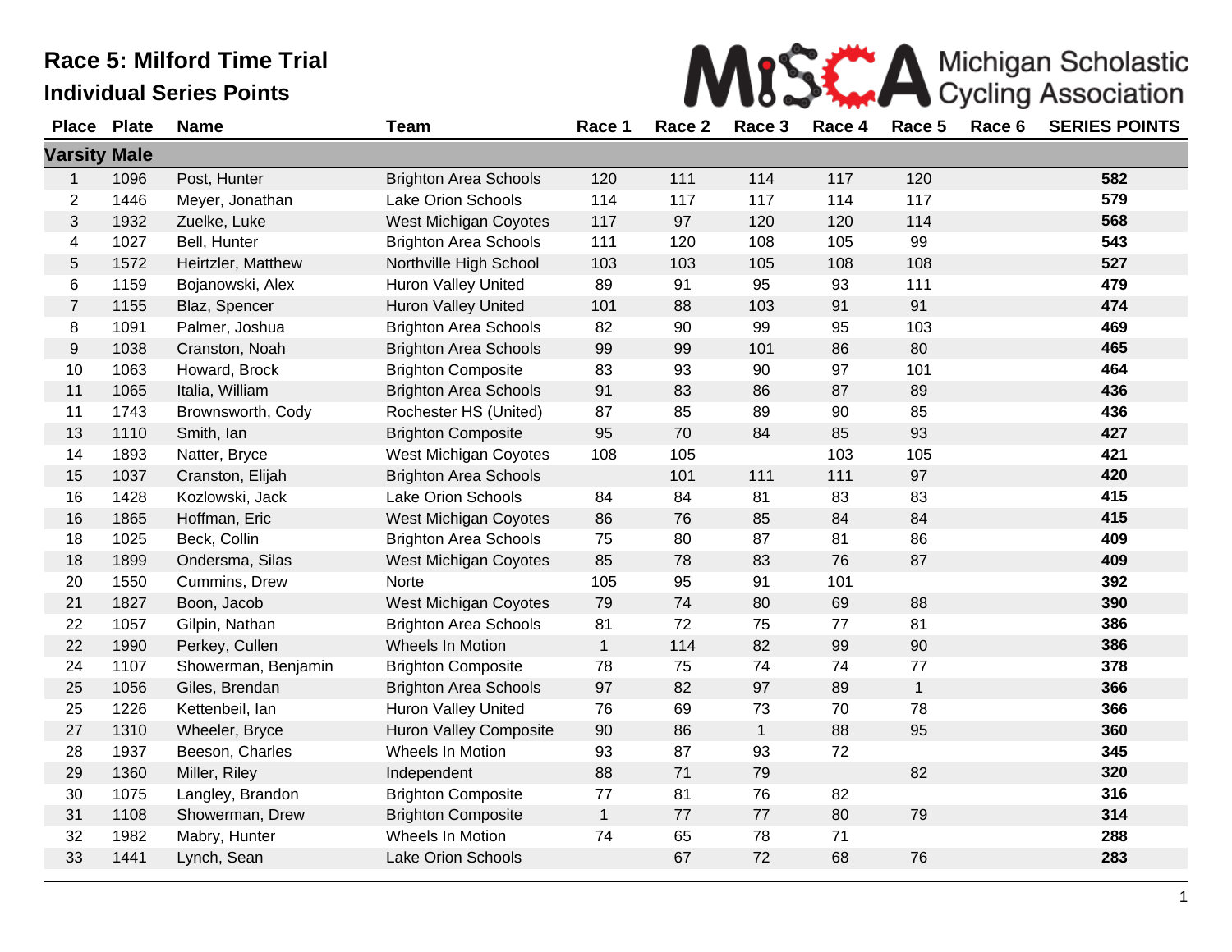# Race 5: Milford Time Trial

## Individual Series Points

Michigan Scholastic Cycling Association

| Place | Plate | Name | Team | Race 1 | Race 2 | Race 3 | Race 4 | Race 5 | Race 6 | SERIES POINTS |
|---|---|---|---|---|---|---|---|---|---|---|
| **Varsity Male** | | | | | | | | | | |
| 1 | 1096 | Post, Hunter | Brighton Area Schools | 120 | 111 | 114 | 117 | 120 | | **582** |
| 2 | 1446 | Meyer, Jonathan | Lake Orion Schools | 114 | 117 | 117 | 114 | 117 | | **579** |
| 3 | 1932 | Zuelke, Luke | West Michigan Coyotes | 117 | 97 | 120 | 120 | 114 | | **568** |
| 4 | 1027 | Bell, Hunter | Brighton Area Schools | 111 | 120 | 108 | 105 | 99 | | **543** |
| 5 | 1572 | Heirtzler, Matthew | Northville High School | 103 | 103 | 105 | 108 | 108 | | **527** |
| 6 | 1159 | Bojanowski, Alex | Huron Valley United | 89 | 91 | 95 | 93 | 111 | | **479** |
| 7 | 1155 | Blaz, Spencer | Huron Valley United | 101 | 88 | 103 | 91 | 91 | | **474** |
| 8 | 1091 | Palmer, Joshua | Brighton Area Schools | 82 | 90 | 99 | 95 | 103 | | **469** |
| 9 | 1038 | Cranston, Noah | Brighton Area Schools | 99 | 99 | 101 | 86 | 80 | | **465** |
| 10 | 1063 | Howard, Brock | Brighton Composite | 83 | 93 | 90 | 97 | 101 | | **464** |
| 11 | 1065 | Italia, William | Brighton Area Schools | 91 | 83 | 86 | 87 | 89 | | **436** |
| 11 | 1743 | Brownsworth, Cody | Rochester HS (United) | 87 | 85 | 89 | 90 | 85 | | **436** |
| 13 | 1110 | Smith, Ian | Brighton Composite | 95 | 70 | 84 | 85 | 93 | | **427** |
| 14 | 1893 | Natter, Bryce | West Michigan Coyotes | 108 | 105 | | 103 | 105 | | **421** |
| 15 | 1037 | Cranston, Elijah | Brighton Area Schools | | 101 | 111 | 111 | 97 | | **420** |
| 16 | 1428 | Kozlowski, Jack | Lake Orion Schools | 84 | 84 | 81 | 83 | 83 | | **415** |
| 16 | 1865 | Hoffman, Eric | West Michigan Coyotes | 86 | 76 | 85 | 84 | 84 | | **415** |
| 18 | 1025 | Beck, Collin | Brighton Area Schools | 75 | 80 | 87 | 81 | 86 | | **409** |
| 18 | 1899 | Ondersma, Silas | West Michigan Coyotes | 85 | 78 | 83 | 76 | 87 | | **409** |
| 20 | 1550 | Cummins, Drew | Norte | 105 | 95 | 91 | 101 | | | **392** |
| 21 | 1827 | Boon, Jacob | West Michigan Coyotes | 79 | 74 | 80 | 69 | 88 | | **390** |
| 22 | 1057 | Gilpin, Nathan | Brighton Area Schools | 81 | 72 | 75 | 77 | 81 | | **386** |
| 22 | 1990 | Perkey, Cullen | Wheels In Motion | 1 | 114 | 82 | 99 | 90 | | **386** |
| 24 | 1107 | Showerman, Benjamin | Brighton Composite | 78 | 75 | 74 | 74 | 77 | | **378** |
| 25 | 1056 | Giles, Brendan | Brighton Area Schools | 97 | 82 | 97 | 89 | 1 | | **366** |
| 25 | 1226 | Kettenbeil, Ian | Huron Valley United | 76 | 69 | 73 | 70 | 78 | | **366** |
| 27 | 1310 | Wheeler, Bryce | Huron Valley Composite | 90 | 86 | 1 | 88 | 95 | | **360** |
| 28 | 1937 | Beeson, Charles | Wheels In Motion | 93 | 87 | 93 | 72 | | | **345** |
| 29 | 1360 | Miller, Riley | Independent | 88 | 71 | 79 | | 82 | | **320** |
| 30 | 1075 | Langley, Brandon | Brighton Composite | 77 | 81 | 76 | 82 | | | **316** |
| 31 | 1108 | Showerman, Drew | Brighton Composite | 1 | 77 | 77 | 80 | 79 | | **314** |
| 32 | 1982 | Mabry, Hunter | Wheels In Motion | 74 | 65 | 78 | 71 | | | **288** |
| 33 | 1441 | Lynch, Sean | Lake Orion Schools | | 67 | 72 | 68 | 76 | | **283** |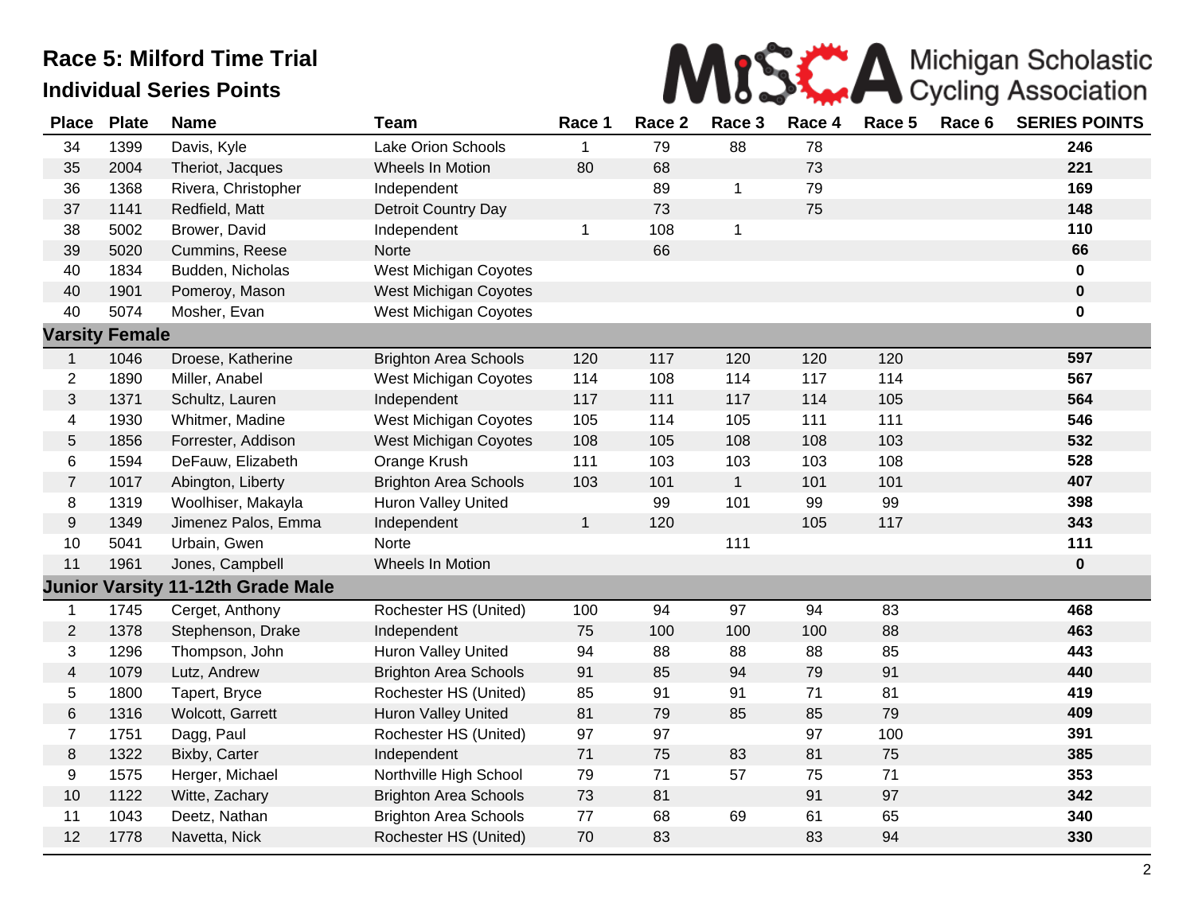# Race 5: Milford Time Trial

## Individual Series Points

Michigan Scholastic Cycling Association

| Place | Plate | Name | Team | Race 1 | Race 2 | Race 3 | Race 4 | Race 5 | Race 6 | SERIES POINTS |
|---|---|---|---|---|---|---|---|---|---|---|
| 34 | 1399 | Davis, Kyle | Lake Orion Schools | 1 | 79 | 88 | 78 | | | **246** |
| 35 | 2004 | Theriot, Jacques | Wheels In Motion | 80 | 68 | | 73 | | | **221** |
| 36 | 1368 | Rivera, Christopher | Independent | | 89 | 1 | 79 | | | **169** |
| 37 | 1141 | Redfield, Matt | Detroit Country Day | | 73 | | 75 | | | **148** |
| 38 | 5002 | Brower, David | Independent | 1 | 108 | 1 | | | | **110** |
| 39 | 5020 | Cummins, Reese | Norte | | 66 | | | | | **66** |
| 40 | 1834 | Budden, Nicholas | West Michigan Coyotes | | | | | | | **0** |
| 40 | 1901 | Pomeroy, Mason | West Michigan Coyotes | | | | | | | **0** |
| 40 | 5074 | Mosher, Evan | West Michigan Coyotes | | | | | | | **0** |
| **Varsity Female** | | | | | | | | | | |
| 1 | 1046 | Droese, Katherine | Brighton Area Schools | 120 | 117 | 120 | 120 | 120 | | **597** |
| 2 | 1890 | Miller, Anabel | West Michigan Coyotes | 114 | 108 | 114 | 117 | 114 | | **567** |
| 3 | 1371 | Schultz, Lauren | Independent | 117 | 111 | 117 | 114 | 105 | | **564** |
| 4 | 1930 | Whitmer, Madine | West Michigan Coyotes | 105 | 114 | 105 | 111 | 111 | | **546** |
| 5 | 1856 | Forrester, Addison | West Michigan Coyotes | 108 | 105 | 108 | 108 | 103 | | **532** |
| 6 | 1594 | DeFauw, Elizabeth | Orange Krush | 111 | 103 | 103 | 103 | 108 | | **528** |
| 7 | 1017 | Abington, Liberty | Brighton Area Schools | 103 | 101 | 1 | 101 | 101 | | **407** |
| 8 | 1319 | Woolhiser, Makayla | Huron Valley United | | 99 | 101 | 99 | 99 | | **398** |
| 9 | 1349 | Jimenez Palos, Emma | Independent | 1 | 120 | | 105 | 117 | | **343** |
| 10 | 5041 | Urbain, Gwen | Norte | | | 111 | | | | **111** |
| 11 | 1961 | Jones, Campbell | Wheels In Motion | | | | | | | **0** |
| **Junior Varsity 11-12th Grade Male** | | | | | | | | | | |
| 1 | 1745 | Cerget, Anthony | Rochester HS (United) | 100 | 94 | 97 | 94 | 83 | | **468** |
| 2 | 1378 | Stephenson, Drake | Independent | 75 | 100 | 100 | 100 | 88 | | **463** |
| 3 | 1296 | Thompson, John | Huron Valley United | 94 | 88 | 88 | 88 | 85 | | **443** |
| 4 | 1079 | Lutz, Andrew | Brighton Area Schools | 91 | 85 | 94 | 79 | 91 | | **440** |
| 5 | 1800 | Tapert, Bryce | Rochester HS (United) | 85 | 91 | 91 | 71 | 81 | | **419** |
| 6 | 1316 | Wolcott, Garrett | Huron Valley United | 81 | 79 | 85 | 85 | 79 | | **409** |
| 7 | 1751 | Dagg, Paul | Rochester HS (United) | 97 | 97 | | 97 | 100 | | **391** |
| 8 | 1322 | Bixby, Carter | Independent | 71 | 75 | 83 | 81 | 75 | | **385** |
| 9 | 1575 | Herger, Michael | Northville High School | 79 | 71 | 57 | 75 | 71 | | **353** |
| 10 | 1122 | Witte, Zachary | Brighton Area Schools | 73 | 81 | | 91 | 97 | | **342** |
| 11 | 1043 | Deetz, Nathan | Brighton Area Schools | 77 | 68 | 69 | 61 | 65 | | **340** |
| 12 | 1778 | Navetta, Nick | Rochester HS (United) | 70 | 83 | | 83 | 94 | | **330** |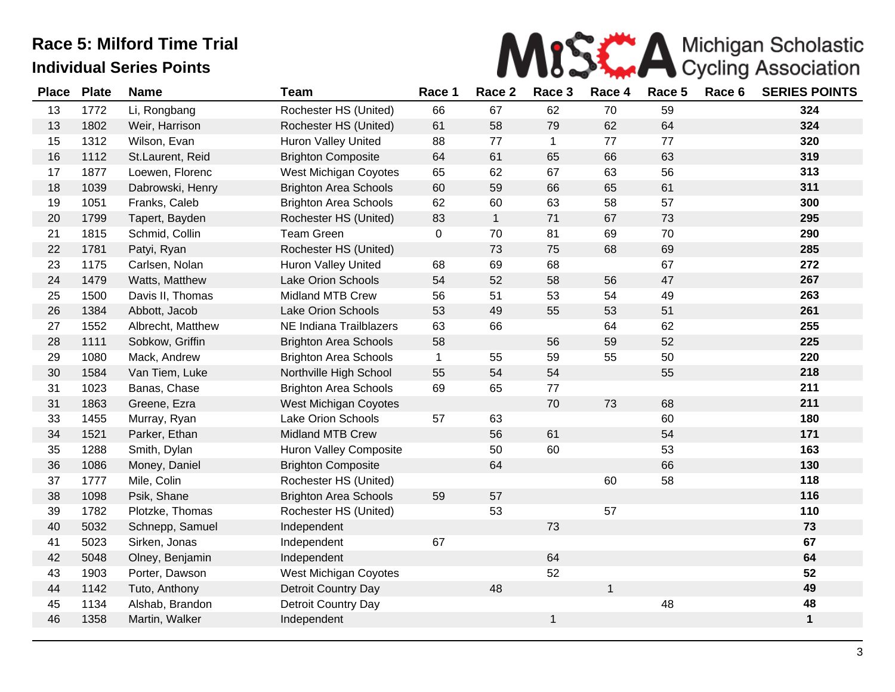# Race 5: Milford Time Trial

## Individual Series Points

Michigan Scholastic Cycling Association

| Place | Plate | Name | Team | Race 1 | Race 2 | Race 3 | Race 4 | Race 5 | Race 6 | SERIES POINTS |
|---|---|---|---|---|---|---|---|---|---|---|
| 13 | 1772 | Li, Rongbang | Rochester HS (United) | 66 | 67 | 62 | 70 | 59 | | **324** |
| 13 | 1802 | Weir, Harrison | Rochester HS (United) | 61 | 58 | 79 | 62 | 64 | | **324** |
| 15 | 1312 | Wilson, Evan | Huron Valley United | 88 | 77 | 1 | 77 | 77 | | **320** |
| 16 | 1112 | St.Laurent, Reid | Brighton Composite | 64 | 61 | 65 | 66 | 63 | | **319** |
| 17 | 1877 | Loewen, Florenc | West Michigan Coyotes | 65 | 62 | 67 | 63 | 56 | | **313** |
| 18 | 1039 | Dabrowski, Henry | Brighton Area Schools | 60 | 59 | 66 | 65 | 61 | | **311** |
| 19 | 1051 | Franks, Caleb | Brighton Area Schools | 62 | 60 | 63 | 58 | 57 | | **300** |
| 20 | 1799 | Tapert, Bayden | Rochester HS (United) | 83 | 1 | 71 | 67 | 73 | | **295** |
| 21 | 1815 | Schmid, Collin | Team Green | 0 | 70 | 81 | 69 | 70 | | **290** |
| 22 | 1781 | Patyi, Ryan | Rochester HS (United) | | 73 | 75 | 68 | 69 | | **285** |
| 23 | 1175 | Carlsen, Nolan | Huron Valley United | 68 | 69 | 68 | | 67 | | **272** |
| 24 | 1479 | Watts, Matthew | Lake Orion Schools | 54 | 52 | 58 | 56 | 47 | | **267** |
| 25 | 1500 | Davis II, Thomas | Midland MTB Crew | 56 | 51 | 53 | 54 | 49 | | **263** |
| 26 | 1384 | Abbott, Jacob | Lake Orion Schools | 53 | 49 | 55 | 53 | 51 | | **261** |
| 27 | 1552 | Albrecht, Matthew | NE Indiana Trailblazers | 63 | 66 | | 64 | 62 | | **255** |
| 28 | 1111 | Sobkow, Griffin | Brighton Area Schools | 58 | | 56 | 59 | 52 | | **225** |
| 29 | 1080 | Mack, Andrew | Brighton Area Schools | 1 | 55 | 59 | 55 | 50 | | **220** |
| 30 | 1584 | Van Tiem, Luke | Northville High School | 55 | 54 | 54 | | 55 | | **218** |
| 31 | 1023 | Banas, Chase | Brighton Area Schools | 69 | 65 | 77 | | | | **211** |
| 31 | 1863 | Greene, Ezra | West Michigan Coyotes | | | 70 | 73 | 68 | | **211** |
| 33 | 1455 | Murray, Ryan | Lake Orion Schools | 57 | 63 | | | 60 | | **180** |
| 34 | 1521 | Parker, Ethan | Midland MTB Crew | | 56 | 61 | | 54 | | **171** |
| 35 | 1288 | Smith, Dylan | Huron Valley Composite | | 50 | 60 | | 53 | | **163** |
| 36 | 1086 | Money, Daniel | Brighton Composite | | 64 | | | 66 | | **130** |
| 37 | 1777 | Mile, Colin | Rochester HS (United) | | | | 60 | 58 | | **118** |
| 38 | 1098 | Psik, Shane | Brighton Area Schools | 59 | 57 | | | | | **116** |
| 39 | 1782 | Plotzke, Thomas | Rochester HS (United) | | 53 | | 57 | | | **110** |
| 40 | 5032 | Schnepp, Samuel | Independent | | | 73 | | | | **73** |
| 41 | 5023 | Sirken, Jonas | Independent | 67 | | | | | | **67** |
| 42 | 5048 | Olney, Benjamin | Independent | | | 64 | | | | **64** |
| 43 | 1903 | Porter, Dawson | West Michigan Coyotes | | | 52 | | | | **52** |
| 44 | 1142 | Tuto, Anthony | Detroit Country Day | | 48 | | 1 | | | **49** |
| 45 | 1134 | Alshab, Brandon | Detroit Country Day | | | | | 48 | | **48** |
| 46 | 1358 | Martin, Walker | Independent | | | 1 | | | | **1** |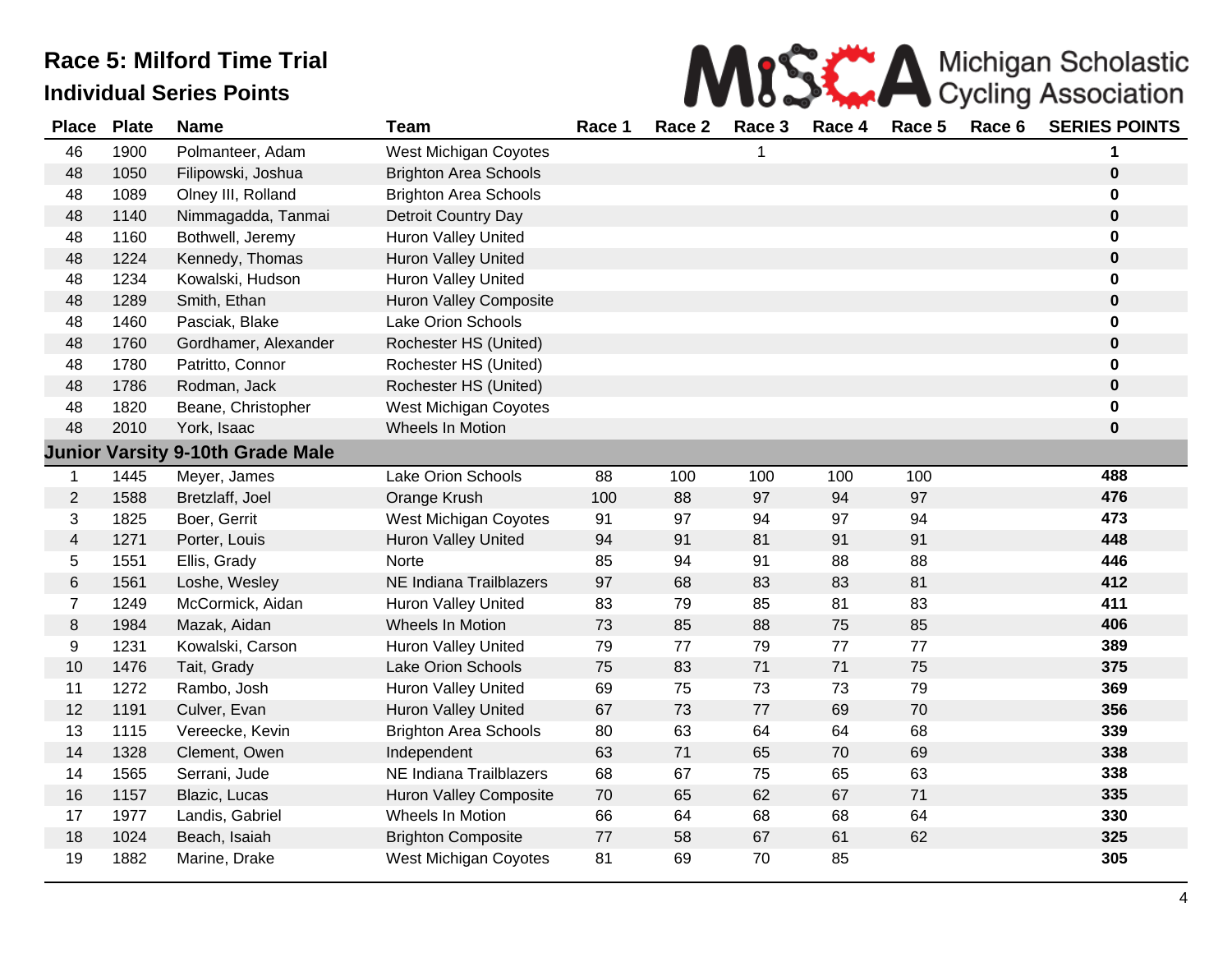# Race 5: Milford Time Trial

## Individual Series Points

Michigan Scholastic Cycling Association

| Place | Plate | Name | Team | Race 1 | Race 2 | Race 3 | Race 4 | Race 5 | Race 6 | SERIES POINTS |
|---|---|---|---|---|---|---|---|---|---|---|
| 46 | 1900 | Polmanteer, Adam | West Michigan Coyotes | | | 1 | | | | **1** |
| 48 | 1050 | Filipowski, Joshua | Brighton Area Schools | | | | | | | **0** |
| 48 | 1089 | Olney III, Rolland | Brighton Area Schools | | | | | | | **0** |
| 48 | 1140 | Nimmagadda, Tanmai | Detroit Country Day | | | | | | | **0** |
| 48 | 1160 | Bothwell, Jeremy | Huron Valley United | | | | | | | **0** |
| 48 | 1224 | Kennedy, Thomas | Huron Valley United | | | | | | | **0** |
| 48 | 1234 | Kowalski, Hudson | Huron Valley United | | | | | | | **0** |
| 48 | 1289 | Smith, Ethan | Huron Valley Composite | | | | | | | **0** |
| 48 | 1460 | Pasciak, Blake | Lake Orion Schools | | | | | | | **0** |
| 48 | 1760 | Gordhamer, Alexander | Rochester HS (United) | | | | | | | **0** |
| 48 | 1780 | Patritto, Connor | Rochester HS (United) | | | | | | | **0** |
| 48 | 1786 | Rodman, Jack | Rochester HS (United) | | | | | | | **0** |
| 48 | 1820 | Beane, Christopher | West Michigan Coyotes | | | | | | | **0** |
| 48 | 2010 | York, Isaac | Wheels In Motion | | | | | | | **0** |
| **Junior Varsity 9-10th Grade Male** | | | | | | | | | | |
| 1 | 1445 | Meyer, James | Lake Orion Schools | 88 | 100 | 100 | 100 | 100 | | **488** |
| 2 | 1588 | Bretzlaff, Joel | Orange Krush | 100 | 88 | 97 | 94 | 97 | | **476** |
| 3 | 1825 | Boer, Gerrit | West Michigan Coyotes | 91 | 97 | 94 | 97 | 94 | | **473** |
| 4 | 1271 | Porter, Louis | Huron Valley United | 94 | 91 | 81 | 91 | 91 | | **448** |
| 5 | 1551 | Ellis, Grady | Norte | 85 | 94 | 91 | 88 | 88 | | **446** |
| 6 | 1561 | Loshe, Wesley | NE Indiana Trailblazers | 97 | 68 | 83 | 83 | 81 | | **412** |
| 7 | 1249 | McCormick, Aidan | Huron Valley United | 83 | 79 | 85 | 81 | 83 | | **411** |
| 8 | 1984 | Mazak, Aidan | Wheels In Motion | 73 | 85 | 88 | 75 | 85 | | **406** |
| 9 | 1231 | Kowalski, Carson | Huron Valley United | 79 | 77 | 79 | 77 | 77 | | **389** |
| 10 | 1476 | Tait, Grady | Lake Orion Schools | 75 | 83 | 71 | 71 | 75 | | **375** |
| 11 | 1272 | Rambo, Josh | Huron Valley United | 69 | 75 | 73 | 73 | 79 | | **369** |
| 12 | 1191 | Culver, Evan | Huron Valley United | 67 | 73 | 77 | 69 | 70 | | **356** |
| 13 | 1115 | Vereecke, Kevin | Brighton Area Schools | 80 | 63 | 64 | 64 | 68 | | **339** |
| 14 | 1328 | Clement, Owen | Independent | 63 | 71 | 65 | 70 | 69 | | **338** |
| 14 | 1565 | Serrani, Jude | NE Indiana Trailblazers | 68 | 67 | 75 | 65 | 63 | | **338** |
| 16 | 1157 | Blazic, Lucas | Huron Valley Composite | 70 | 65 | 62 | 67 | 71 | | **335** |
| 17 | 1977 | Landis, Gabriel | Wheels In Motion | 66 | 64 | 68 | 68 | 64 | | **330** |
| 18 | 1024 | Beach, Isaiah | Brighton Composite | 77 | 58 | 67 | 61 | 62 | | **325** |
| 19 | 1882 | Marine, Drake | West Michigan Coyotes | 81 | 69 | 70 | 85 | | | **305** |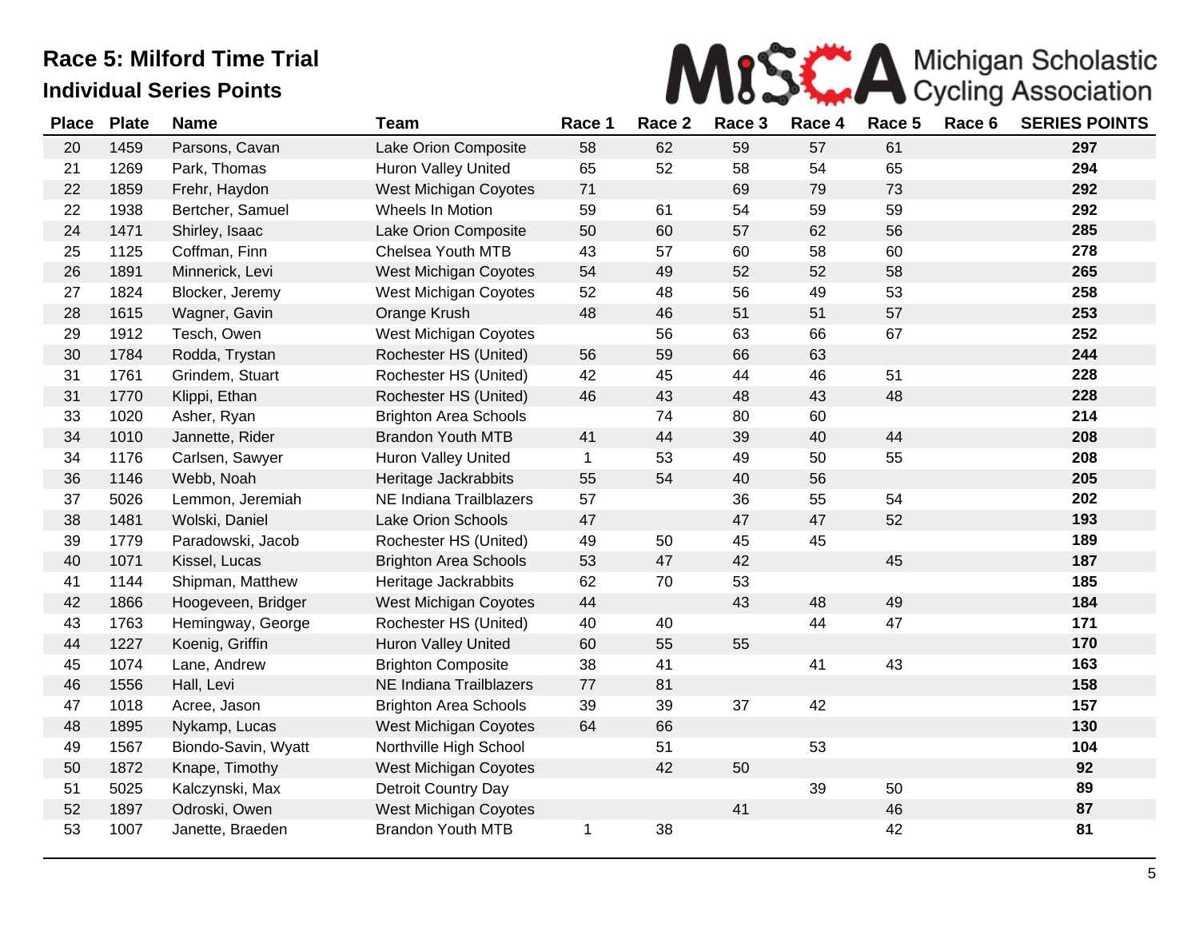# Race 5: Milford Time Trial

## Individual Series Points

Michigan Scholastic Cycling Association

| Place | Plate | Name | Team | Race 1 | Race 2 | Race 3 | Race 4 | Race 5 | Race 6 | SERIES POINTS |
|---|---|---|---|---|---|---|---|---|---|---|
| 20 | 1459 | Parsons, Cavan | Lake Orion Composite | 58 | 62 | 59 | 57 | 61 | | **297** |
| 21 | 1269 | Park, Thomas | Huron Valley United | 65 | 52 | 58 | 54 | 65 | | **294** |
| 22 | 1859 | Frehr, Haydon | West Michigan Coyotes | 71 | | 69 | 79 | 73 | | **292** |
| 22 | 1938 | Bertcher, Samuel | Wheels In Motion | 59 | 61 | 54 | 59 | 59 | | **292** |
| 24 | 1471 | Shirley, Isaac | Lake Orion Composite | 50 | 60 | 57 | 62 | 56 | | **285** |
| 25 | 1125 | Coffman, Finn | Chelsea Youth MTB | 43 | 57 | 60 | 58 | 60 | | **278** |
| 26 | 1891 | Minnerick, Levi | West Michigan Coyotes | 54 | 49 | 52 | 52 | 58 | | **265** |
| 27 | 1824 | Blocker, Jeremy | West Michigan Coyotes | 52 | 48 | 56 | 49 | 53 | | **258** |
| 28 | 1615 | Wagner, Gavin | Orange Krush | 48 | 46 | 51 | 51 | 57 | | **253** |
| 29 | 1912 | Tesch, Owen | West Michigan Coyotes | | 56 | 63 | 66 | 67 | | **252** |
| 30 | 1784 | Rodda, Trystan | Rochester HS (United) | 56 | 59 | 66 | 63 | | | **244** |
| 31 | 1761 | Grindem, Stuart | Rochester HS (United) | 42 | 45 | 44 | 46 | 51 | | **228** |
| 31 | 1770 | Klippi, Ethan | Rochester HS (United) | 46 | 43 | 48 | 43 | 48 | | **228** |
| 33 | 1020 | Asher, Ryan | Brighton Area Schools | | 74 | 80 | 60 | | | **214** |
| 34 | 1010 | Jannette, Rider | Brandon Youth MTB | 41 | 44 | 39 | 40 | 44 | | **208** |
| 34 | 1176 | Carlsen, Sawyer | Huron Valley United | 1 | 53 | 49 | 50 | 55 | | **208** |
| 36 | 1146 | Webb, Noah | Heritage Jackrabbits | 55 | 54 | 40 | 56 | | | **205** |
| 37 | 5026 | Lemmon, Jeremiah | NE Indiana Trailblazers | 57 | | 36 | 55 | 54 | | **202** |
| 38 | 1481 | Wolski, Daniel | Lake Orion Schools | 47 | | 47 | 47 | 52 | | **193** |
| 39 | 1779 | Paradowski, Jacob | Rochester HS (United) | 49 | 50 | 45 | 45 | | | **189** |
| 40 | 1071 | Kissel, Lucas | Brighton Area Schools | 53 | 47 | 42 | | 45 | | **187** |
| 41 | 1144 | Shipman, Matthew | Heritage Jackrabbits | 62 | 70 | 53 | | | | **185** |
| 42 | 1866 | Hoogeveen, Bridger | West Michigan Coyotes | 44 | | 43 | 48 | 49 | | **184** |
| 43 | 1763 | Hemingway, George | Rochester HS (United) | 40 | 40 | | 44 | 47 | | **171** |
| 44 | 1227 | Koenig, Griffin | Huron Valley United | 60 | 55 | 55 | | | | **170** |
| 45 | 1074 | Lane, Andrew | Brighton Composite | 38 | 41 | | 41 | 43 | | **163** |
| 46 | 1556 | Hall, Levi | NE Indiana Trailblazers | 77 | 81 | | | | | **158** |
| 47 | 1018 | Acree, Jason | Brighton Area Schools | 39 | 39 | 37 | 42 | | | **157** |
| 48 | 1895 | Nykamp, Lucas | West Michigan Coyotes | 64 | 66 | | | | | **130** |
| 49 | 1567 | Biondo-Savin, Wyatt | Northville High School | | 51 | | 53 | | | **104** |
| 50 | 1872 | Knape, Timothy | West Michigan Coyotes | | 42 | 50 | | | | **92** |
| 51 | 5025 | Kalczynski, Max | Detroit Country Day | | | | 39 | 50 | | **89** |
| 52 | 1897 | Odroski, Owen | West Michigan Coyotes | | | 41 | | 46 | | **87** |
| 53 | 1007 | Janette, Braeden | Brandon Youth MTB | 1 | 38 | | | 42 | | **81** |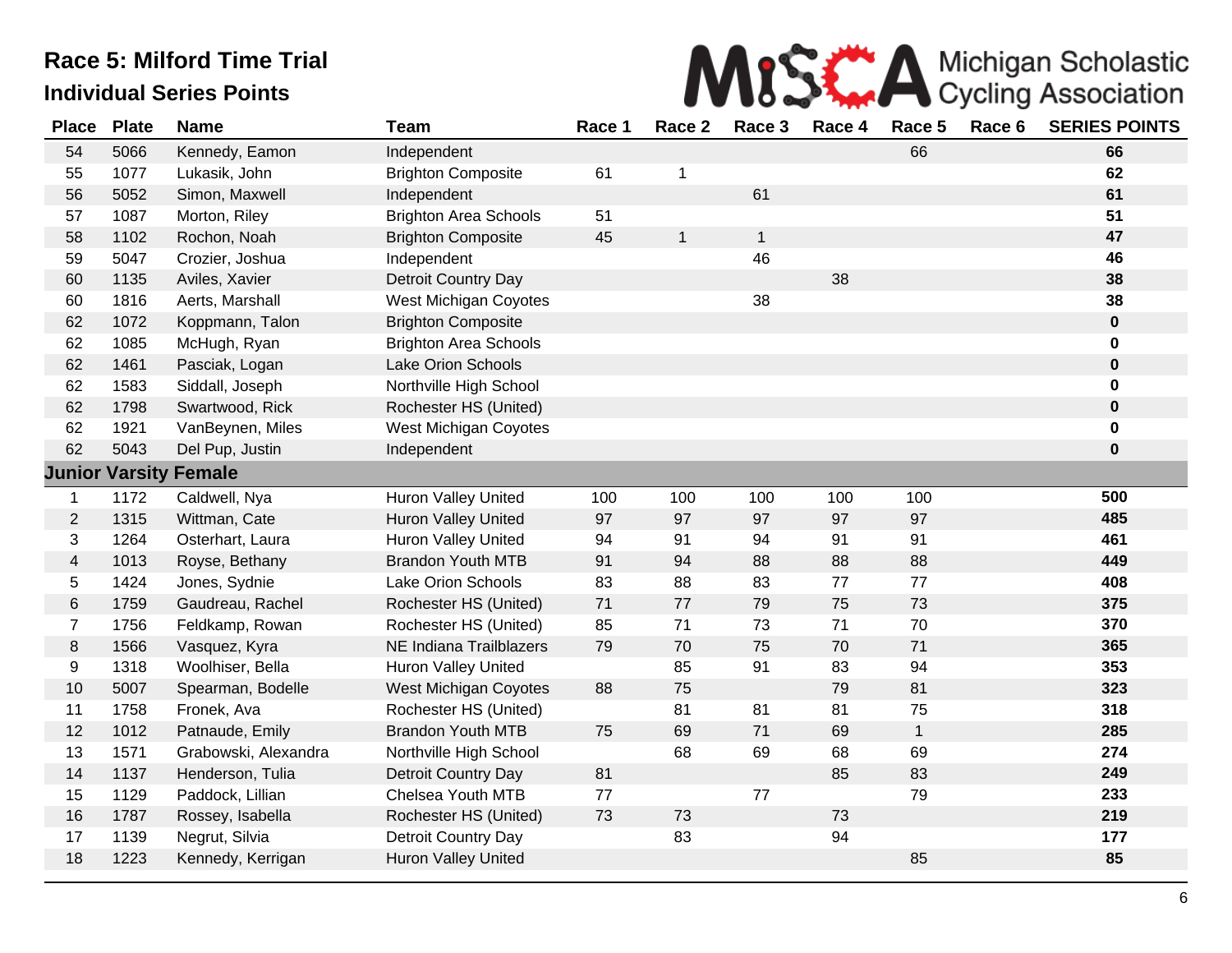# Race 5: Milford Time Trial

## Individual Series Points

Michigan Scholastic Cycling Association

| Place | Plate | Name | Team | Race 1 | Race 2 | Race 3 | Race 4 | Race 5 | Race 6 | SERIES POINTS |
|---|---|---|---|---|---|---|---|---|---|---|
| 54 | 5066 | Kennedy, Eamon | Independent | | | | | 66 | | **66** |
| 55 | 1077 | Lukasik, John | Brighton Composite | 61 | 1 | | | | | **62** |
| 56 | 5052 | Simon, Maxwell | Independent | | | 61 | | | | **61** |
| 57 | 1087 | Morton, Riley | Brighton Area Schools | 51 | | | | | | **51** |
| 58 | 1102 | Rochon, Noah | Brighton Composite | 45 | 1 | 1 | | | | **47** |
| 59 | 5047 | Crozier, Joshua | Independent | | | 46 | | | | **46** |
| 60 | 1135 | Aviles, Xavier | Detroit Country Day | | | | 38 | | | **38** |
| 60 | 1816 | Aerts, Marshall | West Michigan Coyotes | | | 38 | | | | **38** |
| 62 | 1072 | Koppmann, Talon | Brighton Composite | | | | | | | **0** |
| 62 | 1085 | McHugh, Ryan | Brighton Area Schools | | | | | | | **0** |
| 62 | 1461 | Pasciak, Logan | Lake Orion Schools | | | | | | | **0** |
| 62 | 1583 | Siddall, Joseph | Northville High School | | | | | | | **0** |
| 62 | 1798 | Swartwood, Rick | Rochester HS (United) | | | | | | | **0** |
| 62 | 1921 | VanBeynen, Miles | West Michigan Coyotes | | | | | | | **0** |
| 62 | 5043 | Del Pup, Justin | Independent | | | | | | | **0** |
| **Junior Varsity Female** | | | | | | | | | | |
| 1 | 1172 | Caldwell, Nya | Huron Valley United | 100 | 100 | 100 | 100 | 100 | | **500** |
| 2 | 1315 | Wittman, Cate | Huron Valley United | 97 | 97 | 97 | 97 | 97 | | **485** |
| 3 | 1264 | Osterhart, Laura | Huron Valley United | 94 | 91 | 94 | 91 | 91 | | **461** |
| 4 | 1013 | Royse, Bethany | Brandon Youth MTB | 91 | 94 | 88 | 88 | 88 | | **449** |
| 5 | 1424 | Jones, Sydnie | Lake Orion Schools | 83 | 88 | 83 | 77 | 77 | | **408** |
| 6 | 1759 | Gaudreau, Rachel | Rochester HS (United) | 71 | 77 | 79 | 75 | 73 | | **375** |
| 7 | 1756 | Feldkamp, Rowan | Rochester HS (United) | 85 | 71 | 73 | 71 | 70 | | **370** |
| 8 | 1566 | Vasquez, Kyra | NE Indiana Trailblazers | 79 | 70 | 75 | 70 | 71 | | **365** |
| 9 | 1318 | Woolhiser, Bella | Huron Valley United | | 85 | 91 | 83 | 94 | | **353** |
| 10 | 5007 | Spearman, Bodelle | West Michigan Coyotes | 88 | 75 | | 79 | 81 | | **323** |
| 11 | 1758 | Fronek, Ava | Rochester HS (United) | | 81 | 81 | 81 | 75 | | **318** |
| 12 | 1012 | Patnaude, Emily | Brandon Youth MTB | 75 | 69 | 71 | 69 | 1 | | **285** |
| 13 | 1571 | Grabowski, Alexandra | Northville High School | | 68 | 69 | 68 | 69 | | **274** |
| 14 | 1137 | Henderson, Tulia | Detroit Country Day | 81 | | | 85 | 83 | | **249** |
| 15 | 1129 | Paddock, Lillian | Chelsea Youth MTB | 77 | | 77 | | 79 | | **233** |
| 16 | 1787 | Rossey, Isabella | Rochester HS (United) | 73 | 73 | | 73 | | | **219** |
| 17 | 1139 | Negrut, Silvia | Detroit Country Day | | 83 | | 94 | | | **177** |
| 18 | 1223 | Kennedy, Kerrigan | Huron Valley United | | | | | 85 | | **85** |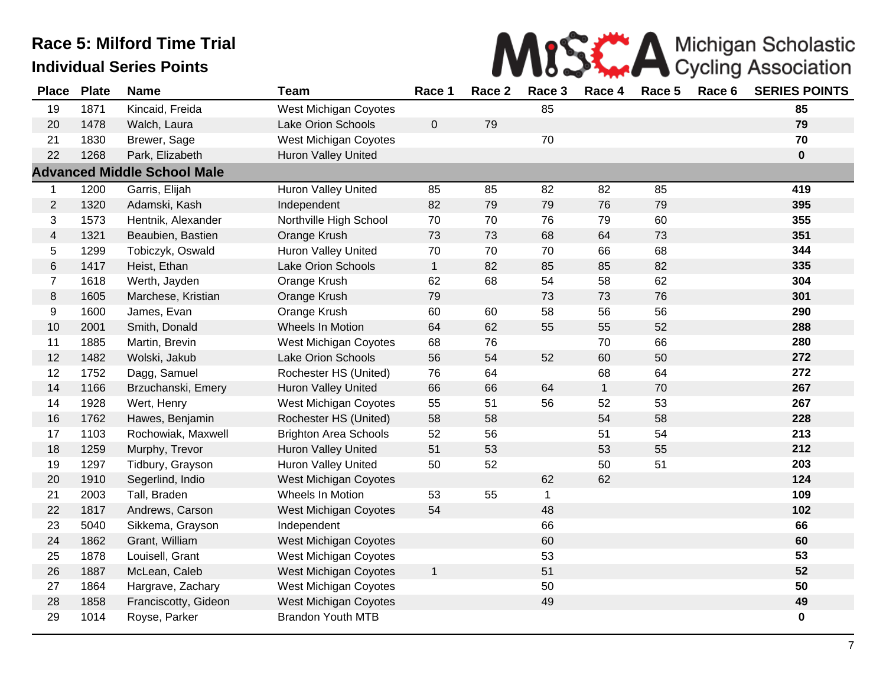# Race 5: Milford Time Trial

## Individual Series Points

Michigan Scholastic Cycling Association

| Place | Plate | Name | Team | Race 1 | Race 2 | Race 3 | Race 4 | Race 5 | Race 6 | SERIES POINTS |
|---|---|---|---|---|---|---|---|---|---|---|
| 19 | 1871 | Kincaid, Freida | West Michigan Coyotes | | | 85 | | | | **85** |
| 20 | 1478 | Walch, Laura | Lake Orion Schools | 0 | 79 | | | | | **79** |
| 21 | 1830 | Brewer, Sage | West Michigan Coyotes | | | 70 | | | | **70** |
| 22 | 1268 | Park, Elizabeth | Huron Valley United | | | | | | | **0** |
| **Advanced Middle School Male** | | | | | | | | | | |
| 1 | 1200 | Garris, Elijah | Huron Valley United | 85 | 85 | 82 | 82 | 85 | | **419** |
| 2 | 1320 | Adamski, Kash | Independent | 82 | 79 | 79 | 76 | 79 | | **395** |
| 3 | 1573 | Hentnik, Alexander | Northville High School | 70 | 70 | 76 | 79 | 60 | | **355** |
| 4 | 1321 | Beaubien, Bastien | Orange Krush | 73 | 73 | 68 | 64 | 73 | | **351** |
| 5 | 1299 | Tobiczyk, Oswald | Huron Valley United | 70 | 70 | 70 | 66 | 68 | | **344** |
| 6 | 1417 | Heist, Ethan | Lake Orion Schools | 1 | 82 | 85 | 85 | 82 | | **335** |
| 7 | 1618 | Werth, Jayden | Orange Krush | 62 | 68 | 54 | 58 | 62 | | **304** |
| 8 | 1605 | Marchese, Kristian | Orange Krush | 79 | | 73 | 73 | 76 | | **301** |
| 9 | 1600 | James, Evan | Orange Krush | 60 | 60 | 58 | 56 | 56 | | **290** |
| 10 | 2001 | Smith, Donald | Wheels In Motion | 64 | 62 | 55 | 55 | 52 | | **288** |
| 11 | 1885 | Martin, Brevin | West Michigan Coyotes | 68 | 76 | | 70 | 66 | | **280** |
| 12 | 1482 | Wolski, Jakub | Lake Orion Schools | 56 | 54 | 52 | 60 | 50 | | **272** |
| 12 | 1752 | Dagg, Samuel | Rochester HS (United) | 76 | 64 | | 68 | 64 | | **272** |
| 14 | 1166 | Brzuchanski, Emery | Huron Valley United | 66 | 66 | 64 | 1 | 70 | | **267** |
| 14 | 1928 | Wert, Henry | West Michigan Coyotes | 55 | 51 | 56 | 52 | 53 | | **267** |
| 16 | 1762 | Hawes, Benjamin | Rochester HS (United) | 58 | 58 | | 54 | 58 | | **228** |
| 17 | 1103 | Rochowiak, Maxwell | Brighton Area Schools | 52 | 56 | | 51 | 54 | | **213** |
| 18 | 1259 | Murphy, Trevor | Huron Valley United | 51 | 53 | | 53 | 55 | | **212** |
| 19 | 1297 | Tidbury, Grayson | Huron Valley United | 50 | 52 | | 50 | 51 | | **203** |
| 20 | 1910 | Segerlind, Indio | West Michigan Coyotes | | | 62 | 62 | | | **124** |
| 21 | 2003 | Tall, Braden | Wheels In Motion | 53 | 55 | 1 | | | | **109** |
| 22 | 1817 | Andrews, Carson | West Michigan Coyotes | 54 | | 48 | | | | **102** |
| 23 | 5040 | Sikkema, Grayson | Independent | | | 66 | | | | **66** |
| 24 | 1862 | Grant, William | West Michigan Coyotes | | | 60 | | | | **60** |
| 25 | 1878 | Louisell, Grant | West Michigan Coyotes | | | 53 | | | | **53** |
| 26 | 1887 | McLean, Caleb | West Michigan Coyotes | 1 | | 51 | | | | **52** |
| 27 | 1864 | Hargrave, Zachary | West Michigan Coyotes | | | 50 | | | | **50** |
| 28 | 1858 | Franciscotty, Gideon | West Michigan Coyotes | | | 49 | | | | **49** |
| 29 | 1014 | Royse, Parker | Brandon Youth MTB | | | | | | | **0** |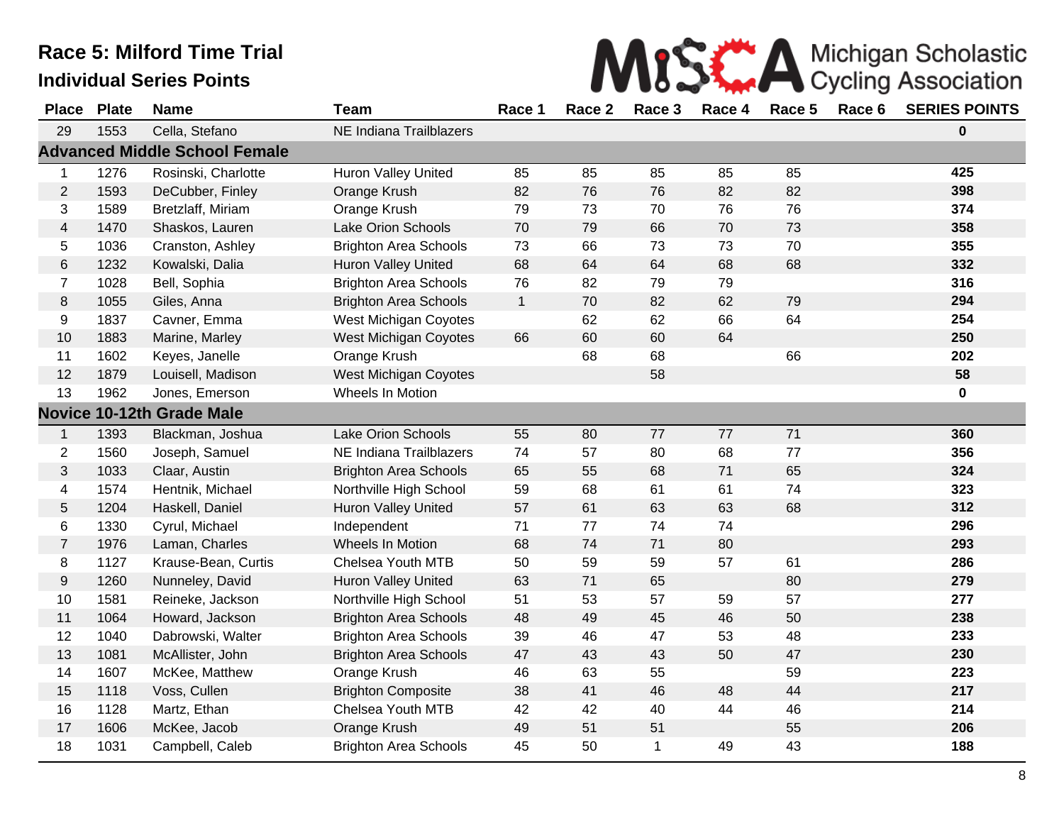# Race 5: Milford Time Trial

## Individual Series Points

MiSCA Michigan Scholastic Cycling Association

| Place | Plate | Name | Team | Race 1 | Race 2 | Race 3 | Race 4 | Race 5 | Race 6 | SERIES POINTS |
|---|---|---|---|---|---|---|---|---|---|---|
| 29 | 1553 | Cella, Stefano | NE Indiana Trailblazers | | | | | | | **0** |
| **Advanced Middle School Female** | | | | | | | | | | |
| 1 | 1276 | Rosinski, Charlotte | Huron Valley United | 85 | 85 | 85 | 85 | 85 | | **425** |
| 2 | 1593 | DeCubber, Finley | Orange Krush | 82 | 76 | 76 | 82 | 82 | | **398** |
| 3 | 1589 | Bretzlaff, Miriam | Orange Krush | 79 | 73 | 70 | 76 | 76 | | **374** |
| 4 | 1470 | Shaskos, Lauren | Lake Orion Schools | 70 | 79 | 66 | 70 | 73 | | **358** |
| 5 | 1036 | Cranston, Ashley | Brighton Area Schools | 73 | 66 | 73 | 73 | 70 | | **355** |
| 6 | 1232 | Kowalski, Dalia | Huron Valley United | 68 | 64 | 64 | 68 | 68 | | **332** |
| 7 | 1028 | Bell, Sophia | Brighton Area Schools | 76 | 82 | 79 | 79 | | | **316** |
| 8 | 1055 | Giles, Anna | Brighton Area Schools | 1 | 70 | 82 | 62 | 79 | | **294** |
| 9 | 1837 | Cavner, Emma | West Michigan Coyotes | | 62 | 62 | 66 | 64 | | **254** |
| 10 | 1883 | Marine, Marley | West Michigan Coyotes | 66 | 60 | 60 | 64 | | | **250** |
| 11 | 1602 | Keyes, Janelle | Orange Krush | | 68 | 68 | | 66 | | **202** |
| 12 | 1879 | Louisell, Madison | West Michigan Coyotes | | | 58 | | | | **58** |
| 13 | 1962 | Jones, Emerson | Wheels In Motion | | | | | | | **0** |
| **Novice 10-12th Grade Male** | | | | | | | | | | |
| 1 | 1393 | Blackman, Joshua | Lake Orion Schools | 55 | 80 | 77 | 77 | 71 | | **360** |
| 2 | 1560 | Joseph, Samuel | NE Indiana Trailblazers | 74 | 57 | 80 | 68 | 77 | | **356** |
| 3 | 1033 | Claar, Austin | Brighton Area Schools | 65 | 55 | 68 | 71 | 65 | | **324** |
| 4 | 1574 | Hentnik, Michael | Northville High School | 59 | 68 | 61 | 61 | 74 | | **323** |
| 5 | 1204 | Haskell, Daniel | Huron Valley United | 57 | 61 | 63 | 63 | 68 | | **312** |
| 6 | 1330 | Cyrul, Michael | Independent | 71 | 77 | 74 | 74 | | | **296** |
| 7 | 1976 | Laman, Charles | Wheels In Motion | 68 | 74 | 71 | 80 | | | **293** |
| 8 | 1127 | Krause-Bean, Curtis | Chelsea Youth MTB | 50 | 59 | 59 | 57 | 61 | | **286** |
| 9 | 1260 | Nunneley, David | Huron Valley United | 63 | 71 | 65 | | 80 | | **279** |
| 10 | 1581 | Reineke, Jackson | Northville High School | 51 | 53 | 57 | 59 | 57 | | **277** |
| 11 | 1064 | Howard, Jackson | Brighton Area Schools | 48 | 49 | 45 | 46 | 50 | | **238** |
| 12 | 1040 | Dabrowski, Walter | Brighton Area Schools | 39 | 46 | 47 | 53 | 48 | | **233** |
| 13 | 1081 | McAllister, John | Brighton Area Schools | 47 | 43 | 43 | 50 | 47 | | **230** |
| 14 | 1607 | McKee, Matthew | Orange Krush | 46 | 63 | 55 | | 59 | | **223** |
| 15 | 1118 | Voss, Cullen | Brighton Composite | 38 | 41 | 46 | 48 | 44 | | **217** |
| 16 | 1128 | Martz, Ethan | Chelsea Youth MTB | 42 | 42 | 40 | 44 | 46 | | **214** |
| 17 | 1606 | McKee, Jacob | Orange Krush | 49 | 51 | 51 | | 55 | | **206** |
| 18 | 1031 | Campbell, Caleb | Brighton Area Schools | 45 | 50 | 1 | 49 | 43 | | **188** |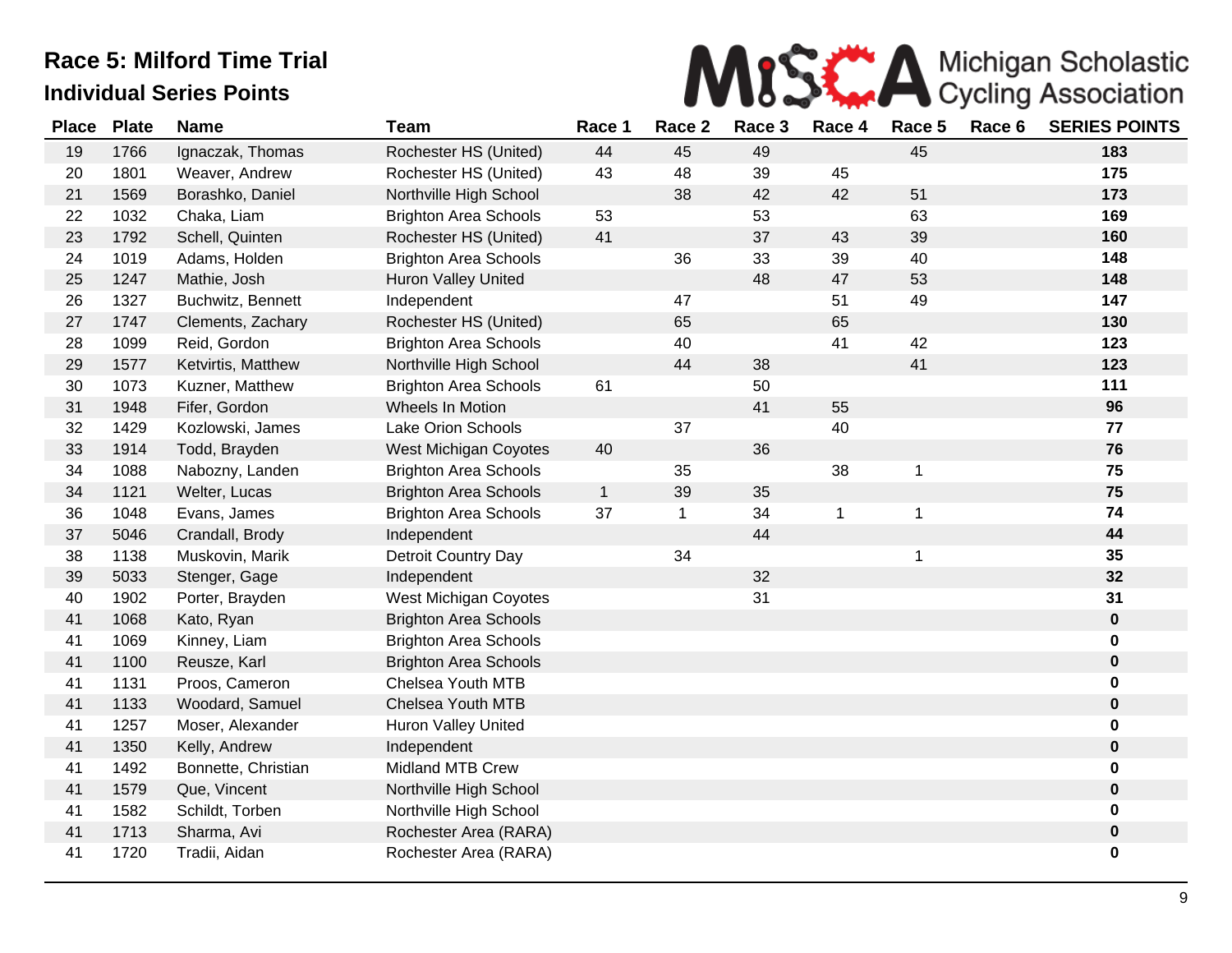# Race 5: Milford Time Trial

## Individual Series Points

MiSCA Michigan Scholastic Cycling Association

| Place | Plate | Name | Team | Race 1 | Race 2 | Race 3 | Race 4 | Race 5 | Race 6 | SERIES POINTS |
|---|---|---|---|---|---|---|---|---|---|---|
| 19 | 1766 | Ignaczak, Thomas | Rochester HS (United) | 44 | 45 | 49 | | 45 | | **183** |
| 20 | 1801 | Weaver, Andrew | Rochester HS (United) | 43 | 48 | 39 | 45 | | | **175** |
| 21 | 1569 | Borashko, Daniel | Northville High School | | 38 | 42 | 42 | 51 | | **173** |
| 22 | 1032 | Chaka, Liam | Brighton Area Schools | 53 | | 53 | | 63 | | **169** |
| 23 | 1792 | Schell, Quinten | Rochester HS (United) | 41 | | 37 | 43 | 39 | | **160** |
| 24 | 1019 | Adams, Holden | Brighton Area Schools | | 36 | 33 | 39 | 40 | | **148** |
| 25 | 1247 | Mathie, Josh | Huron Valley United | | | 48 | 47 | 53 | | **148** |
| 26 | 1327 | Buchwitz, Bennett | Independent | | 47 | | 51 | 49 | | **147** |
| 27 | 1747 | Clements, Zachary | Rochester HS (United) | | 65 | | 65 | | | **130** |
| 28 | 1099 | Reid, Gordon | Brighton Area Schools | | 40 | | 41 | 42 | | **123** |
| 29 | 1577 | Ketvirtis, Matthew | Northville High School | | 44 | 38 | | 41 | | **123** |
| 30 | 1073 | Kuzner, Matthew | Brighton Area Schools | 61 | | 50 | | | | **111** |
| 31 | 1948 | Fifer, Gordon | Wheels In Motion | | | 41 | 55 | | | **96** |
| 32 | 1429 | Kozlowski, James | Lake Orion Schools | | 37 | | 40 | | | **77** |
| 33 | 1914 | Todd, Brayden | West Michigan Coyotes | 40 | | 36 | | | | **76** |
| 34 | 1088 | Nabozny, Landen | Brighton Area Schools | | 35 | | 38 | 1 | | **75** |
| 34 | 1121 | Welter, Lucas | Brighton Area Schools | 1 | 39 | 35 | | | | **75** |
| 36 | 1048 | Evans, James | Brighton Area Schools | 37 | 1 | 34 | 1 | 1 | | **74** |
| 37 | 5046 | Crandall, Brody | Independent | | | 44 | | | | **44** |
| 38 | 1138 | Muskovin, Marik | Detroit Country Day | | 34 | | | 1 | | **35** |
| 39 | 5033 | Stenger, Gage | Independent | | | 32 | | | | **32** |
| 40 | 1902 | Porter, Brayden | West Michigan Coyotes | | | 31 | | | | **31** |
| 41 | 1068 | Kato, Ryan | Brighton Area Schools | | | | | | | **0** |
| 41 | 1069 | Kinney, Liam | Brighton Area Schools | | | | | | | **0** |
| 41 | 1100 | Reusze, Karl | Brighton Area Schools | | | | | | | **0** |
| 41 | 1131 | Proos, Cameron | Chelsea Youth MTB | | | | | | | **0** |
| 41 | 1133 | Woodard, Samuel | Chelsea Youth MTB | | | | | | | **0** |
| 41 | 1257 | Moser, Alexander | Huron Valley United | | | | | | | **0** |
| 41 | 1350 | Kelly, Andrew | Independent | | | | | | | **0** |
| 41 | 1492 | Bonnette, Christian | Midland MTB Crew | | | | | | | **0** |
| 41 | 1579 | Que, Vincent | Northville High School | | | | | | | **0** |
| 41 | 1582 | Schildt, Torben | Northville High School | | | | | | | **0** |
| 41 | 1713 | Sharma, Avi | Rochester Area (RARA) | | | | | | | **0** |
| 41 | 1720 | Tradii, Aidan | Rochester Area (RARA) | | | | | | | **0** |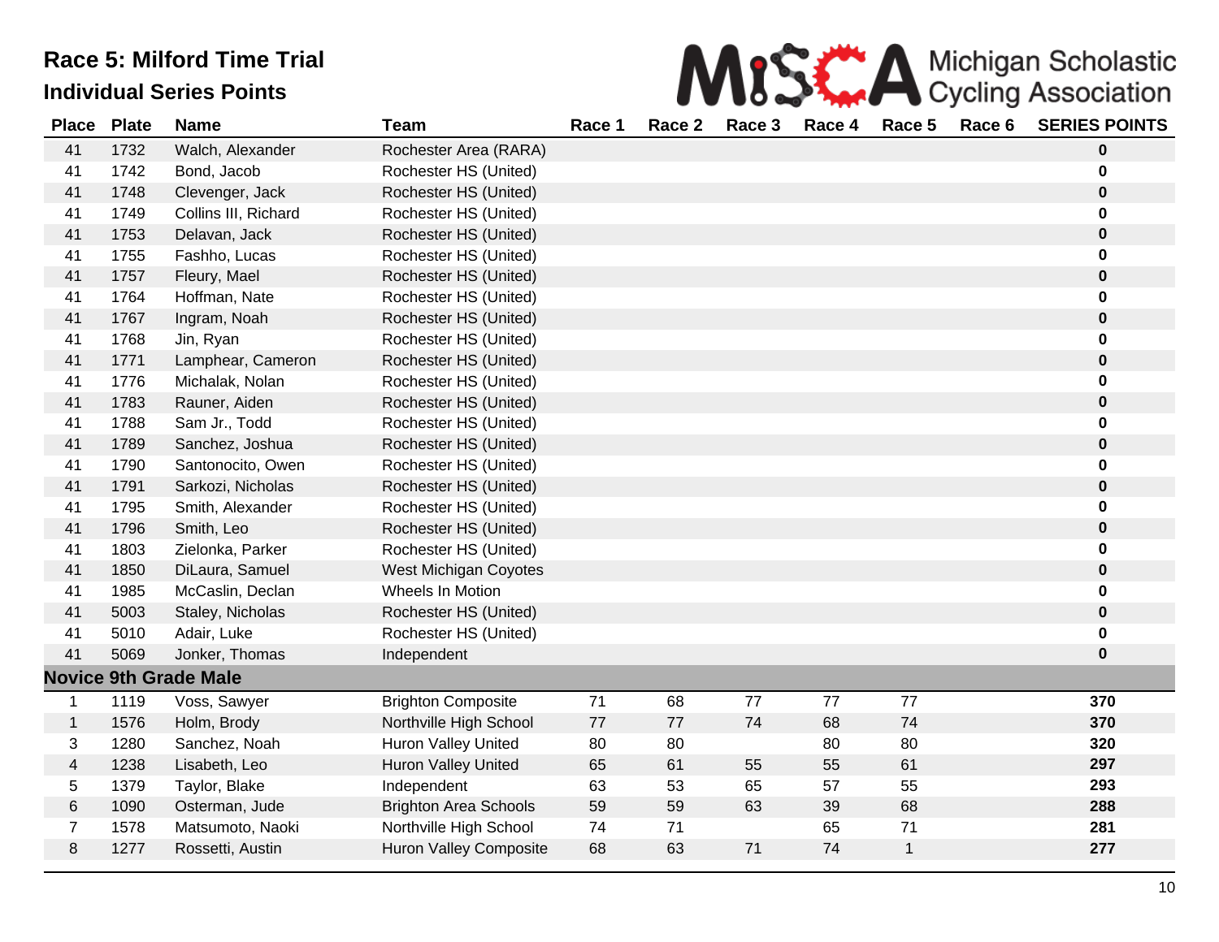# Race 5: Milford Time Trial

## Individual Series Points

Michigan Scholastic Cycling Association

| Place | Plate | Name | Team | Race 1 | Race 2 | Race 3 | Race 4 | Race 5 | Race 6 | SERIES POINTS |
|---|---|---|---|---|---|---|---|---|---|---|
| 41 | 1732 | Walch, Alexander | Rochester Area (RARA) | | | | | | | **0** |
| 41 | 1742 | Bond, Jacob | Rochester HS (United) | | | | | | | **0** |
| 41 | 1748 | Clevenger, Jack | Rochester HS (United) | | | | | | | **0** |
| 41 | 1749 | Collins III, Richard | Rochester HS (United) | | | | | | | **0** |
| 41 | 1753 | Delavan, Jack | Rochester HS (United) | | | | | | | **0** |
| 41 | 1755 | Fashho, Lucas | Rochester HS (United) | | | | | | | **0** |
| 41 | 1757 | Fleury, Mael | Rochester HS (United) | | | | | | | **0** |
| 41 | 1764 | Hoffman, Nate | Rochester HS (United) | | | | | | | **0** |
| 41 | 1767 | Ingram, Noah | Rochester HS (United) | | | | | | | **0** |
| 41 | 1768 | Jin, Ryan | Rochester HS (United) | | | | | | | **0** |
| 41 | 1771 | Lamphear, Cameron | Rochester HS (United) | | | | | | | **0** |
| 41 | 1776 | Michalak, Nolan | Rochester HS (United) | | | | | | | **0** |
| 41 | 1783 | Rauner, Aiden | Rochester HS (United) | | | | | | | **0** |
| 41 | 1788 | Sam Jr., Todd | Rochester HS (United) | | | | | | | **0** |
| 41 | 1789 | Sanchez, Joshua | Rochester HS (United) | | | | | | | **0** |
| 41 | 1790 | Santonocito, Owen | Rochester HS (United) | | | | | | | **0** |
| 41 | 1791 | Sarkozi, Nicholas | Rochester HS (United) | | | | | | | **0** |
| 41 | 1795 | Smith, Alexander | Rochester HS (United) | | | | | | | **0** |
| 41 | 1796 | Smith, Leo | Rochester HS (United) | | | | | | | **0** |
| 41 | 1803 | Zielonka, Parker | Rochester HS (United) | | | | | | | **0** |
| 41 | 1850 | DiLaura, Samuel | West Michigan Coyotes | | | | | | | **0** |
| 41 | 1985 | McCaslin, Declan | Wheels In Motion | | | | | | | **0** |
| 41 | 5003 | Staley, Nicholas | Rochester HS (United) | | | | | | | **0** |
| 41 | 5010 | Adair, Luke | Rochester HS (United) | | | | | | | **0** |
| 41 | 5069 | Jonker, Thomas | Independent | | | | | | | **0** |
| **Novice 9th Grade Male** | | | | | | | | | | |
| 1 | 1119 | Voss, Sawyer | Brighton Composite | 71 | 68 | 77 | 77 | 77 | | **370** |
| 1 | 1576 | Holm, Brody | Northville High School | 77 | 77 | 74 | 68 | 74 | | **370** |
| 3 | 1280 | Sanchez, Noah | Huron Valley United | 80 | 80 | | 80 | 80 | | **320** |
| 4 | 1238 | Lisabeth, Leo | Huron Valley United | 65 | 61 | 55 | 55 | 61 | | **297** |
| 5 | 1379 | Taylor, Blake | Independent | 63 | 53 | 65 | 57 | 55 | | **293** |
| 6 | 1090 | Osterman, Jude | Brighton Area Schools | 59 | 59 | 63 | 39 | 68 | | **288** |
| 7 | 1578 | Matsumoto, Naoki | Northville High School | 74 | 71 | | 65 | 71 | | **281** |
| 8 | 1277 | Rossetti, Austin | Huron Valley Composite | 68 | 63 | 71 | 74 | 1 | | **277** |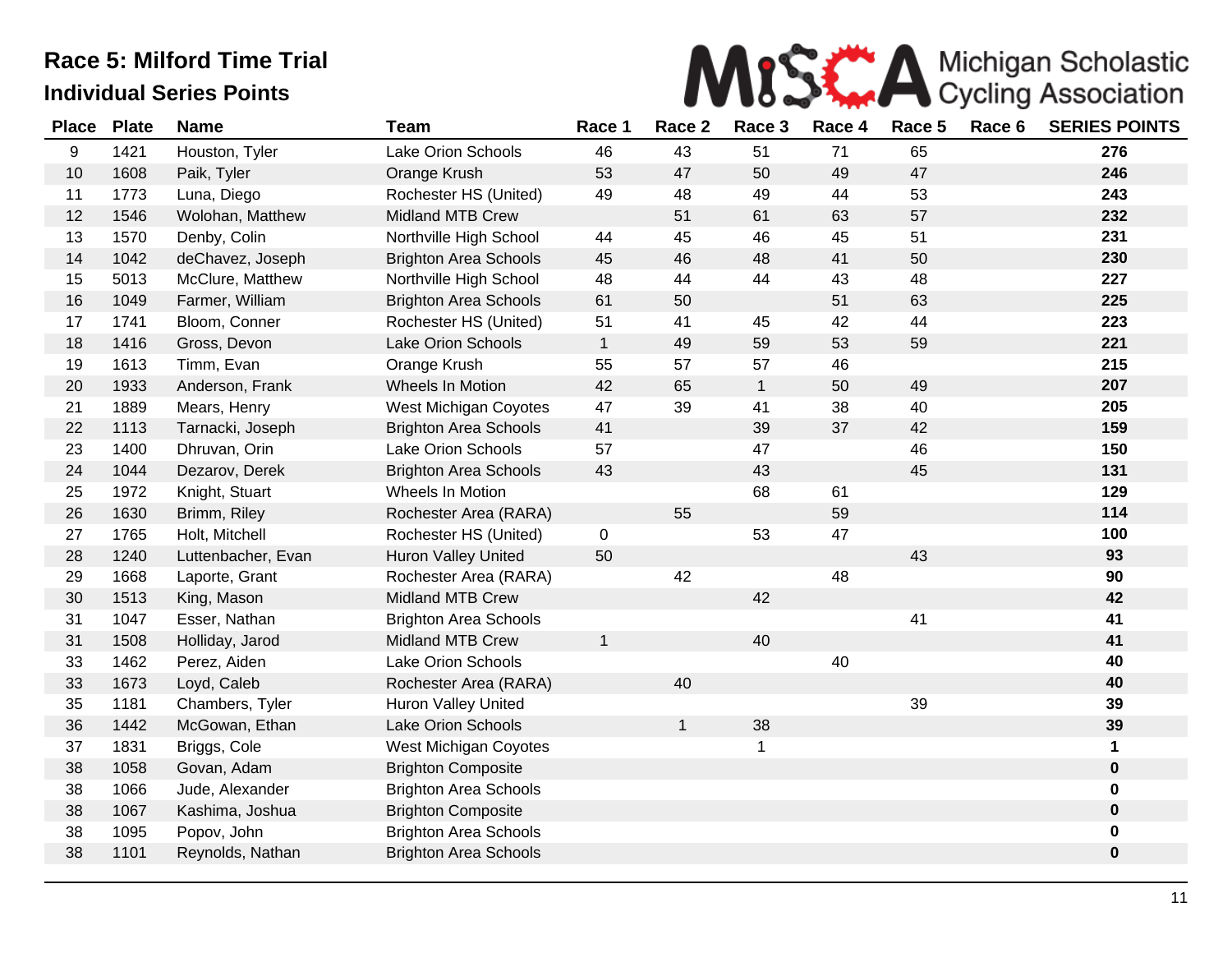# Race 5: Milford Time Trial

## Individual Series Points

| Place | Plate | Name | Team | Race 1 | Race 2 | Race 3 | Race 4 | Race 5 | Race 6 | SERIES POINTS |
|---|---|---|---|---|---|---|---|---|---|---|
| 9 | 1421 | Houston, Tyler | Lake Orion Schools | 46 | 43 | 51 | 71 | 65 | | **276** |
| 10 | 1608 | Paik, Tyler | Orange Krush | 53 | 47 | 50 | 49 | 47 | | **246** |
| 11 | 1773 | Luna, Diego | Rochester HS (United) | 49 | 48 | 49 | 44 | 53 | | **243** |
| 12 | 1546 | Wolohan, Matthew | Midland MTB Crew | | 51 | 61 | 63 | 57 | | **232** |
| 13 | 1570 | Denby, Colin | Northville High School | 44 | 45 | 46 | 45 | 51 | | **231** |
| 14 | 1042 | deChavez, Joseph | Brighton Area Schools | 45 | 46 | 48 | 41 | 50 | | **230** |
| 15 | 5013 | McClure, Matthew | Northville High School | 48 | 44 | 44 | 43 | 48 | | **227** |
| 16 | 1049 | Farmer, William | Brighton Area Schools | 61 | 50 | | 51 | 63 | | **225** |
| 17 | 1741 | Bloom, Conner | Rochester HS (United) | 51 | 41 | 45 | 42 | 44 | | **223** |
| 18 | 1416 | Gross, Devon | Lake Orion Schools | 1 | 49 | 59 | 53 | 59 | | **221** |
| 19 | 1613 | Timm, Evan | Orange Krush | 55 | 57 | 57 | 46 | | | **215** |
| 20 | 1933 | Anderson, Frank | Wheels In Motion | 42 | 65 | 1 | 50 | 49 | | **207** |
| 21 | 1889 | Mears, Henry | West Michigan Coyotes | 47 | 39 | 41 | 38 | 40 | | **205** |
| 22 | 1113 | Tarnacki, Joseph | Brighton Area Schools | 41 | | 39 | 37 | 42 | | **159** |
| 23 | 1400 | Dhruvan, Orin | Lake Orion Schools | 57 | | 47 | | 46 | | **150** |
| 24 | 1044 | Dezarov, Derek | Brighton Area Schools | 43 | | 43 | | 45 | | **131** |
| 25 | 1972 | Knight, Stuart | Wheels In Motion | | | 68 | 61 | | | **129** |
| 26 | 1630 | Brimm, Riley | Rochester Area (RARA) | | 55 | | 59 | | | **114** |
| 27 | 1765 | Holt, Mitchell | Rochester HS (United) | 0 | | 53 | 47 | | | **100** |
| 28 | 1240 | Luttenbacher, Evan | Huron Valley United | 50 | | | | 43 | | **93** |
| 29 | 1668 | Laporte, Grant | Rochester Area (RARA) | | 42 | | 48 | | | **90** |
| 30 | 1513 | King, Mason | Midland MTB Crew | | | 42 | | | | **42** |
| 31 | 1047 | Esser, Nathan | Brighton Area Schools | | | | | 41 | | **41** |
| 31 | 1508 | Holliday, Jarod | Midland MTB Crew | 1 | | 40 | | | | **41** |
| 33 | 1462 | Perez, Aiden | Lake Orion Schools | | | | 40 | | | **40** |
| 33 | 1673 | Loyd, Caleb | Rochester Area (RARA) | | 40 | | | | | **40** |
| 35 | 1181 | Chambers, Tyler | Huron Valley United | | | | | 39 | | **39** |
| 36 | 1442 | McGowan, Ethan | Lake Orion Schools | | 1 | 38 | | | | **39** |
| 37 | 1831 | Briggs, Cole | West Michigan Coyotes | | | 1 | | | | **1** |
| 38 | 1058 | Govan, Adam | Brighton Composite | | | | | | | **0** |
| 38 | 1066 | Jude, Alexander | Brighton Area Schools | | | | | | | **0** |
| 38 | 1067 | Kashima, Joshua | Brighton Composite | | | | | | | **0** |
| 38 | 1095 | Popov, John | Brighton Area Schools | | | | | | | **0** |
| 38 | 1101 | Reynolds, Nathan | Brighton Area Schools | | | | | | | **0** |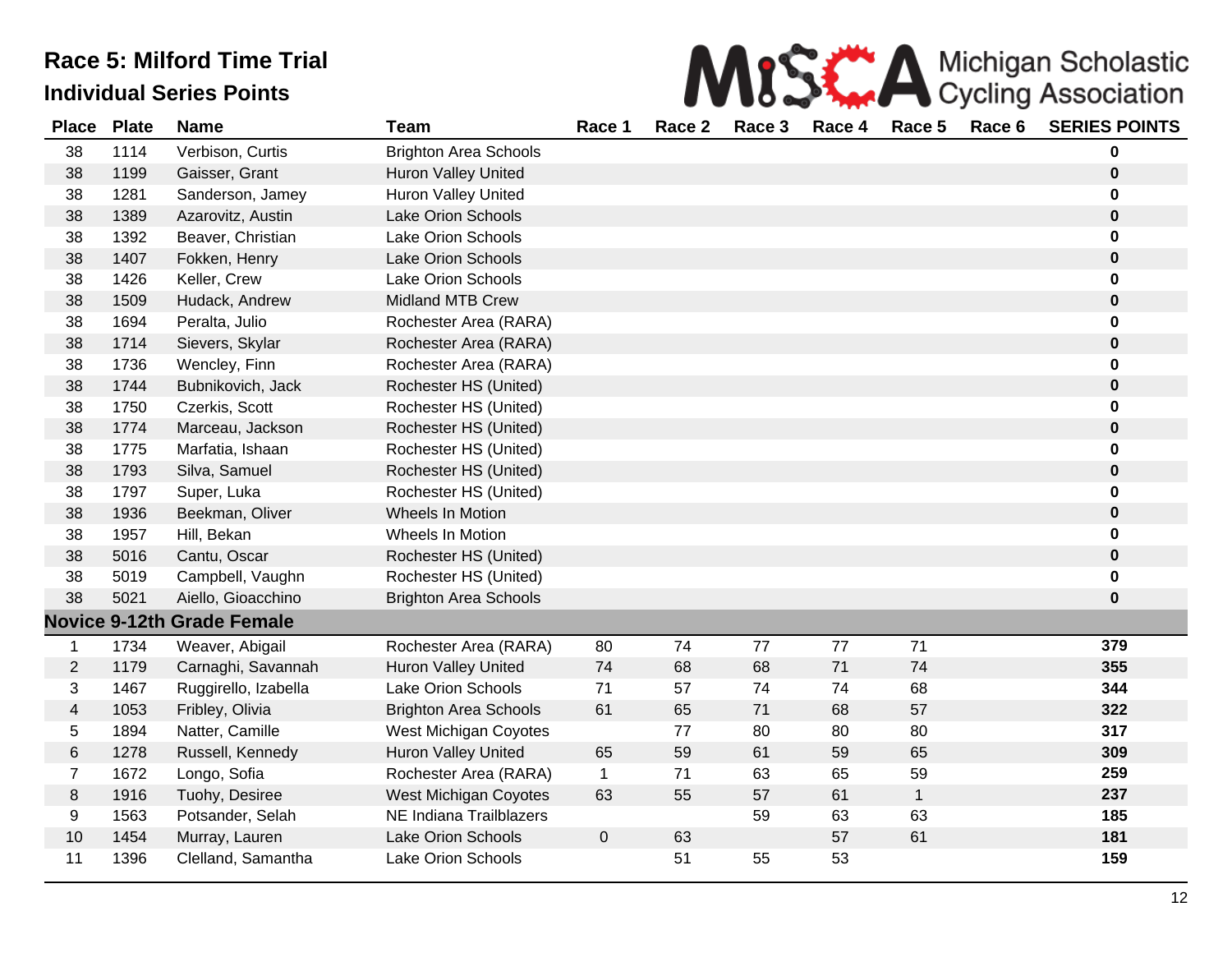# Race 5: Milford Time Trial

## Individual Series Points

| Place | Plate | Name | Team | Race 1 | Race 2 | Race 3 | Race 4 | Race 5 | Race 6 | SERIES POINTS |
|---|---|---|---|---|---|---|---|---|---|---|
| 38 | 1114 | Verbison, Curtis | Brighton Area Schools | | | | | | | **0** |
| 38 | 1199 | Gaisser, Grant | Huron Valley United | | | | | | | **0** |
| 38 | 1281 | Sanderson, Jamey | Huron Valley United | | | | | | | **0** |
| 38 | 1389 | Azarovitz, Austin | Lake Orion Schools | | | | | | | **0** |
| 38 | 1392 | Beaver, Christian | Lake Orion Schools | | | | | | | **0** |
| 38 | 1407 | Fokken, Henry | Lake Orion Schools | | | | | | | **0** |
| 38 | 1426 | Keller, Crew | Lake Orion Schools | | | | | | | **0** |
| 38 | 1509 | Hudack, Andrew | Midland MTB Crew | | | | | | | **0** |
| 38 | 1694 | Peralta, Julio | Rochester Area (RARA) | | | | | | | **0** |
| 38 | 1714 | Sievers, Skylar | Rochester Area (RARA) | | | | | | | **0** |
| 38 | 1736 | Wencley, Finn | Rochester Area (RARA) | | | | | | | **0** |
| 38 | 1744 | Bubnikovich, Jack | Rochester HS (United) | | | | | | | **0** |
| 38 | 1750 | Czerkis, Scott | Rochester HS (United) | | | | | | | **0** |
| 38 | 1774 | Marceau, Jackson | Rochester HS (United) | | | | | | | **0** |
| 38 | 1775 | Marfatia, Ishaan | Rochester HS (United) | | | | | | | **0** |
| 38 | 1793 | Silva, Samuel | Rochester HS (United) | | | | | | | **0** |
| 38 | 1797 | Super, Luka | Rochester HS (United) | | | | | | | **0** |
| 38 | 1936 | Beekman, Oliver | Wheels In Motion | | | | | | | **0** |
| 38 | 1957 | Hill, Bekan | Wheels In Motion | | | | | | | **0** |
| 38 | 5016 | Cantu, Oscar | Rochester HS (United) | | | | | | | **0** |
| 38 | 5019 | Campbell, Vaughn | Rochester HS (United) | | | | | | | **0** |
| 38 | 5021 | Aiello, Gioacchino | Brighton Area Schools | | | | | | | **0** |
| **Novice 9-12th Grade Female** | | | | | | | | | | |
| 1 | 1734 | Weaver, Abigail | Rochester Area (RARA) | 80 | 74 | 77 | 77 | 71 | | **379** |
| 2 | 1179 | Carnaghi, Savannah | Huron Valley United | 74 | 68 | 68 | 71 | 74 | | **355** |
| 3 | 1467 | Ruggirello, Izabella | Lake Orion Schools | 71 | 57 | 74 | 74 | 68 | | **344** |
| 4 | 1053 | Fribley, Olivia | Brighton Area Schools | 61 | 65 | 71 | 68 | 57 | | **322** |
| 5 | 1894 | Natter, Camille | West Michigan Coyotes | | 77 | 80 | 80 | 80 | | **317** |
| 6 | 1278 | Russell, Kennedy | Huron Valley United | 65 | 59 | 61 | 59 | 65 | | **309** |
| 7 | 1672 | Longo, Sofia | Rochester Area (RARA) | 1 | 71 | 63 | 65 | 59 | | **259** |
| 8 | 1916 | Tuohy, Desiree | West Michigan Coyotes | 63 | 55 | 57 | 61 | 1 | | **237** |
| 9 | 1563 | Potsander, Selah | NE Indiana Trailblazers | | | 59 | 63 | 63 | | **185** |
| 10 | 1454 | Murray, Lauren | Lake Orion Schools | 0 | 63 | | 57 | 61 | | **181** |
| 11 | 1396 | Clelland, Samantha | Lake Orion Schools | | 51 | 55 | 53 | | | **159** |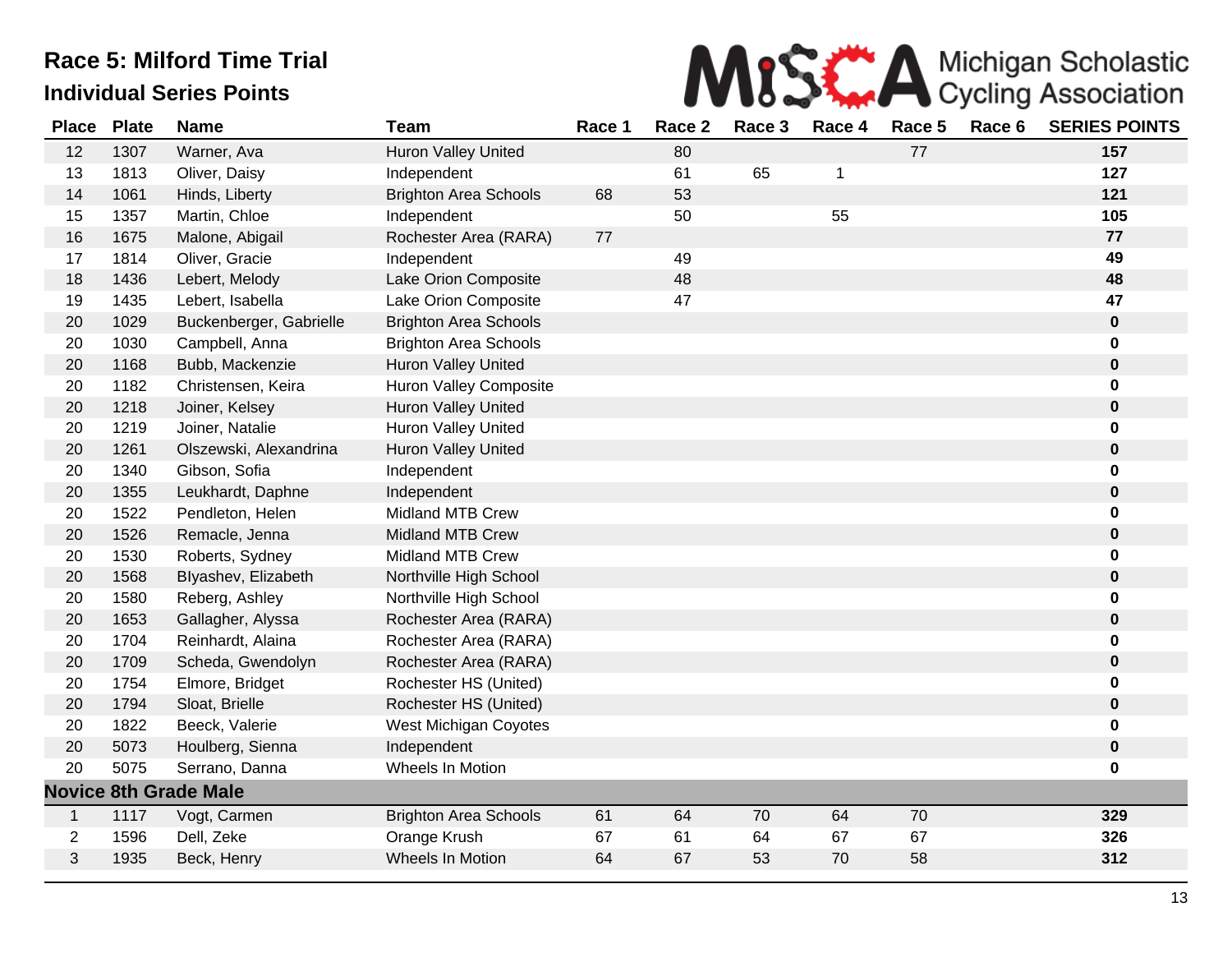# Race 5: Milford Time Trial

## Individual Series Points

MiSCA Michigan Scholastic Cycling Association

| Place | Plate | Name | Team | Race 1 | Race 2 | Race 3 | Race 4 | Race 5 | Race 6 | SERIES POINTS |
|---|---|---|---|---|---|---|---|---|---|---|
| 12 | 1307 | Warner, Ava | Huron Valley United | | 80 | | | 77 | | **157** |
| 13 | 1813 | Oliver, Daisy | Independent | | 61 | 65 | 1 | | | **127** |
| 14 | 1061 | Hinds, Liberty | Brighton Area Schools | 68 | 53 | | | | | **121** |
| 15 | 1357 | Martin, Chloe | Independent | | 50 | | 55 | | | **105** |
| 16 | 1675 | Malone, Abigail | Rochester Area (RARA) | 77 | | | | | | **77** |
| 17 | 1814 | Oliver, Gracie | Independent | | 49 | | | | | **49** |
| 18 | 1436 | Lebert, Melody | Lake Orion Composite | | 48 | | | | | **48** |
| 19 | 1435 | Lebert, Isabella | Lake Orion Composite | | 47 | | | | | **47** |
| 20 | 1029 | Buckenberger, Gabrielle | Brighton Area Schools | | | | | | | **0** |
| 20 | 1030 | Campbell, Anna | Brighton Area Schools | | | | | | | **0** |
| 20 | 1168 | Bubb, Mackenzie | Huron Valley United | | | | | | | **0** |
| 20 | 1182 | Christensen, Keira | Huron Valley Composite | | | | | | | **0** |
| 20 | 1218 | Joiner, Kelsey | Huron Valley United | | | | | | | **0** |
| 20 | 1219 | Joiner, Natalie | Huron Valley United | | | | | | | **0** |
| 20 | 1261 | Olszewski, Alexandrina | Huron Valley United | | | | | | | **0** |
| 20 | 1340 | Gibson, Sofia | Independent | | | | | | | **0** |
| 20 | 1355 | Leukhardt, Daphne | Independent | | | | | | | **0** |
| 20 | 1522 | Pendleton, Helen | Midland MTB Crew | | | | | | | **0** |
| 20 | 1526 | Remacle, Jenna | Midland MTB Crew | | | | | | | **0** |
| 20 | 1530 | Roberts, Sydney | Midland MTB Crew | | | | | | | **0** |
| 20 | 1568 | Blyashev, Elizabeth | Northville High School | | | | | | | **0** |
| 20 | 1580 | Reberg, Ashley | Northville High School | | | | | | | **0** |
| 20 | 1653 | Gallagher, Alyssa | Rochester Area (RARA) | | | | | | | **0** |
| 20 | 1704 | Reinhardt, Alaina | Rochester Area (RARA) | | | | | | | **0** |
| 20 | 1709 | Scheda, Gwendolyn | Rochester Area (RARA) | | | | | | | **0** |
| 20 | 1754 | Elmore, Bridget | Rochester HS (United) | | | | | | | **0** |
| 20 | 1794 | Sloat, Brielle | Rochester HS (United) | | | | | | | **0** |
| 20 | 1822 | Beeck, Valerie | West Michigan Coyotes | | | | | | | **0** |
| 20 | 5073 | Houlberg, Sienna | Independent | | | | | | | **0** |
| 20 | 5075 | Serrano, Danna | Wheels In Motion | | | | | | | **0** |

### Novice 8th Grade Male

| Place | Plate | Name | Team | Race 1 | Race 2 | Race 3 | Race 4 | Race 5 | Race 6 | SERIES POINTS |
|---|---|---|---|---|---|---|---|---|---|---|
| 1 | 1117 | Vogt, Carmen | Brighton Area Schools | 61 | 64 | 70 | 64 | 70 | | **329** |
| 2 | 1596 | Dell, Zeke | Orange Krush | 67 | 61 | 64 | 67 | 67 | | **326** |
| 3 | 1935 | Beck, Henry | Wheels In Motion | 64 | 67 | 53 | 70 | 58 | | **312** |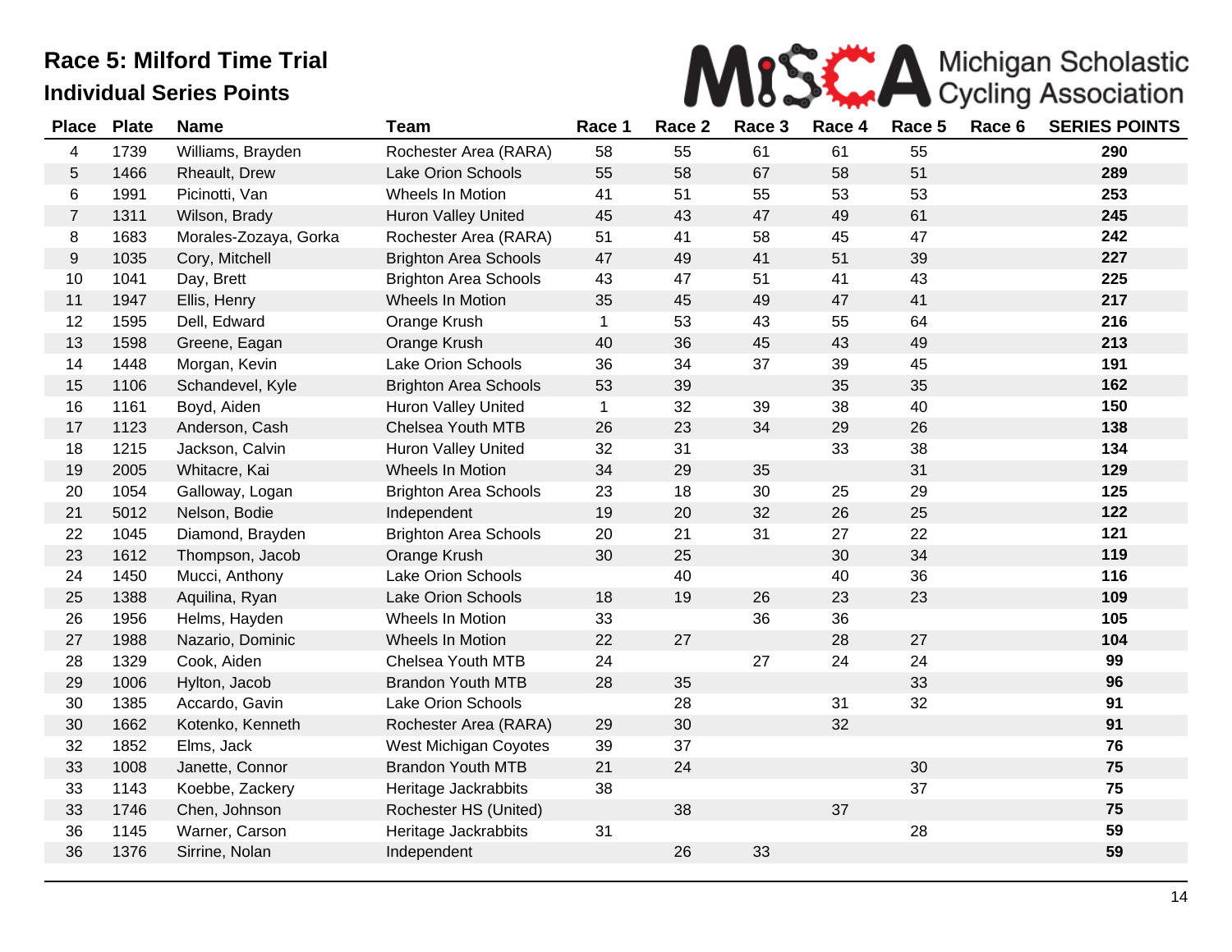# Race 5: Milford Time Trial

## Individual Series Points

| Place | Plate | Name | Team | Race 1 | Race 2 | Race 3 | Race 4 | Race 5 | Race 6 | SERIES POINTS |
|---|---|---|---|---|---|---|---|---|---|---|
| 4 | 1739 | Williams, Brayden | Rochester Area (RARA) | 58 | 55 | 61 | 61 | 55 | | **290** |
| 5 | 1466 | Rheault, Drew | Lake Orion Schools | 55 | 58 | 67 | 58 | 51 | | **289** |
| 6 | 1991 | Picinotti, Van | Wheels In Motion | 41 | 51 | 55 | 53 | 53 | | **253** |
| 7 | 1311 | Wilson, Brady | Huron Valley United | 45 | 43 | 47 | 49 | 61 | | **245** |
| 8 | 1683 | Morales-Zozaya, Gorka | Rochester Area (RARA) | 51 | 41 | 58 | 45 | 47 | | **242** |
| 9 | 1035 | Cory, Mitchell | Brighton Area Schools | 47 | 49 | 41 | 51 | 39 | | **227** |
| 10 | 1041 | Day, Brett | Brighton Area Schools | 43 | 47 | 51 | 41 | 43 | | **225** |
| 11 | 1947 | Ellis, Henry | Wheels In Motion | 35 | 45 | 49 | 47 | 41 | | **217** |
| 12 | 1595 | Dell, Edward | Orange Krush | 1 | 53 | 43 | 55 | 64 | | **216** |
| 13 | 1598 | Greene, Eagan | Orange Krush | 40 | 36 | 45 | 43 | 49 | | **213** |
| 14 | 1448 | Morgan, Kevin | Lake Orion Schools | 36 | 34 | 37 | 39 | 45 | | **191** |
| 15 | 1106 | Schandevel, Kyle | Brighton Area Schools | 53 | 39 | | 35 | 35 | | **162** |
| 16 | 1161 | Boyd, Aiden | Huron Valley United | 1 | 32 | 39 | 38 | 40 | | **150** |
| 17 | 1123 | Anderson, Cash | Chelsea Youth MTB | 26 | 23 | 34 | 29 | 26 | | **138** |
| 18 | 1215 | Jackson, Calvin | Huron Valley United | 32 | 31 | | 33 | 38 | | **134** |
| 19 | 2005 | Whitacre, Kai | Wheels In Motion | 34 | 29 | 35 | | 31 | | **129** |
| 20 | 1054 | Galloway, Logan | Brighton Area Schools | 23 | 18 | 30 | 25 | 29 | | **125** |
| 21 | 5012 | Nelson, Bodie | Independent | 19 | 20 | 32 | 26 | 25 | | **122** |
| 22 | 1045 | Diamond, Brayden | Brighton Area Schools | 20 | 21 | 31 | 27 | 22 | | **121** |
| 23 | 1612 | Thompson, Jacob | Orange Krush | 30 | 25 | | 30 | 34 | | **119** |
| 24 | 1450 | Mucci, Anthony | Lake Orion Schools | | 40 | | 40 | 36 | | **116** |
| 25 | 1388 | Aquilina, Ryan | Lake Orion Schools | 18 | 19 | 26 | 23 | 23 | | **109** |
| 26 | 1956 | Helms, Hayden | Wheels In Motion | 33 | | 36 | 36 | | | **105** |
| 27 | 1988 | Nazario, Dominic | Wheels In Motion | 22 | 27 | | 28 | 27 | | **104** |
| 28 | 1329 | Cook, Aiden | Chelsea Youth MTB | 24 | | 27 | 24 | 24 | | **99** |
| 29 | 1006 | Hylton, Jacob | Brandon Youth MTB | 28 | 35 | | | 33 | | **96** |
| 30 | 1385 | Accardo, Gavin | Lake Orion Schools | | 28 | | 31 | 32 | | **91** |
| 30 | 1662 | Kotenko, Kenneth | Rochester Area (RARA) | 29 | 30 | | 32 | | | **91** |
| 32 | 1852 | Elms, Jack | West Michigan Coyotes | 39 | 37 | | | | | **76** |
| 33 | 1008 | Janette, Connor | Brandon Youth MTB | 21 | 24 | | | 30 | | **75** |
| 33 | 1143 | Koebbe, Zackery | Heritage Jackrabbits | 38 | | | | 37 | | **75** |
| 33 | 1746 | Chen, Johnson | Rochester HS (United) | | 38 | | 37 | | | **75** |
| 36 | 1145 | Warner, Carson | Heritage Jackrabbits | 31 | | | | 28 | | **59** |
| 36 | 1376 | Sirrine, Nolan | Independent | | 26 | 33 | | | | **59** |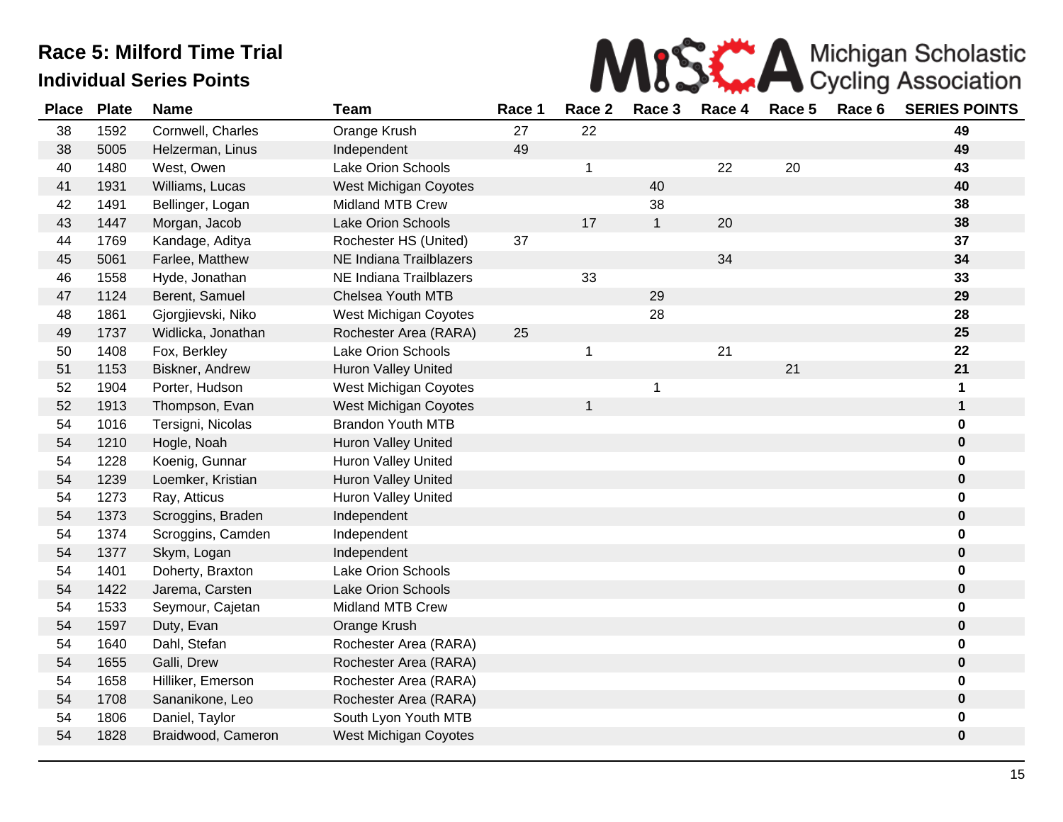# Race 5: Milford Time Trial

## Individual Series Points

| Place | Plate | Name | Team | Race 1 | Race 2 | Race 3 | Race 4 | Race 5 | Race 6 | SERIES POINTS |
|---|---|---|---|---|---|---|---|---|---|---|
| 38 | 1592 | Cornwell, Charles | Orange Krush | 27 | 22 | | | | | **49** |
| 38 | 5005 | Helzerman, Linus | Independent | 49 | | | | | | **49** |
| 40 | 1480 | West, Owen | Lake Orion Schools | | 1 | | 22 | 20 | | **43** |
| 41 | 1931 | Williams, Lucas | West Michigan Coyotes | | | 40 | | | | **40** |
| 42 | 1491 | Bellinger, Logan | Midland MTB Crew | | | 38 | | | | **38** |
| 43 | 1447 | Morgan, Jacob | Lake Orion Schools | | 17 | 1 | 20 | | | **38** |
| 44 | 1769 | Kandage, Aditya | Rochester HS (United) | 37 | | | | | | **37** |
| 45 | 5061 | Farlee, Matthew | NE Indiana Trailblazers | | | | 34 | | | **34** |
| 46 | 1558 | Hyde, Jonathan | NE Indiana Trailblazers | | 33 | | | | | **33** |
| 47 | 1124 | Berent, Samuel | Chelsea Youth MTB | | | 29 | | | | **29** |
| 48 | 1861 | Gjorgjievski, Niko | West Michigan Coyotes | | | 28 | | | | **28** |
| 49 | 1737 | Widlicka, Jonathan | Rochester Area (RARA) | 25 | | | | | | **25** |
| 50 | 1408 | Fox, Berkley | Lake Orion Schools | | 1 | | 21 | | | **22** |
| 51 | 1153 | Biskner, Andrew | Huron Valley United | | | | | 21 | | **21** |
| 52 | 1904 | Porter, Hudson | West Michigan Coyotes | | | 1 | | | | **1** |
| 52 | 1913 | Thompson, Evan | West Michigan Coyotes | | 1 | | | | | **1** |
| 54 | 1016 | Tersigni, Nicolas | Brandon Youth MTB | | | | | | | **0** |
| 54 | 1210 | Hogle, Noah | Huron Valley United | | | | | | | **0** |
| 54 | 1228 | Koenig, Gunnar | Huron Valley United | | | | | | | **0** |
| 54 | 1239 | Loemker, Kristian | Huron Valley United | | | | | | | **0** |
| 54 | 1273 | Ray, Atticus | Huron Valley United | | | | | | | **0** |
| 54 | 1373 | Scroggins, Braden | Independent | | | | | | | **0** |
| 54 | 1374 | Scroggins, Camden | Independent | | | | | | | **0** |
| 54 | 1377 | Skym, Logan | Independent | | | | | | | **0** |
| 54 | 1401 | Doherty, Braxton | Lake Orion Schools | | | | | | | **0** |
| 54 | 1422 | Jarema, Carsten | Lake Orion Schools | | | | | | | **0** |
| 54 | 1533 | Seymour, Cajetan | Midland MTB Crew | | | | | | | **0** |
| 54 | 1597 | Duty, Evan | Orange Krush | | | | | | | **0** |
| 54 | 1640 | Dahl, Stefan | Rochester Area (RARA) | | | | | | | **0** |
| 54 | 1655 | Galli, Drew | Rochester Area (RARA) | | | | | | | **0** |
| 54 | 1658 | Hilliker, Emerson | Rochester Area (RARA) | | | | | | | **0** |
| 54 | 1708 | Sananikone, Leo | Rochester Area (RARA) | | | | | | | **0** |
| 54 | 1806 | Daniel, Taylor | South Lyon Youth MTB | | | | | | | **0** |
| 54 | 1828 | Braidwood, Cameron | West Michigan Coyotes | | | | | | | **0** |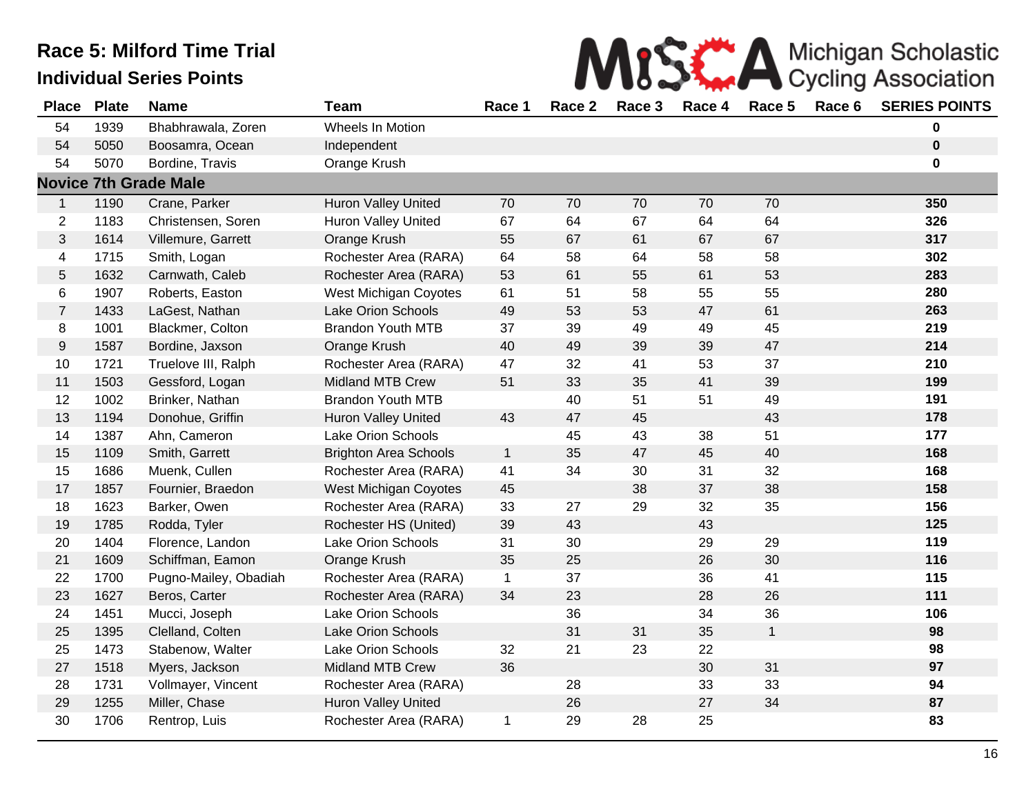# Race 5: Milford Time Trial

## Individual Series Points

Michigan Scholastic Cycling Association

| Place | Plate | Name | Team | Race 1 | Race 2 | Race 3 | Race 4 | Race 5 | Race 6 | SERIES POINTS |
|---|---|---|---|---|---|---|---|---|---|---|
| 54 | 1939 | Bhabhrawala, Zoren | Wheels In Motion | | | | | | | **0** |
| 54 | 5050 | Boosamra, Ocean | Independent | | | | | | | **0** |
| 54 | 5070 | Bordine, Travis | Orange Krush | | | | | | | **0** |
| **Novice 7th Grade Male** | | | | | | | | | | |
| 1 | 1190 | Crane, Parker | Huron Valley United | 70 | 70 | 70 | 70 | 70 | | **350** |
| 2 | 1183 | Christensen, Soren | Huron Valley United | 67 | 64 | 67 | 64 | 64 | | **326** |
| 3 | 1614 | Villemure, Garrett | Orange Krush | 55 | 67 | 61 | 67 | 67 | | **317** |
| 4 | 1715 | Smith, Logan | Rochester Area (RARA) | 64 | 58 | 64 | 58 | 58 | | **302** |
| 5 | 1632 | Carnwath, Caleb | Rochester Area (RARA) | 53 | 61 | 55 | 61 | 53 | | **283** |
| 6 | 1907 | Roberts, Easton | West Michigan Coyotes | 61 | 51 | 58 | 55 | 55 | | **280** |
| 7 | 1433 | LaGest, Nathan | Lake Orion Schools | 49 | 53 | 53 | 47 | 61 | | **263** |
| 8 | 1001 | Blackmer, Colton | Brandon Youth MTB | 37 | 39 | 49 | 49 | 45 | | **219** |
| 9 | 1587 | Bordine, Jaxson | Orange Krush | 40 | 49 | 39 | 39 | 47 | | **214** |
| 10 | 1721 | Truelove III, Ralph | Rochester Area (RARA) | 47 | 32 | 41 | 53 | 37 | | **210** |
| 11 | 1503 | Gessford, Logan | Midland MTB Crew | 51 | 33 | 35 | 41 | 39 | | **199** |
| 12 | 1002 | Brinker, Nathan | Brandon Youth MTB | | 40 | 51 | 51 | 49 | | **191** |
| 13 | 1194 | Donohue, Griffin | Huron Valley United | 43 | 47 | 45 | | 43 | | **178** |
| 14 | 1387 | Ahn, Cameron | Lake Orion Schools | | 45 | 43 | 38 | 51 | | **177** |
| 15 | 1109 | Smith, Garrett | Brighton Area Schools | 1 | 35 | 47 | 45 | 40 | | **168** |
| 15 | 1686 | Muenk, Cullen | Rochester Area (RARA) | 41 | 34 | 30 | 31 | 32 | | **168** |
| 17 | 1857 | Fournier, Braedon | West Michigan Coyotes | 45 | | 38 | 37 | 38 | | **158** |
| 18 | 1623 | Barker, Owen | Rochester Area (RARA) | 33 | 27 | 29 | 32 | 35 | | **156** |
| 19 | 1785 | Rodda, Tyler | Rochester HS (United) | 39 | 43 | | 43 | | | **125** |
| 20 | 1404 | Florence, Landon | Lake Orion Schools | 31 | 30 | | 29 | 29 | | **119** |
| 21 | 1609 | Schiffman, Eamon | Orange Krush | 35 | 25 | | 26 | 30 | | **116** |
| 22 | 1700 | Pugno-Mailey, Obadiah | Rochester Area (RARA) | 1 | 37 | | 36 | 41 | | **115** |
| 23 | 1627 | Beros, Carter | Rochester Area (RARA) | 34 | 23 | | 28 | 26 | | **111** |
| 24 | 1451 | Mucci, Joseph | Lake Orion Schools | | 36 | | 34 | 36 | | **106** |
| 25 | 1395 | Clelland, Colten | Lake Orion Schools | | 31 | 31 | 35 | 1 | | **98** |
| 25 | 1473 | Stabenow, Walter | Lake Orion Schools | 32 | 21 | 23 | 22 | | | **98** |
| 27 | 1518 | Myers, Jackson | Midland MTB Crew | 36 | | | 30 | 31 | | **97** |
| 28 | 1731 | Vollmayer, Vincent | Rochester Area (RARA) | | 28 | | 33 | 33 | | **94** |
| 29 | 1255 | Miller, Chase | Huron Valley United | | 26 | | 27 | 34 | | **87** |
| 30 | 1706 | Rentrop, Luis | Rochester Area (RARA) | 1 | 29 | 28 | 25 | | | **83** |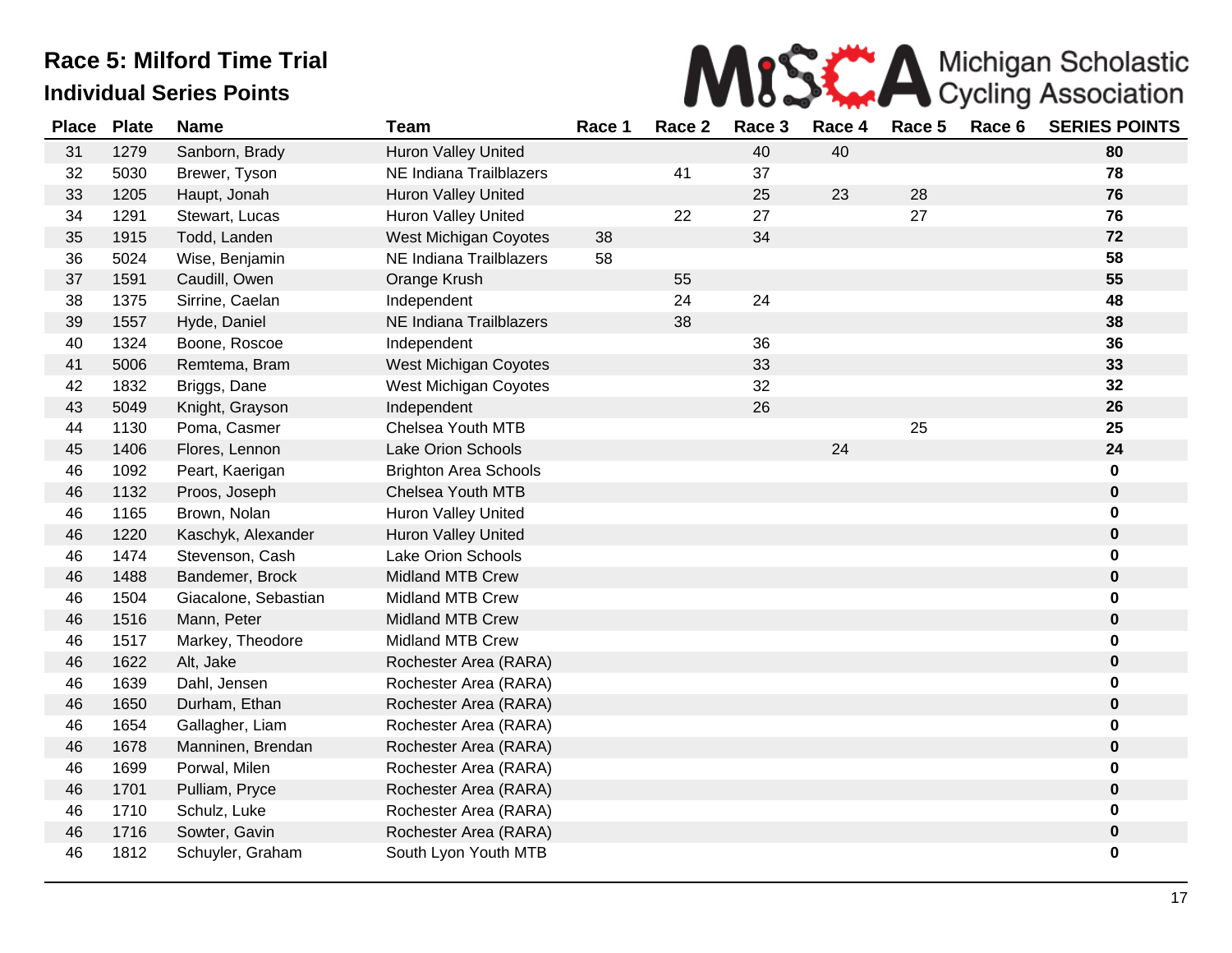# Race 5: Milford Time Trial

## Individual Series Points

Michigan Scholastic Cycling Association

| Place | Plate | Name | Team | Race 1 | Race 2 | Race 3 | Race 4 | Race 5 | Race 6 | SERIES POINTS |
|---|---|---|---|---|---|---|---|---|---|---|
| 31 | 1279 | Sanborn, Brady | Huron Valley United | | | 40 | 40 | | | **80** |
| 32 | 5030 | Brewer, Tyson | NE Indiana Trailblazers | | 41 | 37 | | | | **78** |
| 33 | 1205 | Haupt, Jonah | Huron Valley United | | | 25 | 23 | 28 | | **76** |
| 34 | 1291 | Stewart, Lucas | Huron Valley United | | 22 | 27 | | 27 | | **76** |
| 35 | 1915 | Todd, Landen | West Michigan Coyotes | 38 | | 34 | | | | **72** |
| 36 | 5024 | Wise, Benjamin | NE Indiana Trailblazers | 58 | | | | | | **58** |
| 37 | 1591 | Caudill, Owen | Orange Krush | | 55 | | | | | **55** |
| 38 | 1375 | Sirrine, Caelan | Independent | | 24 | 24 | | | | **48** |
| 39 | 1557 | Hyde, Daniel | NE Indiana Trailblazers | | 38 | | | | | **38** |
| 40 | 1324 | Boone, Roscoe | Independent | | | 36 | | | | **36** |
| 41 | 5006 | Remtema, Bram | West Michigan Coyotes | | | 33 | | | | **33** |
| 42 | 1832 | Briggs, Dane | West Michigan Coyotes | | | 32 | | | | **32** |
| 43 | 5049 | Knight, Grayson | Independent | | | 26 | | | | **26** |
| 44 | 1130 | Poma, Casmer | Chelsea Youth MTB | | | | | 25 | | **25** |
| 45 | 1406 | Flores, Lennon | Lake Orion Schools | | | | 24 | | | **24** |
| 46 | 1092 | Peart, Kaerigan | Brighton Area Schools | | | | | | | **0** |
| 46 | 1132 | Proos, Joseph | Chelsea Youth MTB | | | | | | | **0** |
| 46 | 1165 | Brown, Nolan | Huron Valley United | | | | | | | **0** |
| 46 | 1220 | Kaschyk, Alexander | Huron Valley United | | | | | | | **0** |
| 46 | 1474 | Stevenson, Cash | Lake Orion Schools | | | | | | | **0** |
| 46 | 1488 | Bandemer, Brock | Midland MTB Crew | | | | | | | **0** |
| 46 | 1504 | Giacalone, Sebastian | Midland MTB Crew | | | | | | | **0** |
| 46 | 1516 | Mann, Peter | Midland MTB Crew | | | | | | | **0** |
| 46 | 1517 | Markey, Theodore | Midland MTB Crew | | | | | | | **0** |
| 46 | 1622 | Alt, Jake | Rochester Area (RARA) | | | | | | | **0** |
| 46 | 1639 | Dahl, Jensen | Rochester Area (RARA) | | | | | | | **0** |
| 46 | 1650 | Durham, Ethan | Rochester Area (RARA) | | | | | | | **0** |
| 46 | 1654 | Gallagher, Liam | Rochester Area (RARA) | | | | | | | **0** |
| 46 | 1678 | Manninen, Brendan | Rochester Area (RARA) | | | | | | | **0** |
| 46 | 1699 | Porwal, Milen | Rochester Area (RARA) | | | | | | | **0** |
| 46 | 1701 | Pulliam, Pryce | Rochester Area (RARA) | | | | | | | **0** |
| 46 | 1710 | Schulz, Luke | Rochester Area (RARA) | | | | | | | **0** |
| 46 | 1716 | Sowter, Gavin | Rochester Area (RARA) | | | | | | | **0** |
| 46 | 1812 | Schuyler, Graham | South Lyon Youth MTB | | | | | | | **0** |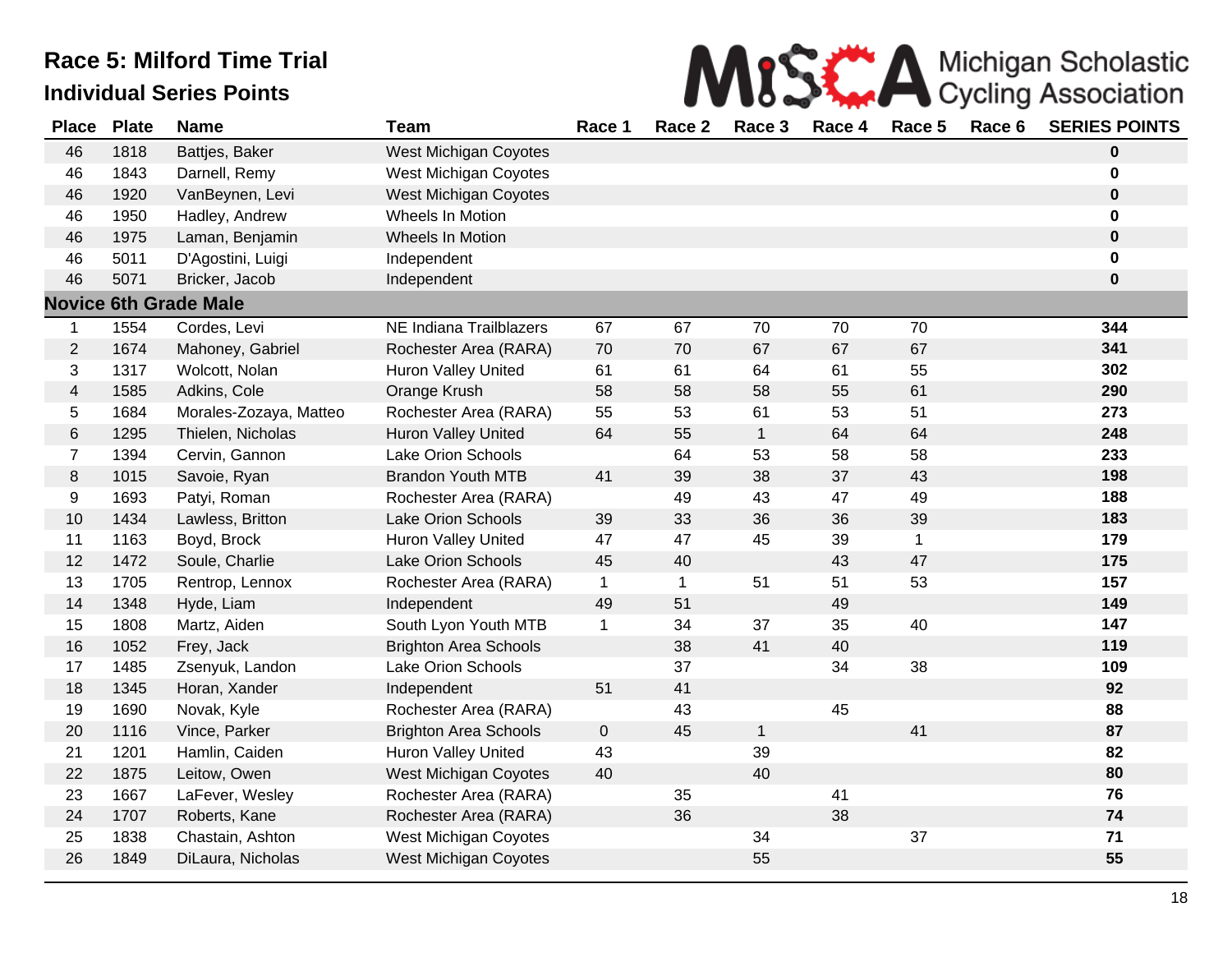# Race 5: Milford Time Trial

## Individual Series Points

Michigan Scholastic Cycling Association

| Place | Plate | Name | Team | Race 1 | Race 2 | Race 3 | Race 4 | Race 5 | Race 6 | SERIES POINTS |
|---|---|---|---|---|---|---|---|---|---|---|
| 46 | 1818 | Battjes, Baker | West Michigan Coyotes | | | | | | | **0** |
| 46 | 1843 | Darnell, Remy | West Michigan Coyotes | | | | | | | **0** |
| 46 | 1920 | VanBeynen, Levi | West Michigan Coyotes | | | | | | | **0** |
| 46 | 1950 | Hadley, Andrew | Wheels In Motion | | | | | | | **0** |
| 46 | 1975 | Laman, Benjamin | Wheels In Motion | | | | | | | **0** |
| 46 | 5011 | D'Agostini, Luigi | Independent | | | | | | | **0** |
| 46 | 5071 | Bricker, Jacob | Independent | | | | | | | **0** |
| **Novice 6th Grade Male** | | | | | | | | | | |
| 1 | 1554 | Cordes, Levi | NE Indiana Trailblazers | 67 | 67 | 70 | 70 | 70 | | **344** |
| 2 | 1674 | Mahoney, Gabriel | Rochester Area (RARA) | 70 | 70 | 67 | 67 | 67 | | **341** |
| 3 | 1317 | Wolcott, Nolan | Huron Valley United | 61 | 61 | 64 | 61 | 55 | | **302** |
| 4 | 1585 | Adkins, Cole | Orange Krush | 58 | 58 | 58 | 55 | 61 | | **290** |
| 5 | 1684 | Morales-Zozaya, Matteo | Rochester Area (RARA) | 55 | 53 | 61 | 53 | 51 | | **273** |
| 6 | 1295 | Thielen, Nicholas | Huron Valley United | 64 | 55 | 1 | 64 | 64 | | **248** |
| 7 | 1394 | Cervin, Gannon | Lake Orion Schools | | 64 | 53 | 58 | 58 | | **233** |
| 8 | 1015 | Savoie, Ryan | Brandon Youth MTB | 41 | 39 | 38 | 37 | 43 | | **198** |
| 9 | 1693 | Patyi, Roman | Rochester Area (RARA) | | 49 | 43 | 47 | 49 | | **188** |
| 10 | 1434 | Lawless, Britton | Lake Orion Schools | 39 | 33 | 36 | 36 | 39 | | **183** |
| 11 | 1163 | Boyd, Brock | Huron Valley United | 47 | 47 | 45 | 39 | 1 | | **179** |
| 12 | 1472 | Soule, Charlie | Lake Orion Schools | 45 | 40 | | 43 | 47 | | **175** |
| 13 | 1705 | Rentrop, Lennox | Rochester Area (RARA) | 1 | 1 | 51 | 51 | 53 | | **157** |
| 14 | 1348 | Hyde, Liam | Independent | 49 | 51 | | 49 | | | **149** |
| 15 | 1808 | Martz, Aiden | South Lyon Youth MTB | 1 | 34 | 37 | 35 | 40 | | **147** |
| 16 | 1052 | Frey, Jack | Brighton Area Schools | | 38 | 41 | 40 | | | **119** |
| 17 | 1485 | Zsenyuk, Landon | Lake Orion Schools | | 37 | | 34 | 38 | | **109** |
| 18 | 1345 | Horan, Xander | Independent | 51 | 41 | | | | | **92** |
| 19 | 1690 | Novak, Kyle | Rochester Area (RARA) | | 43 | | 45 | | | **88** |
| 20 | 1116 | Vince, Parker | Brighton Area Schools | 0 | 45 | 1 | | 41 | | **87** |
| 21 | 1201 | Hamlin, Caiden | Huron Valley United | 43 | | 39 | | | | **82** |
| 22 | 1875 | Leitow, Owen | West Michigan Coyotes | 40 | | 40 | | | | **80** |
| 23 | 1667 | LaFever, Wesley | Rochester Area (RARA) | | 35 | | 41 | | | **76** |
| 24 | 1707 | Roberts, Kane | Rochester Area (RARA) | | 36 | | 38 | | | **74** |
| 25 | 1838 | Chastain, Ashton | West Michigan Coyotes | | | 34 | | 37 | | **71** |
| 26 | 1849 | DiLaura, Nicholas | West Michigan Coyotes | | | 55 | | | | **55** |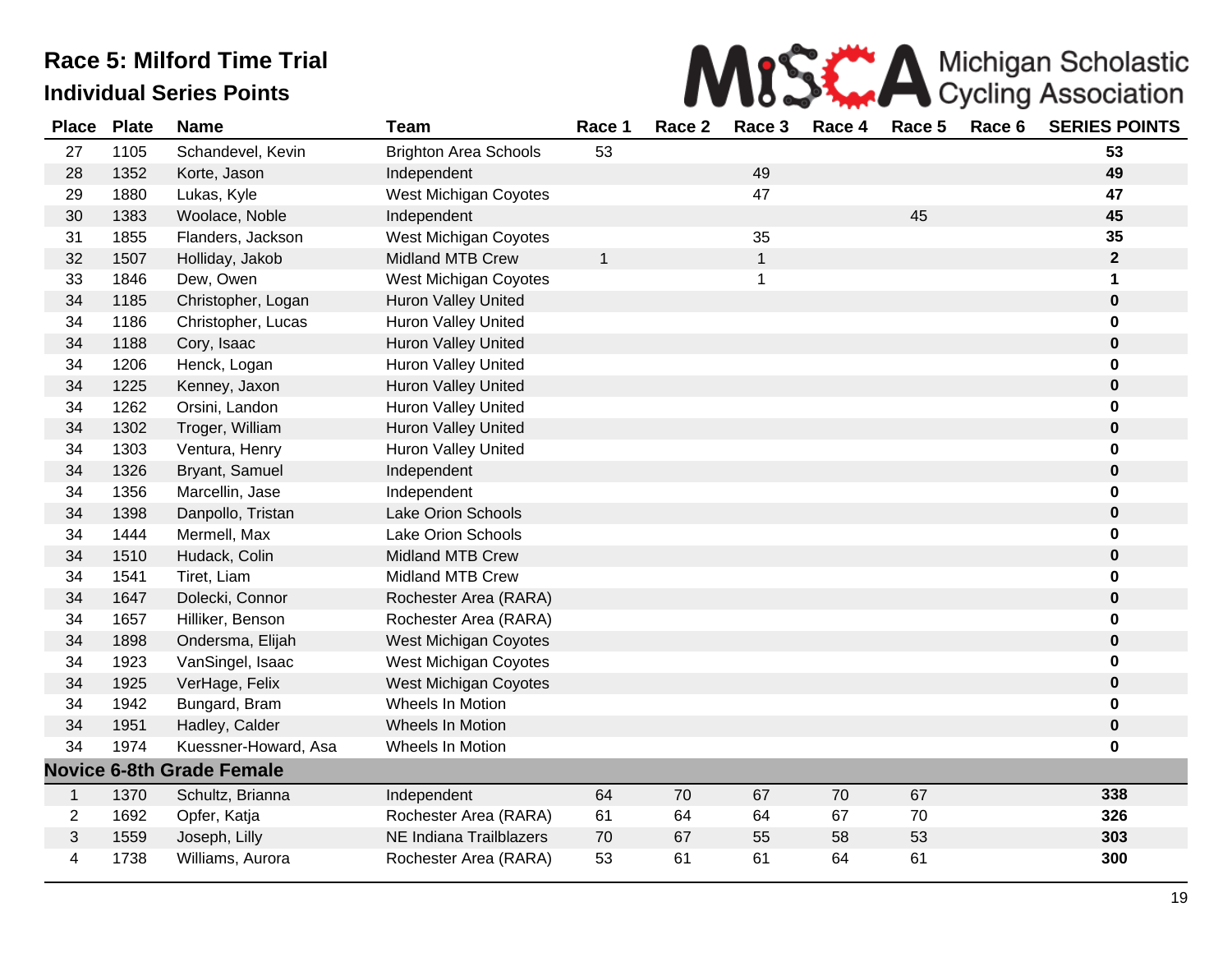# Race 5: Milford Time Trial

## Individual Series Points

MiSCA Michigan Scholastic Cycling Association

| Place | Plate | Name | Team | Race 1 | Race 2 | Race 3 | Race 4 | Race 5 | Race 6 | SERIES POINTS |
|---|---|---|---|---|---|---|---|---|---|---|
| 27 | 1105 | Schandevel, Kevin | Brighton Area Schools | 53 | | | | | | **53** |
| 28 | 1352 | Korte, Jason | Independent | | | 49 | | | | **49** |
| 29 | 1880 | Lukas, Kyle | West Michigan Coyotes | | | 47 | | | | **47** |
| 30 | 1383 | Woolace, Noble | Independent | | | | | 45 | | **45** |
| 31 | 1855 | Flanders, Jackson | West Michigan Coyotes | | | 35 | | | | **35** |
| 32 | 1507 | Holliday, Jakob | Midland MTB Crew | 1 | | 1 | | | | **2** |
| 33 | 1846 | Dew, Owen | West Michigan Coyotes | | | 1 | | | | **1** |
| 34 | 1185 | Christopher, Logan | Huron Valley United | | | | | | | **0** |
| 34 | 1186 | Christopher, Lucas | Huron Valley United | | | | | | | **0** |
| 34 | 1188 | Cory, Isaac | Huron Valley United | | | | | | | **0** |
| 34 | 1206 | Henck, Logan | Huron Valley United | | | | | | | **0** |
| 34 | 1225 | Kenney, Jaxon | Huron Valley United | | | | | | | **0** |
| 34 | 1262 | Orsini, Landon | Huron Valley United | | | | | | | **0** |
| 34 | 1302 | Troger, William | Huron Valley United | | | | | | | **0** |
| 34 | 1303 | Ventura, Henry | Huron Valley United | | | | | | | **0** |
| 34 | 1326 | Bryant, Samuel | Independent | | | | | | | **0** |
| 34 | 1356 | Marcellin, Jase | Independent | | | | | | | **0** |
| 34 | 1398 | Danpollo, Tristan | Lake Orion Schools | | | | | | | **0** |
| 34 | 1444 | Mermell, Max | Lake Orion Schools | | | | | | | **0** |
| 34 | 1510 | Hudack, Colin | Midland MTB Crew | | | | | | | **0** |
| 34 | 1541 | Tiret, Liam | Midland MTB Crew | | | | | | | **0** |
| 34 | 1647 | Dolecki, Connor | Rochester Area (RARA) | | | | | | | **0** |
| 34 | 1657 | Hilliker, Benson | Rochester Area (RARA) | | | | | | | **0** |
| 34 | 1898 | Ondersma, Elijah | West Michigan Coyotes | | | | | | | **0** |
| 34 | 1923 | VanSingel, Isaac | West Michigan Coyotes | | | | | | | **0** |
| 34 | 1925 | VerHage, Felix | West Michigan Coyotes | | | | | | | **0** |
| 34 | 1942 | Bungard, Bram | Wheels In Motion | | | | | | | **0** |
| 34 | 1951 | Hadley, Calder | Wheels In Motion | | | | | | | **0** |
| 34 | 1974 | Kuessner-Howard, Asa | Wheels In Motion | | | | | | | **0** |
| **Novice 6-8th Grade Female** | | | | | | | | | | |
| 1 | 1370 | Schultz, Brianna | Independent | 64 | 70 | 67 | 70 | 67 | | **338** |
| 2 | 1692 | Opfer, Katja | Rochester Area (RARA) | 61 | 64 | 64 | 67 | 70 | | **326** |
| 3 | 1559 | Joseph, Lilly | NE Indiana Trailblazers | 70 | 67 | 55 | 58 | 53 | | **303** |
| 4 | 1738 | Williams, Aurora | Rochester Area (RARA) | 53 | 61 | 61 | 64 | 61 | | **300** |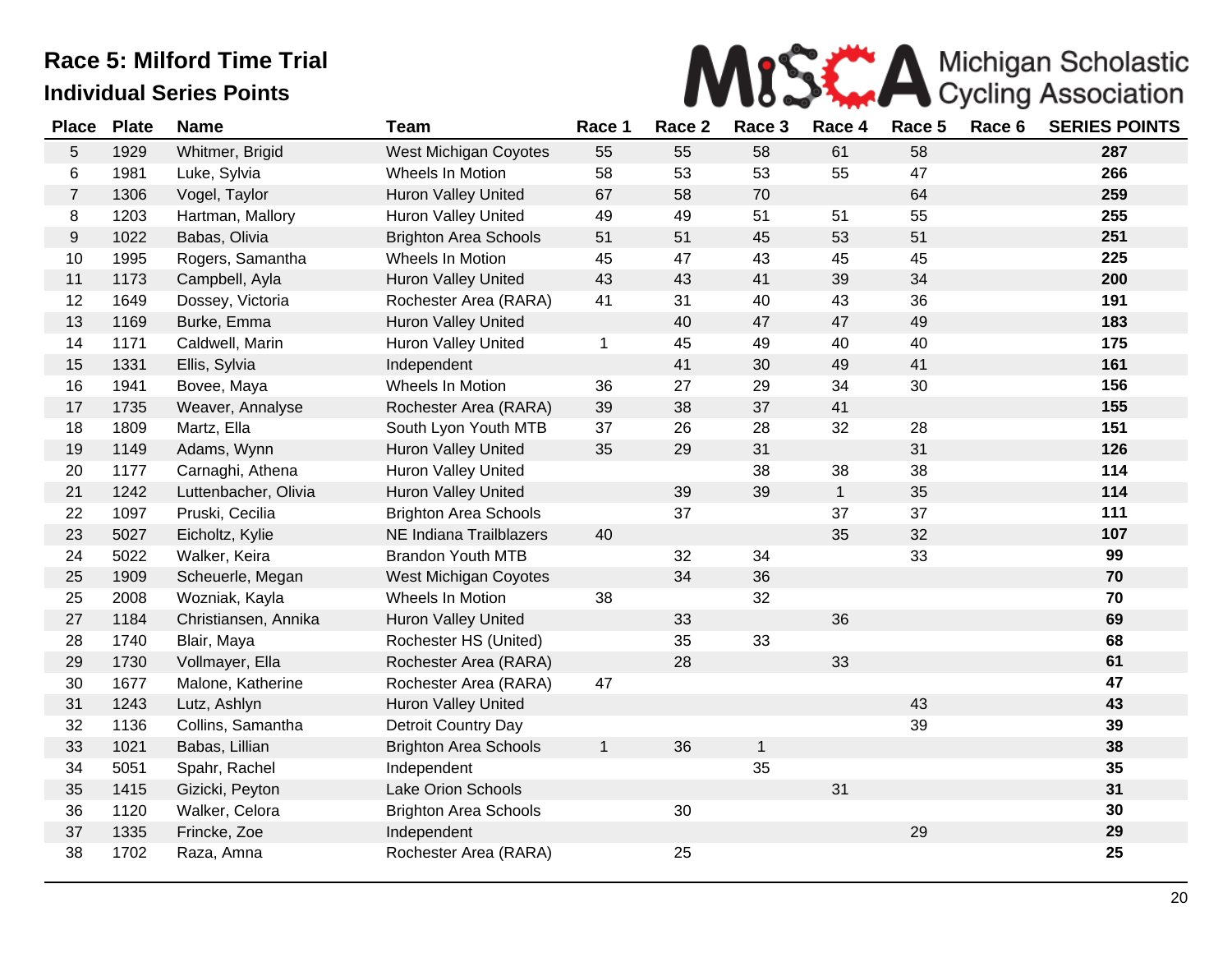# Race 5: Milford Time Trial

## Individual Series Points

Michigan Scholastic Cycling Association

| Place | Plate | Name | Team | Race 1 | Race 2 | Race 3 | Race 4 | Race 5 | Race 6 | SERIES POINTS |
|---|---|---|---|---|---|---|---|---|---|---|
| 5 | 1929 | Whitmer, Brigid | West Michigan Coyotes | 55 | 55 | 58 | 61 | 58 | | **287** |
| 6 | 1981 | Luke, Sylvia | Wheels In Motion | 58 | 53 | 53 | 55 | 47 | | **266** |
| 7 | 1306 | Vogel, Taylor | Huron Valley United | 67 | 58 | 70 | | 64 | | **259** |
| 8 | 1203 | Hartman, Mallory | Huron Valley United | 49 | 49 | 51 | 51 | 55 | | **255** |
| 9 | 1022 | Babas, Olivia | Brighton Area Schools | 51 | 51 | 45 | 53 | 51 | | **251** |
| 10 | 1995 | Rogers, Samantha | Wheels In Motion | 45 | 47 | 43 | 45 | 45 | | **225** |
| 11 | 1173 | Campbell, Ayla | Huron Valley United | 43 | 43 | 41 | 39 | 34 | | **200** |
| 12 | 1649 | Dossey, Victoria | Rochester Area (RARA) | 41 | 31 | 40 | 43 | 36 | | **191** |
| 13 | 1169 | Burke, Emma | Huron Valley United | | 40 | 47 | 47 | 49 | | **183** |
| 14 | 1171 | Caldwell, Marin | Huron Valley United | 1 | 45 | 49 | 40 | 40 | | **175** |
| 15 | 1331 | Ellis, Sylvia | Independent | | 41 | 30 | 49 | 41 | | **161** |
| 16 | 1941 | Bovee, Maya | Wheels In Motion | 36 | 27 | 29 | 34 | 30 | | **156** |
| 17 | 1735 | Weaver, Annalyse | Rochester Area (RARA) | 39 | 38 | 37 | 41 | | | **155** |
| 18 | 1809 | Martz, Ella | South Lyon Youth MTB | 37 | 26 | 28 | 32 | 28 | | **151** |
| 19 | 1149 | Adams, Wynn | Huron Valley United | 35 | 29 | 31 | | 31 | | **126** |
| 20 | 1177 | Carnaghi, Athena | Huron Valley United | | | 38 | 38 | 38 | | **114** |
| 21 | 1242 | Luttenbacher, Olivia | Huron Valley United | | 39 | 39 | 1 | 35 | | **114** |
| 22 | 1097 | Pruski, Cecilia | Brighton Area Schools | | 37 | | 37 | 37 | | **111** |
| 23 | 5027 | Eicholtz, Kylie | NE Indiana Trailblazers | 40 | | | 35 | 32 | | **107** |
| 24 | 5022 | Walker, Keira | Brandon Youth MTB | | 32 | 34 | | 33 | | **99** |
| 25 | 1909 | Scheuerle, Megan | West Michigan Coyotes | | 34 | 36 | | | | **70** |
| 25 | 2008 | Wozniak, Kayla | Wheels In Motion | 38 | | 32 | | | | **70** |
| 27 | 1184 | Christiansen, Annika | Huron Valley United | | 33 | | 36 | | | **69** |
| 28 | 1740 | Blair, Maya | Rochester HS (United) | | 35 | 33 | | | | **68** |
| 29 | 1730 | Vollmayer, Ella | Rochester Area (RARA) | | 28 | | 33 | | | **61** |
| 30 | 1677 | Malone, Katherine | Rochester Area (RARA) | 47 | | | | | | **47** |
| 31 | 1243 | Lutz, Ashlyn | Huron Valley United | | | | | 43 | | **43** |
| 32 | 1136 | Collins, Samantha | Detroit Country Day | | | | | 39 | | **39** |
| 33 | 1021 | Babas, Lillian | Brighton Area Schools | 1 | 36 | 1 | | | | **38** |
| 34 | 5051 | Spahr, Rachel | Independent | | | 35 | | | | **35** |
| 35 | 1415 | Gizicki, Peyton | Lake Orion Schools | | | | 31 | | | **31** |
| 36 | 1120 | Walker, Celora | Brighton Area Schools | | 30 | | | | | **30** |
| 37 | 1335 | Frincke, Zoe | Independent | | | | | 29 | | **29** |
| 38 | 1702 | Raza, Amna | Rochester Area (RARA) | | 25 | | | | | **25** |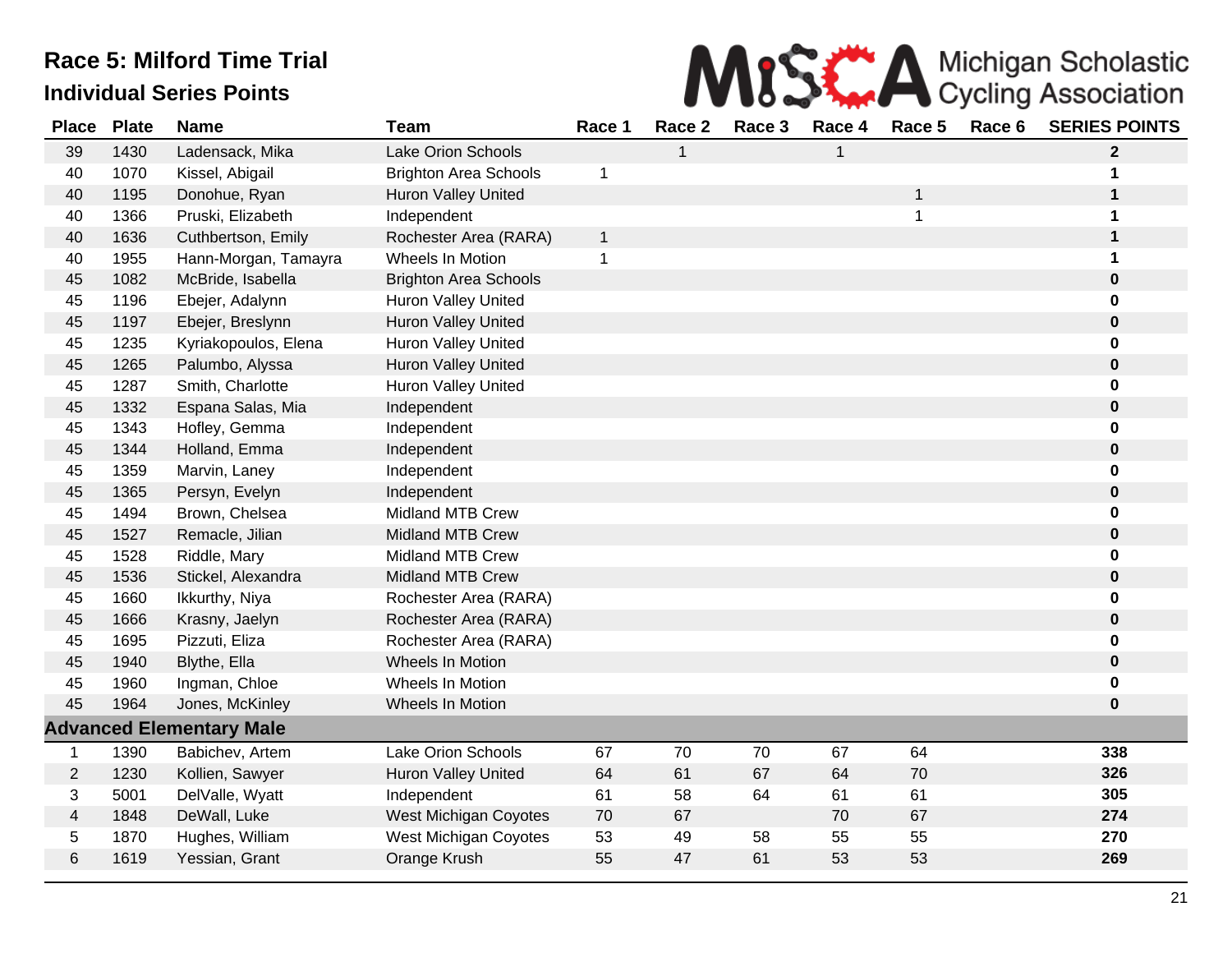# Race 5: Milford Time Trial

## Individual Series Points

Michigan Scholastic Cycling Association

| Place | Plate | Name | Team | Race 1 | Race 2 | Race 3 | Race 4 | Race 5 | Race 6 | SERIES POINTS |
|---|---|---|---|---|---|---|---|---|---|---|
| 39 | 1430 | Ladensack, Mika | Lake Orion Schools | | 1 | | 1 | | | **2** |
| 40 | 1070 | Kissel, Abigail | Brighton Area Schools | 1 | | | | | | **1** |
| 40 | 1195 | Donohue, Ryan | Huron Valley United | | | | | 1 | | **1** |
| 40 | 1366 | Pruski, Elizabeth | Independent | | | | | 1 | | **1** |
| 40 | 1636 | Cuthbertson, Emily | Rochester Area (RARA) | 1 | | | | | | **1** |
| 40 | 1955 | Hann-Morgan, Tamayra | Wheels In Motion | 1 | | | | | | **1** |
| 45 | 1082 | McBride, Isabella | Brighton Area Schools | | | | | | | **0** |
| 45 | 1196 | Ebejer, Adalynn | Huron Valley United | | | | | | | **0** |
| 45 | 1197 | Ebejer, Breslynn | Huron Valley United | | | | | | | **0** |
| 45 | 1235 | Kyriakopoulos, Elena | Huron Valley United | | | | | | | **0** |
| 45 | 1265 | Palumbo, Alyssa | Huron Valley United | | | | | | | **0** |
| 45 | 1287 | Smith, Charlotte | Huron Valley United | | | | | | | **0** |
| 45 | 1332 | Espana Salas, Mia | Independent | | | | | | | **0** |
| 45 | 1343 | Hofley, Gemma | Independent | | | | | | | **0** |
| 45 | 1344 | Holland, Emma | Independent | | | | | | | **0** |
| 45 | 1359 | Marvin, Laney | Independent | | | | | | | **0** |
| 45 | 1365 | Persyn, Evelyn | Independent | | | | | | | **0** |
| 45 | 1494 | Brown, Chelsea | Midland MTB Crew | | | | | | | **0** |
| 45 | 1527 | Remacle, Jilian | Midland MTB Crew | | | | | | | **0** |
| 45 | 1528 | Riddle, Mary | Midland MTB Crew | | | | | | | **0** |
| 45 | 1536 | Stickel, Alexandra | Midland MTB Crew | | | | | | | **0** |
| 45 | 1660 | Ikkurthy, Niya | Rochester Area (RARA) | | | | | | | **0** |
| 45 | 1666 | Krasny, Jaelyn | Rochester Area (RARA) | | | | | | | **0** |
| 45 | 1695 | Pizzuti, Eliza | Rochester Area (RARA) | | | | | | | **0** |
| 45 | 1940 | Blythe, Ella | Wheels In Motion | | | | | | | **0** |
| 45 | 1960 | Ingman, Chloe | Wheels In Motion | | | | | | | **0** |
| 45 | 1964 | Jones, McKinley | Wheels In Motion | | | | | | | **0** |
| **Advanced Elementary Male** | | | | | | | | | | |
| 1 | 1390 | Babichev, Artem | Lake Orion Schools | 67 | 70 | 70 | 67 | 64 | | **338** |
| 2 | 1230 | Kollien, Sawyer | Huron Valley United | 64 | 61 | 67 | 64 | 70 | | **326** |
| 3 | 5001 | DelValle, Wyatt | Independent | 61 | 58 | 64 | 61 | 61 | | **305** |
| 4 | 1848 | DeWall, Luke | West Michigan Coyotes | 70 | 67 | | 70 | 67 | | **274** |
| 5 | 1870 | Hughes, William | West Michigan Coyotes | 53 | 49 | 58 | 55 | 55 | | **270** |
| 6 | 1619 | Yessian, Grant | Orange Krush | 55 | 47 | 61 | 53 | 53 | | **269** |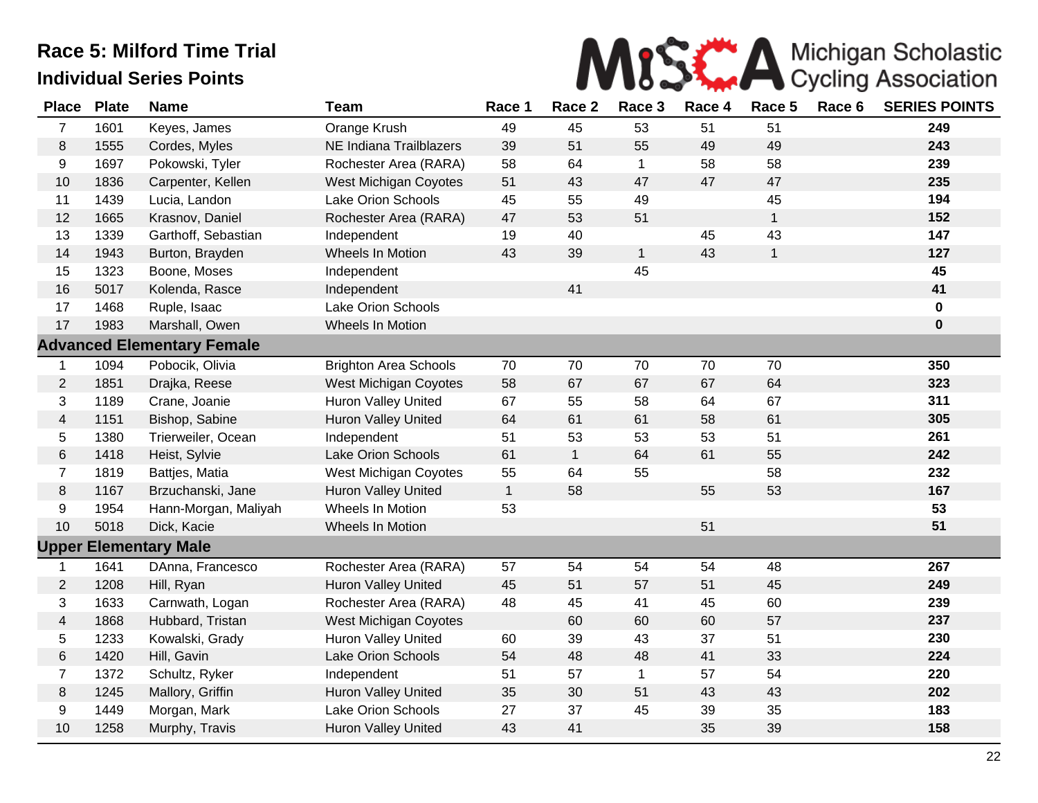# Race 5: Milford Time Trial

## Individual Series Points

Michigan Scholastic Cycling Association

| Place | Plate | Name | Team | Race 1 | Race 2 | Race 3 | Race 4 | Race 5 | Race 6 | SERIES POINTS |
|---|---|---|---|---|---|---|---|---|---|---|
| 7 | 1601 | Keyes, James | Orange Krush | 49 | 45 | 53 | 51 | 51 | | **249** |
| 8 | 1555 | Cordes, Myles | NE Indiana Trailblazers | 39 | 51 | 55 | 49 | 49 | | **243** |
| 9 | 1697 | Pokowski, Tyler | Rochester Area (RARA) | 58 | 64 | 1 | 58 | 58 | | **239** |
| 10 | 1836 | Carpenter, Kellen | West Michigan Coyotes | 51 | 43 | 47 | 47 | 47 | | **235** |
| 11 | 1439 | Lucia, Landon | Lake Orion Schools | 45 | 55 | 49 | | 45 | | **194** |
| 12 | 1665 | Krasnov, Daniel | Rochester Area (RARA) | 47 | 53 | 51 | | 1 | | **152** |
| 13 | 1339 | Garthoff, Sebastian | Independent | 19 | 40 | | 45 | 43 | | **147** |
| 14 | 1943 | Burton, Brayden | Wheels In Motion | 43 | 39 | 1 | 43 | 1 | | **127** |
| 15 | 1323 | Boone, Moses | Independent | | | 45 | | | | **45** |
| 16 | 5017 | Kolenda, Rasce | Independent | | 41 | | | | | **41** |
| 17 | 1468 | Ruple, Isaac | Lake Orion Schools | | | | | | | **0** |
| 17 | 1983 | Marshall, Owen | Wheels In Motion | | | | | | | **0** |
| **Advanced Elementary Female** | | | | | | | | | | |
| 1 | 1094 | Pobocik, Olivia | Brighton Area Schools | 70 | 70 | 70 | 70 | 70 | | **350** |
| 2 | 1851 | Drajka, Reese | West Michigan Coyotes | 58 | 67 | 67 | 67 | 64 | | **323** |
| 3 | 1189 | Crane, Joanie | Huron Valley United | 67 | 55 | 58 | 64 | 67 | | **311** |
| 4 | 1151 | Bishop, Sabine | Huron Valley United | 64 | 61 | 61 | 58 | 61 | | **305** |
| 5 | 1380 | Trierweiler, Ocean | Independent | 51 | 53 | 53 | 53 | 51 | | **261** |
| 6 | 1418 | Heist, Sylvie | Lake Orion Schools | 61 | 1 | 64 | 61 | 55 | | **242** |
| 7 | 1819 | Battjes, Matia | West Michigan Coyotes | 55 | 64 | 55 | | 58 | | **232** |
| 8 | 1167 | Brzuchanski, Jane | Huron Valley United | 1 | 58 | | 55 | 53 | | **167** |
| 9 | 1954 | Hann-Morgan, Maliyah | Wheels In Motion | 53 | | | | | | **53** |
| 10 | 5018 | Dick, Kacie | Wheels In Motion | | | | 51 | | | **51** |
| **Upper Elementary Male** | | | | | | | | | | |
| 1 | 1641 | DAnna, Francesco | Rochester Area (RARA) | 57 | 54 | 54 | 54 | 48 | | **267** |
| 2 | 1208 | Hill, Ryan | Huron Valley United | 45 | 51 | 57 | 51 | 45 | | **249** |
| 3 | 1633 | Carnwath, Logan | Rochester Area (RARA) | 48 | 45 | 41 | 45 | 60 | | **239** |
| 4 | 1868 | Hubbard, Tristan | West Michigan Coyotes | | 60 | 60 | 60 | 57 | | **237** |
| 5 | 1233 | Kowalski, Grady | Huron Valley United | 60 | 39 | 43 | 37 | 51 | | **230** |
| 6 | 1420 | Hill, Gavin | Lake Orion Schools | 54 | 48 | 48 | 41 | 33 | | **224** |
| 7 | 1372 | Schultz, Ryker | Independent | 51 | 57 | 1 | 57 | 54 | | **220** |
| 8 | 1245 | Mallory, Griffin | Huron Valley United | 35 | 30 | 51 | 43 | 43 | | **202** |
| 9 | 1449 | Morgan, Mark | Lake Orion Schools | 27 | 37 | 45 | 39 | 35 | | **183** |
| 10 | 1258 | Murphy, Travis | Huron Valley United | 43 | 41 | | 35 | 39 | | **158** |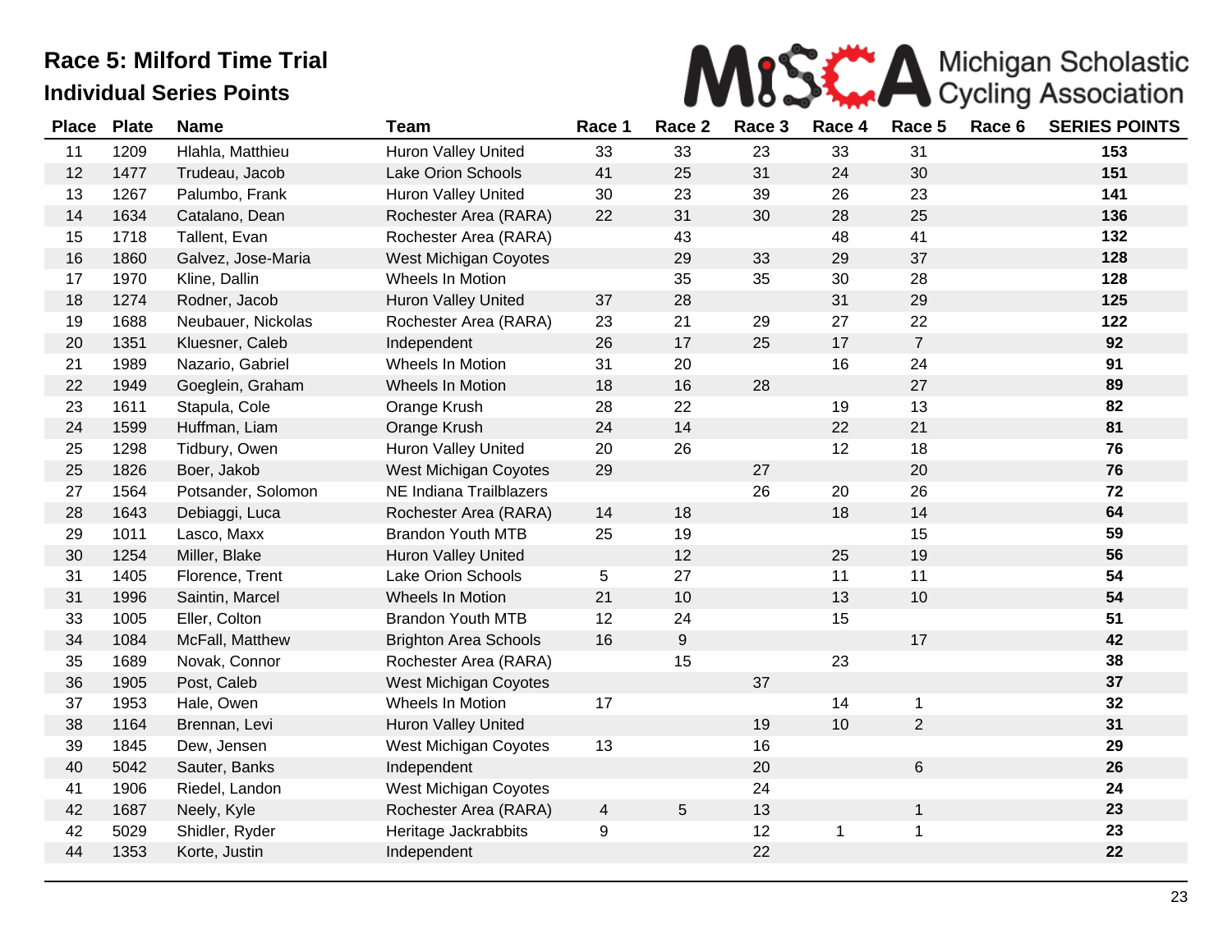# Race 5: Milford Time Trial

## Individual Series Points

MiSCA Michigan Scholastic Cycling Association

| Place | Plate | Name | Team | Race 1 | Race 2 | Race 3 | Race 4 | Race 5 | Race 6 | SERIES POINTS |
|---|---|---|---|---|---|---|---|---|---|---|
| 11 | 1209 | Hlahla, Matthieu | Huron Valley United | 33 | 33 | 23 | 33 | 31 | | **153** |
| 12 | 1477 | Trudeau, Jacob | Lake Orion Schools | 41 | 25 | 31 | 24 | 30 | | **151** |
| 13 | 1267 | Palumbo, Frank | Huron Valley United | 30 | 23 | 39 | 26 | 23 | | **141** |
| 14 | 1634 | Catalano, Dean | Rochester Area (RARA) | 22 | 31 | 30 | 28 | 25 | | **136** |
| 15 | 1718 | Tallent, Evan | Rochester Area (RARA) | | 43 | | 48 | 41 | | **132** |
| 16 | 1860 | Galvez, Jose-Maria | West Michigan Coyotes | | 29 | 33 | 29 | 37 | | **128** |
| 17 | 1970 | Kline, Dallin | Wheels In Motion | | 35 | 35 | 30 | 28 | | **128** |
| 18 | 1274 | Rodner, Jacob | Huron Valley United | 37 | 28 | | 31 | 29 | | **125** |
| 19 | 1688 | Neubauer, Nickolas | Rochester Area (RARA) | 23 | 21 | 29 | 27 | 22 | | **122** |
| 20 | 1351 | Kluesner, Caleb | Independent | 26 | 17 | 25 | 17 | 7 | | **92** |
| 21 | 1989 | Nazario, Gabriel | Wheels In Motion | 31 | 20 | | 16 | 24 | | **91** |
| 22 | 1949 | Goeglein, Graham | Wheels In Motion | 18 | 16 | 28 | | 27 | | **89** |
| 23 | 1611 | Stapula, Cole | Orange Krush | 28 | 22 | | 19 | 13 | | **82** |
| 24 | 1599 | Huffman, Liam | Orange Krush | 24 | 14 | | 22 | 21 | | **81** |
| 25 | 1298 | Tidbury, Owen | Huron Valley United | 20 | 26 | | 12 | 18 | | **76** |
| 25 | 1826 | Boer, Jakob | West Michigan Coyotes | 29 | | 27 | | 20 | | **76** |
| 27 | 1564 | Potsander, Solomon | NE Indiana Trailblazers | | | 26 | 20 | 26 | | **72** |
| 28 | 1643 | Debiaggi, Luca | Rochester Area (RARA) | 14 | 18 | | 18 | 14 | | **64** |
| 29 | 1011 | Lasco, Maxx | Brandon Youth MTB | 25 | 19 | | | 15 | | **59** |
| 30 | 1254 | Miller, Blake | Huron Valley United | | 12 | | 25 | 19 | | **56** |
| 31 | 1405 | Florence, Trent | Lake Orion Schools | 5 | 27 | | 11 | 11 | | **54** |
| 31 | 1996 | Saintin, Marcel | Wheels In Motion | 21 | 10 | | 13 | 10 | | **54** |
| 33 | 1005 | Eller, Colton | Brandon Youth MTB | 12 | 24 | | 15 | | | **51** |
| 34 | 1084 | McFall, Matthew | Brighton Area Schools | 16 | 9 | | | 17 | | **42** |
| 35 | 1689 | Novak, Connor | Rochester Area (RARA) | | 15 | | 23 | | | **38** |
| 36 | 1905 | Post, Caleb | West Michigan Coyotes | | | 37 | | | | **37** |
| 37 | 1953 | Hale, Owen | Wheels In Motion | 17 | | | 14 | 1 | | **32** |
| 38 | 1164 | Brennan, Levi | Huron Valley United | | | 19 | 10 | 2 | | **31** |
| 39 | 1845 | Dew, Jensen | West Michigan Coyotes | 13 | | 16 | | | | **29** |
| 40 | 5042 | Sauter, Banks | Independent | | | 20 | | 6 | | **26** |
| 41 | 1906 | Riedel, Landon | West Michigan Coyotes | | | 24 | | | | **24** |
| 42 | 1687 | Neely, Kyle | Rochester Area (RARA) | 4 | 5 | 13 | | 1 | | **23** |
| 42 | 5029 | Shidler, Ryder | Heritage Jackrabbits | 9 | | 12 | 1 | 1 | | **23** |
| 44 | 1353 | Korte, Justin | Independent | | | 22 | | | | **22** |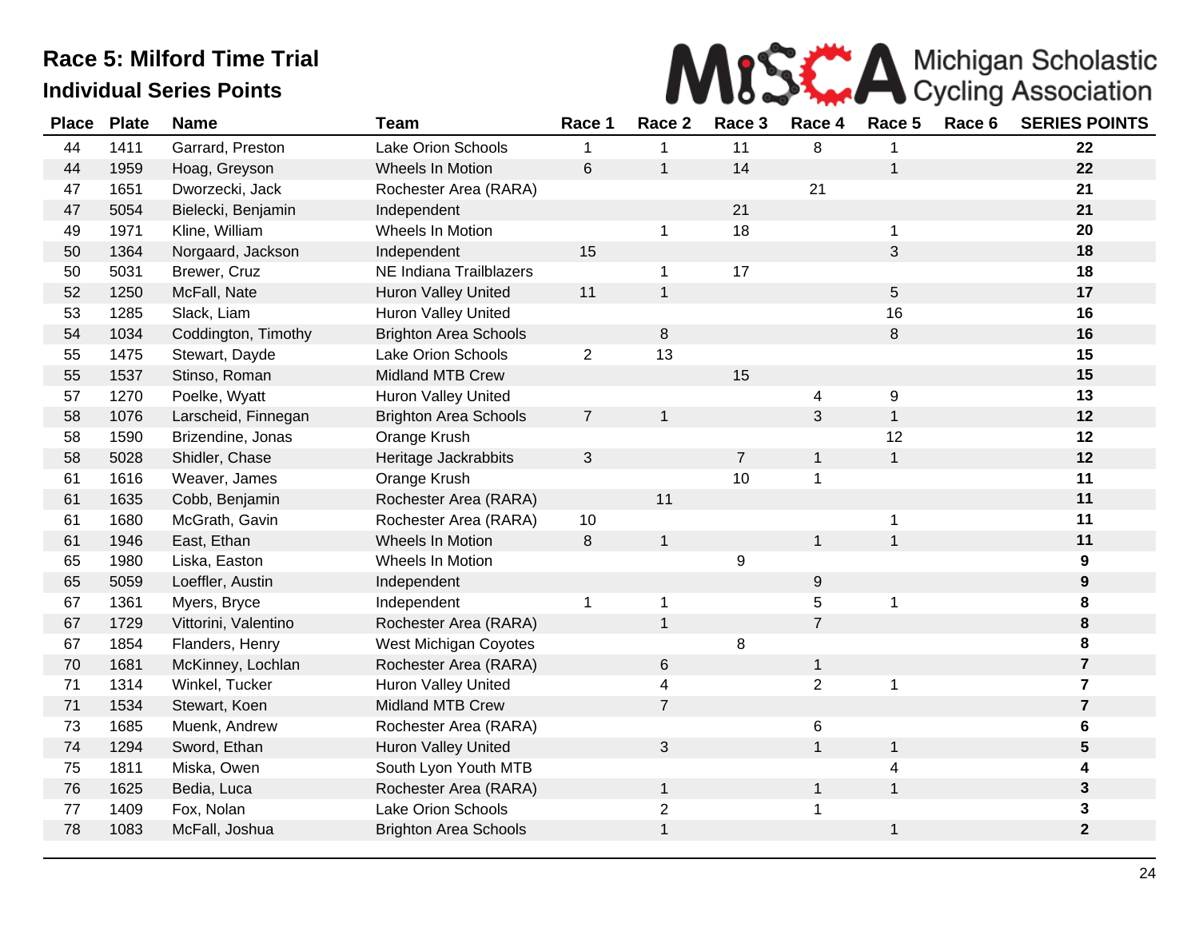# Race 5: Milford Time Trial

## Individual Series Points

MiSCA Michigan Scholastic Cycling Association

| Place | Plate | Name | Team | Race 1 | Race 2 | Race 3 | Race 4 | Race 5 | Race 6 | SERIES POINTS |
|---|---|---|---|---|---|---|---|---|---|---|
| 44 | 1411 | Garrard, Preston | Lake Orion Schools | 1 | 1 | 11 | 8 | 1 | | **22** |
| 44 | 1959 | Hoag, Greyson | Wheels In Motion | 6 | 1 | 14 | | 1 | | **22** |
| 47 | 1651 | Dworzecki, Jack | Rochester Area (RARA) | | | | 21 | | | **21** |
| 47 | 5054 | Bielecki, Benjamin | Independent | | | 21 | | | | **21** |
| 49 | 1971 | Kline, William | Wheels In Motion | | 1 | 18 | | 1 | | **20** |
| 50 | 1364 | Norgaard, Jackson | Independent | 15 | | | | 3 | | **18** |
| 50 | 5031 | Brewer, Cruz | NE Indiana Trailblazers | | 1 | 17 | | | | **18** |
| 52 | 1250 | McFall, Nate | Huron Valley United | 11 | 1 | | | 5 | | **17** |
| 53 | 1285 | Slack, Liam | Huron Valley United | | | | | 16 | | **16** |
| 54 | 1034 | Coddington, Timothy | Brighton Area Schools | | 8 | | | 8 | | **16** |
| 55 | 1475 | Stewart, Dayde | Lake Orion Schools | 2 | 13 | | | | | **15** |
| 55 | 1537 | Stinso, Roman | Midland MTB Crew | | | 15 | | | | **15** |
| 57 | 1270 | Poelke, Wyatt | Huron Valley United | | | | 4 | 9 | | **13** |
| 58 | 1076 | Larscheid, Finnegan | Brighton Area Schools | 7 | 1 | | 3 | 1 | | **12** |
| 58 | 1590 | Brizendine, Jonas | Orange Krush | | | | | 12 | | **12** |
| 58 | 5028 | Shidler, Chase | Heritage Jackrabbits | 3 | | 7 | 1 | 1 | | **12** |
| 61 | 1616 | Weaver, James | Orange Krush | | | 10 | 1 | | | **11** |
| 61 | 1635 | Cobb, Benjamin | Rochester Area (RARA) | | 11 | | | | | **11** |
| 61 | 1680 | McGrath, Gavin | Rochester Area (RARA) | 10 | | | | 1 | | **11** |
| 61 | 1946 | East, Ethan | Wheels In Motion | 8 | 1 | | 1 | 1 | | **11** |
| 65 | 1980 | Liska, Easton | Wheels In Motion | | | 9 | | | | **9** |
| 65 | 5059 | Loeffler, Austin | Independent | | | | 9 | | | **9** |
| 67 | 1361 | Myers, Bryce | Independent | 1 | 1 | | 5 | 1 | | **8** |
| 67 | 1729 | Vittorini, Valentino | Rochester Area (RARA) | | 1 | | 7 | | | **8** |
| 67 | 1854 | Flanders, Henry | West Michigan Coyotes | | | 8 | | | | **8** |
| 70 | 1681 | McKinney, Lochlan | Rochester Area (RARA) | | 6 | | 1 | | | **7** |
| 71 | 1314 | Winkel, Tucker | Huron Valley United | | 4 | | 2 | 1 | | **7** |
| 71 | 1534 | Stewart, Koen | Midland MTB Crew | | 7 | | | | | **7** |
| 73 | 1685 | Muenk, Andrew | Rochester Area (RARA) | | | | 6 | | | **6** |
| 74 | 1294 | Sword, Ethan | Huron Valley United | | 3 | | 1 | 1 | | **5** |
| 75 | 1811 | Miska, Owen | South Lyon Youth MTB | | | | | 4 | | **4** |
| 76 | 1625 | Bedia, Luca | Rochester Area (RARA) | | 1 | | 1 | 1 | | **3** |
| 77 | 1409 | Fox, Nolan | Lake Orion Schools | | 2 | | 1 | | | **3** |
| 78 | 1083 | McFall, Joshua | Brighton Area Schools | | 1 | | | 1 | | **2** |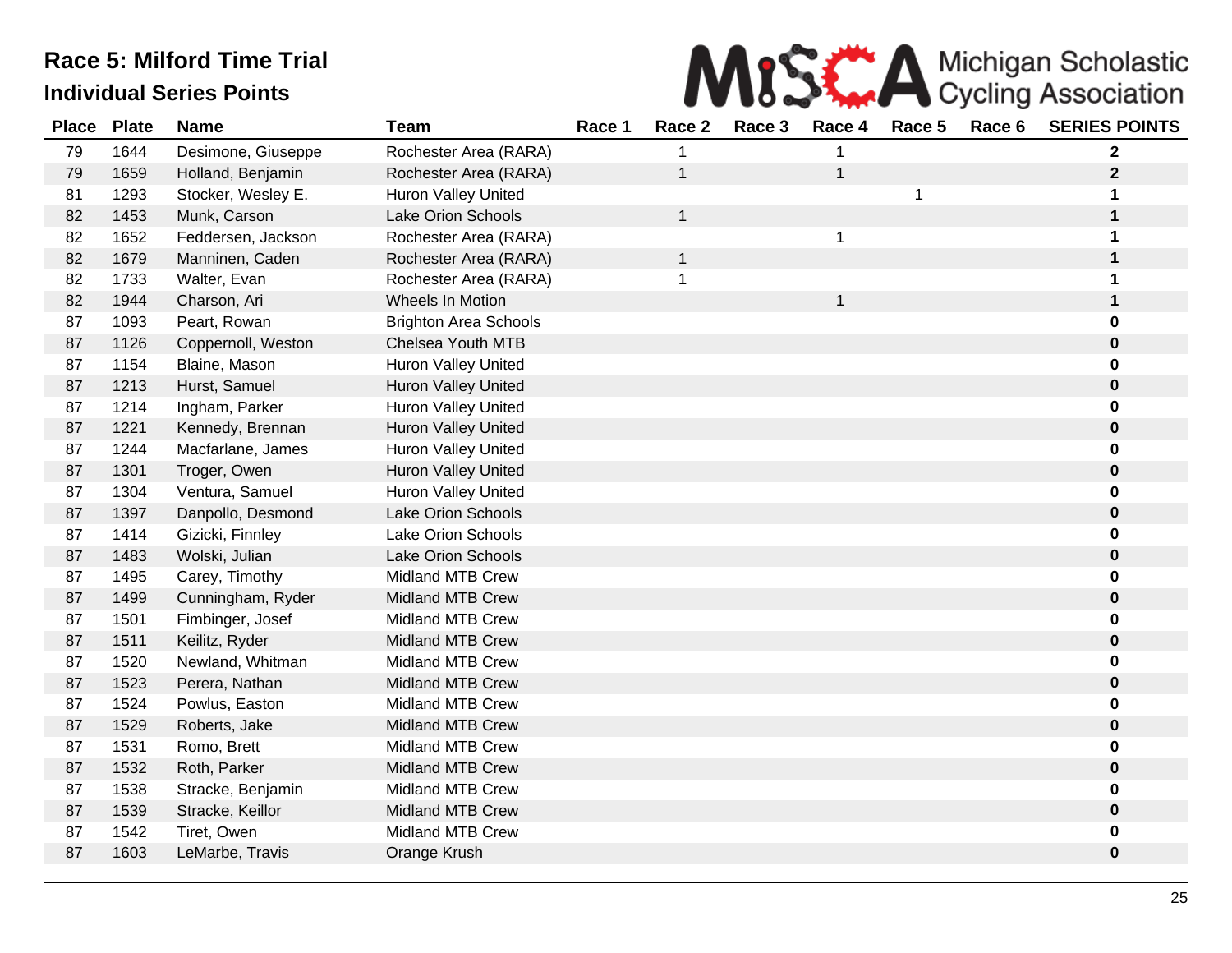# Race 5: Milford Time Trial

## Individual Series Points

| Place | Plate | Name | Team | Race 1 | Race 2 | Race 3 | Race 4 | Race 5 | Race 6 | SERIES POINTS |
|---|---|---|---|---|---|---|---|---|---|---|
| 79 | 1644 | Desimone, Giuseppe | Rochester Area (RARA) | | 1 | | 1 | | | **2** |
| 79 | 1659 | Holland, Benjamin | Rochester Area (RARA) | | 1 | | 1 | | | **2** |
| 81 | 1293 | Stocker, Wesley E. | Huron Valley United | | | | | 1 | | **1** |
| 82 | 1453 | Munk, Carson | Lake Orion Schools | | 1 | | | | | **1** |
| 82 | 1652 | Feddersen, Jackson | Rochester Area (RARA) | | | | 1 | | | **1** |
| 82 | 1679 | Manninen, Caden | Rochester Area (RARA) | | 1 | | | | | **1** |
| 82 | 1733 | Walter, Evan | Rochester Area (RARA) | | 1 | | | | | **1** |
| 82 | 1944 | Charson, Ari | Wheels In Motion | | | | 1 | | | **1** |
| 87 | 1093 | Peart, Rowan | Brighton Area Schools | | | | | | | **0** |
| 87 | 1126 | Coppernoll, Weston | Chelsea Youth MTB | | | | | | | **0** |
| 87 | 1154 | Blaine, Mason | Huron Valley United | | | | | | | **0** |
| 87 | 1213 | Hurst, Samuel | Huron Valley United | | | | | | | **0** |
| 87 | 1214 | Ingham, Parker | Huron Valley United | | | | | | | **0** |
| 87 | 1221 | Kennedy, Brennan | Huron Valley United | | | | | | | **0** |
| 87 | 1244 | Macfarlane, James | Huron Valley United | | | | | | | **0** |
| 87 | 1301 | Troger, Owen | Huron Valley United | | | | | | | **0** |
| 87 | 1304 | Ventura, Samuel | Huron Valley United | | | | | | | **0** |
| 87 | 1397 | Danpollo, Desmond | Lake Orion Schools | | | | | | | **0** |
| 87 | 1414 | Gizicki, Finnley | Lake Orion Schools | | | | | | | **0** |
| 87 | 1483 | Wolski, Julian | Lake Orion Schools | | | | | | | **0** |
| 87 | 1495 | Carey, Timothy | Midland MTB Crew | | | | | | | **0** |
| 87 | 1499 | Cunningham, Ryder | Midland MTB Crew | | | | | | | **0** |
| 87 | 1501 | Fimbinger, Josef | Midland MTB Crew | | | | | | | **0** |
| 87 | 1511 | Keilitz, Ryder | Midland MTB Crew | | | | | | | **0** |
| 87 | 1520 | Newland, Whitman | Midland MTB Crew | | | | | | | **0** |
| 87 | 1523 | Perera, Nathan | Midland MTB Crew | | | | | | | **0** |
| 87 | 1524 | Powlus, Easton | Midland MTB Crew | | | | | | | **0** |
| 87 | 1529 | Roberts, Jake | Midland MTB Crew | | | | | | | **0** |
| 87 | 1531 | Romo, Brett | Midland MTB Crew | | | | | | | **0** |
| 87 | 1532 | Roth, Parker | Midland MTB Crew | | | | | | | **0** |
| 87 | 1538 | Stracke, Benjamin | Midland MTB Crew | | | | | | | **0** |
| 87 | 1539 | Stracke, Keillor | Midland MTB Crew | | | | | | | **0** |
| 87 | 1542 | Tiret, Owen | Midland MTB Crew | | | | | | | **0** |
| 87 | 1603 | LeMarbe, Travis | Orange Krush | | | | | | | **0** |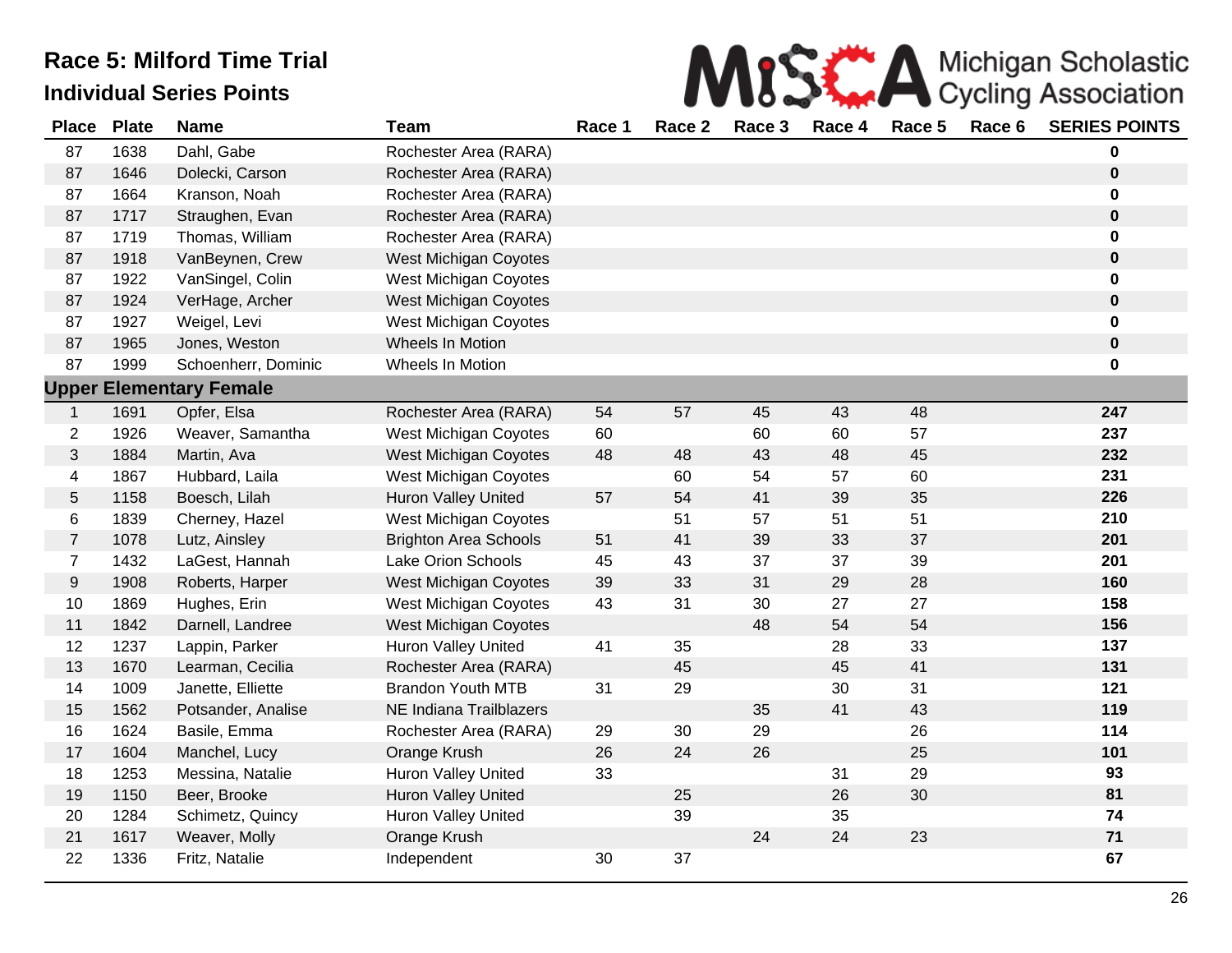# Race 5: Milford Time Trial

## Individual Series Points

Michigan Scholastic Cycling Association

| Place | Plate | Name | Team | Race 1 | Race 2 | Race 3 | Race 4 | Race 5 | Race 6 | SERIES POINTS |
|---|---|---|---|---|---|---|---|---|---|---|
| 87 | 1638 | Dahl, Gabe | Rochester Area (RARA) | | | | | | | **0** |
| 87 | 1646 | Dolecki, Carson | Rochester Area (RARA) | | | | | | | **0** |
| 87 | 1664 | Kranson, Noah | Rochester Area (RARA) | | | | | | | **0** |
| 87 | 1717 | Straughen, Evan | Rochester Area (RARA) | | | | | | | **0** |
| 87 | 1719 | Thomas, William | Rochester Area (RARA) | | | | | | | **0** |
| 87 | 1918 | VanBeynen, Crew | West Michigan Coyotes | | | | | | | **0** |
| 87 | 1922 | VanSingel, Colin | West Michigan Coyotes | | | | | | | **0** |
| 87 | 1924 | VerHage, Archer | West Michigan Coyotes | | | | | | | **0** |
| 87 | 1927 | Weigel, Levi | West Michigan Coyotes | | | | | | | **0** |
| 87 | 1965 | Jones, Weston | Wheels In Motion | | | | | | | **0** |
| 87 | 1999 | Schoenherr, Dominic | Wheels In Motion | | | | | | | **0** |
| **Upper Elementary Female** | | | | | | | | | | |
| 1 | 1691 | Opfer, Elsa | Rochester Area (RARA) | 54 | 57 | 45 | 43 | 48 | | **247** |
| 2 | 1926 | Weaver, Samantha | West Michigan Coyotes | 60 | | 60 | 60 | 57 | | **237** |
| 3 | 1884 | Martin, Ava | West Michigan Coyotes | 48 | 48 | 43 | 48 | 45 | | **232** |
| 4 | 1867 | Hubbard, Laila | West Michigan Coyotes | | 60 | 54 | 57 | 60 | | **231** |
| 5 | 1158 | Boesch, Lilah | Huron Valley United | 57 | 54 | 41 | 39 | 35 | | **226** |
| 6 | 1839 | Cherney, Hazel | West Michigan Coyotes | | 51 | 57 | 51 | 51 | | **210** |
| 7 | 1078 | Lutz, Ainsley | Brighton Area Schools | 51 | 41 | 39 | 33 | 37 | | **201** |
| 7 | 1432 | LaGest, Hannah | Lake Orion Schools | 45 | 43 | 37 | 37 | 39 | | **201** |
| 9 | 1908 | Roberts, Harper | West Michigan Coyotes | 39 | 33 | 31 | 29 | 28 | | **160** |
| 10 | 1869 | Hughes, Erin | West Michigan Coyotes | 43 | 31 | 30 | 27 | 27 | | **158** |
| 11 | 1842 | Darnell, Landree | West Michigan Coyotes | | | 48 | 54 | 54 | | **156** |
| 12 | 1237 | Lappin, Parker | Huron Valley United | 41 | 35 | | 28 | 33 | | **137** |
| 13 | 1670 | Learman, Cecilia | Rochester Area (RARA) | | 45 | | 45 | 41 | | **131** |
| 14 | 1009 | Janette, Elliette | Brandon Youth MTB | 31 | 29 | | 30 | 31 | | **121** |
| 15 | 1562 | Potsander, Analise | NE Indiana Trailblazers | | | 35 | 41 | 43 | | **119** |
| 16 | 1624 | Basile, Emma | Rochester Area (RARA) | 29 | 30 | 29 | | 26 | | **114** |
| 17 | 1604 | Manchel, Lucy | Orange Krush | 26 | 24 | 26 | | 25 | | **101** |
| 18 | 1253 | Messina, Natalie | Huron Valley United | 33 | | | 31 | 29 | | **93** |
| 19 | 1150 | Beer, Brooke | Huron Valley United | | 25 | | 26 | 30 | | **81** |
| 20 | 1284 | Schimetz, Quincy | Huron Valley United | | 39 | | 35 | | | **74** |
| 21 | 1617 | Weaver, Molly | Orange Krush | | | 24 | 24 | 23 | | **71** |
| 22 | 1336 | Fritz, Natalie | Independent | 30 | 37 | | | | | **67** |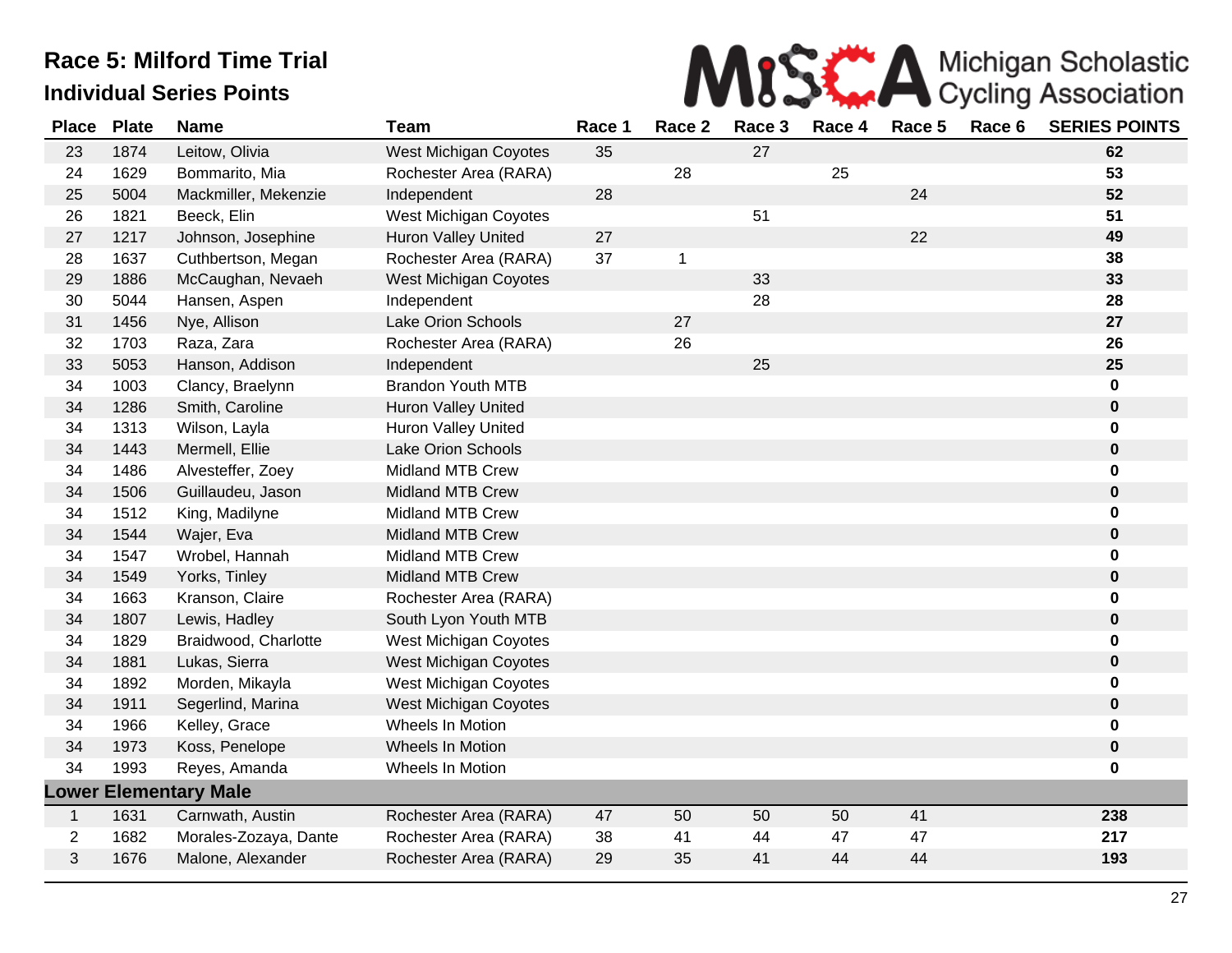# Race 5: Milford Time Trial

## Individual Series Points

MiSCA Michigan Scholastic Cycling Association

| Place | Plate | Name | Team | Race 1 | Race 2 | Race 3 | Race 4 | Race 5 | Race 6 | SERIES POINTS |
|---|---|---|---|---|---|---|---|---|---|---|
| 23 | 1874 | Leitow, Olivia | West Michigan Coyotes | 35 | | 27 | | | | **62** |
| 24 | 1629 | Bommarito, Mia | Rochester Area (RARA) | | 28 | | 25 | | | **53** |
| 25 | 5004 | Mackmiller, Mekenzie | Independent | 28 | | | | 24 | | **52** |
| 26 | 1821 | Beeck, Elin | West Michigan Coyotes | | | 51 | | | | **51** |
| 27 | 1217 | Johnson, Josephine | Huron Valley United | 27 | | | | 22 | | **49** |
| 28 | 1637 | Cuthbertson, Megan | Rochester Area (RARA) | 37 | 1 | | | | | **38** |
| 29 | 1886 | McCaughan, Nevaeh | West Michigan Coyotes | | | 33 | | | | **33** |
| 30 | 5044 | Hansen, Aspen | Independent | | | 28 | | | | **28** |
| 31 | 1456 | Nye, Allison | Lake Orion Schools | | 27 | | | | | **27** |
| 32 | 1703 | Raza, Zara | Rochester Area (RARA) | | 26 | | | | | **26** |
| 33 | 5053 | Hanson, Addison | Independent | | | 25 | | | | **25** |
| 34 | 1003 | Clancy, Braelynn | Brandon Youth MTB | | | | | | | **0** |
| 34 | 1286 | Smith, Caroline | Huron Valley United | | | | | | | **0** |
| 34 | 1313 | Wilson, Layla | Huron Valley United | | | | | | | **0** |
| 34 | 1443 | Mermell, Ellie | Lake Orion Schools | | | | | | | **0** |
| 34 | 1486 | Alvesteffer, Zoey | Midland MTB Crew | | | | | | | **0** |
| 34 | 1506 | Guillaudeu, Jason | Midland MTB Crew | | | | | | | **0** |
| 34 | 1512 | King, Madilyne | Midland MTB Crew | | | | | | | **0** |
| 34 | 1544 | Wajer, Eva | Midland MTB Crew | | | | | | | **0** |
| 34 | 1547 | Wrobel, Hannah | Midland MTB Crew | | | | | | | **0** |
| 34 | 1549 | Yorks, Tinley | Midland MTB Crew | | | | | | | **0** |
| 34 | 1663 | Kranson, Claire | Rochester Area (RARA) | | | | | | | **0** |
| 34 | 1807 | Lewis, Hadley | South Lyon Youth MTB | | | | | | | **0** |
| 34 | 1829 | Braidwood, Charlotte | West Michigan Coyotes | | | | | | | **0** |
| 34 | 1881 | Lukas, Sierra | West Michigan Coyotes | | | | | | | **0** |
| 34 | 1892 | Morden, Mikayla | West Michigan Coyotes | | | | | | | **0** |
| 34 | 1911 | Segerlind, Marina | West Michigan Coyotes | | | | | | | **0** |
| 34 | 1966 | Kelley, Grace | Wheels In Motion | | | | | | | **0** |
| 34 | 1973 | Koss, Penelope | Wheels In Motion | | | | | | | **0** |
| 34 | 1993 | Reyes, Amanda | Wheels In Motion | | | | | | | **0** |
| **Lower Elementary Male** | | | | | | | | | | |
| 1 | 1631 | Carnwath, Austin | Rochester Area (RARA) | 47 | 50 | 50 | 50 | 41 | | **238** |
| 2 | 1682 | Morales-Zozaya, Dante | Rochester Area (RARA) | 38 | 41 | 44 | 47 | 47 | | **217** |
| 3 | 1676 | Malone, Alexander | Rochester Area (RARA) | 29 | 35 | 41 | 44 | 44 | | **193** |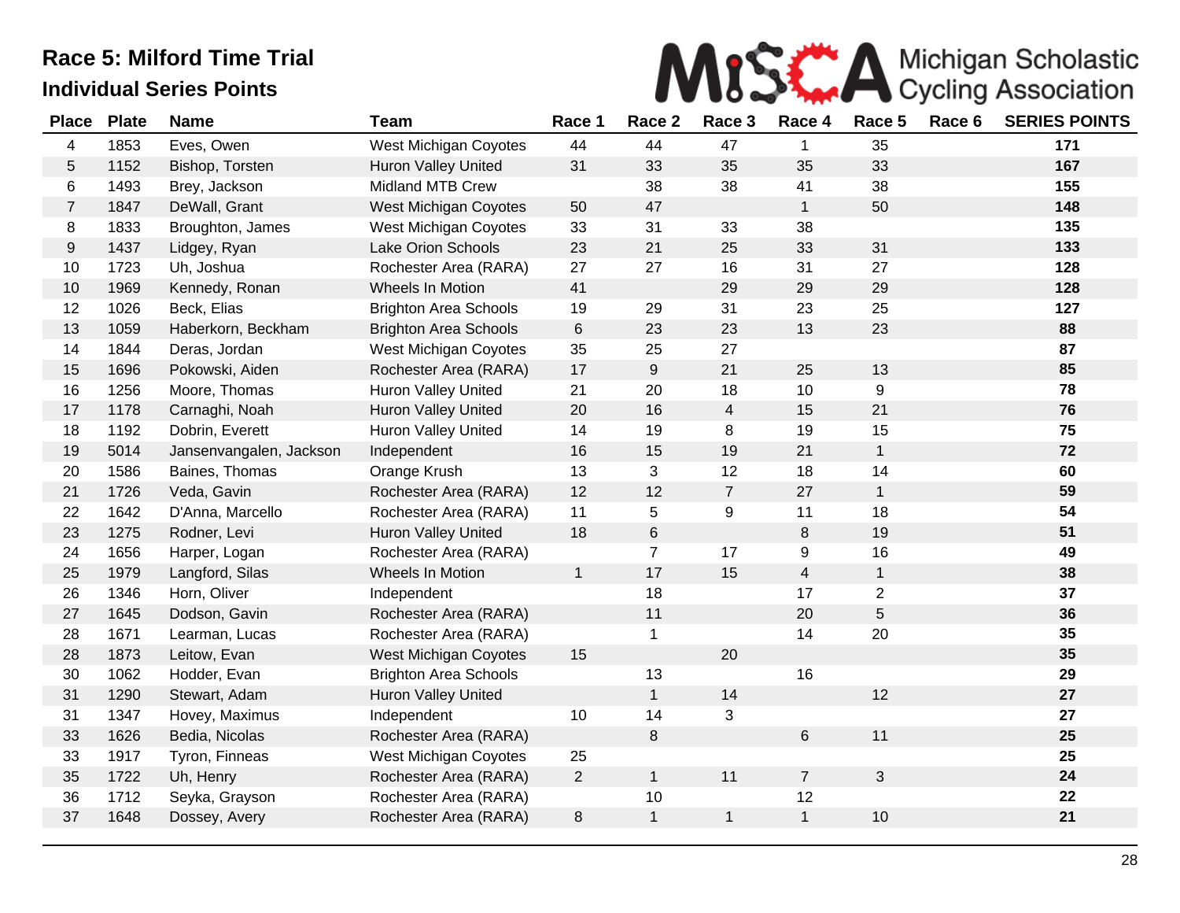# Race 5: Milford Time Trial

## Individual Series Points

MiSCA Michigan Scholastic Cycling Association

| Place | Plate | Name | Team | Race 1 | Race 2 | Race 3 | Race 4 | Race 5 | Race 6 | SERIES POINTS |
|---|---|---|---|---|---|---|---|---|---|---|
| 4 | 1853 | Eves, Owen | West Michigan Coyotes | 44 | 44 | 47 | 1 | 35 | | **171** |
| 5 | 1152 | Bishop, Torsten | Huron Valley United | 31 | 33 | 35 | 35 | 33 | | **167** |
| 6 | 1493 | Brey, Jackson | Midland MTB Crew | | 38 | 38 | 41 | 38 | | **155** |
| 7 | 1847 | DeWall, Grant | West Michigan Coyotes | 50 | 47 | | 1 | 50 | | **148** |
| 8 | 1833 | Broughton, James | West Michigan Coyotes | 33 | 31 | 33 | 38 | | | **135** |
| 9 | 1437 | Lidgey, Ryan | Lake Orion Schools | 23 | 21 | 25 | 33 | 31 | | **133** |
| 10 | 1723 | Uh, Joshua | Rochester Area (RARA) | 27 | 27 | 16 | 31 | 27 | | **128** |
| 10 | 1969 | Kennedy, Ronan | Wheels In Motion | 41 | | 29 | 29 | 29 | | **128** |
| 12 | 1026 | Beck, Elias | Brighton Area Schools | 19 | 29 | 31 | 23 | 25 | | **127** |
| 13 | 1059 | Haberkorn, Beckham | Brighton Area Schools | 6 | 23 | 23 | 13 | 23 | | **88** |
| 14 | 1844 | Deras, Jordan | West Michigan Coyotes | 35 | 25 | 27 | | | | **87** |
| 15 | 1696 | Pokowski, Aiden | Rochester Area (RARA) | 17 | 9 | 21 | 25 | 13 | | **85** |
| 16 | 1256 | Moore, Thomas | Huron Valley United | 21 | 20 | 18 | 10 | 9 | | **78** |
| 17 | 1178 | Carnaghi, Noah | Huron Valley United | 20 | 16 | 4 | 15 | 21 | | **76** |
| 18 | 1192 | Dobrin, Everett | Huron Valley United | 14 | 19 | 8 | 19 | 15 | | **75** |
| 19 | 5014 | Jansenvangalen, Jackson | Independent | 16 | 15 | 19 | 21 | 1 | | **72** |
| 20 | 1586 | Baines, Thomas | Orange Krush | 13 | 3 | 12 | 18 | 14 | | **60** |
| 21 | 1726 | Veda, Gavin | Rochester Area (RARA) | 12 | 12 | 7 | 27 | 1 | | **59** |
| 22 | 1642 | D'Anna, Marcello | Rochester Area (RARA) | 11 | 5 | 9 | 11 | 18 | | **54** |
| 23 | 1275 | Rodner, Levi | Huron Valley United | 18 | 6 | | 8 | 19 | | **51** |
| 24 | 1656 | Harper, Logan | Rochester Area (RARA) | | 7 | 17 | 9 | 16 | | **49** |
| 25 | 1979 | Langford, Silas | Wheels In Motion | 1 | 17 | 15 | 4 | 1 | | **38** |
| 26 | 1346 | Horn, Oliver | Independent | | 18 | | 17 | 2 | | **37** |
| 27 | 1645 | Dodson, Gavin | Rochester Area (RARA) | | 11 | | 20 | 5 | | **36** |
| 28 | 1671 | Learman, Lucas | Rochester Area (RARA) | | 1 | | 14 | 20 | | **35** |
| 28 | 1873 | Leitow, Evan | West Michigan Coyotes | 15 | | 20 | | | | **35** |
| 30 | 1062 | Hodder, Evan | Brighton Area Schools | | 13 | | 16 | | | **29** |
| 31 | 1290 | Stewart, Adam | Huron Valley United | | 1 | 14 | | 12 | | **27** |
| 31 | 1347 | Hovey, Maximus | Independent | 10 | 14 | 3 | | | | **27** |
| 33 | 1626 | Bedia, Nicolas | Rochester Area (RARA) | | 8 | | 6 | 11 | | **25** |
| 33 | 1917 | Tyron, Finneas | West Michigan Coyotes | 25 | | | | | | **25** |
| 35 | 1722 | Uh, Henry | Rochester Area (RARA) | 2 | 1 | 11 | 7 | 3 | | **24** |
| 36 | 1712 | Seyka, Grayson | Rochester Area (RARA) | | 10 | | 12 | | | **22** |
| 37 | 1648 | Dossey, Avery | Rochester Area (RARA) | 8 | 1 | 1 | 1 | 10 | | **21** |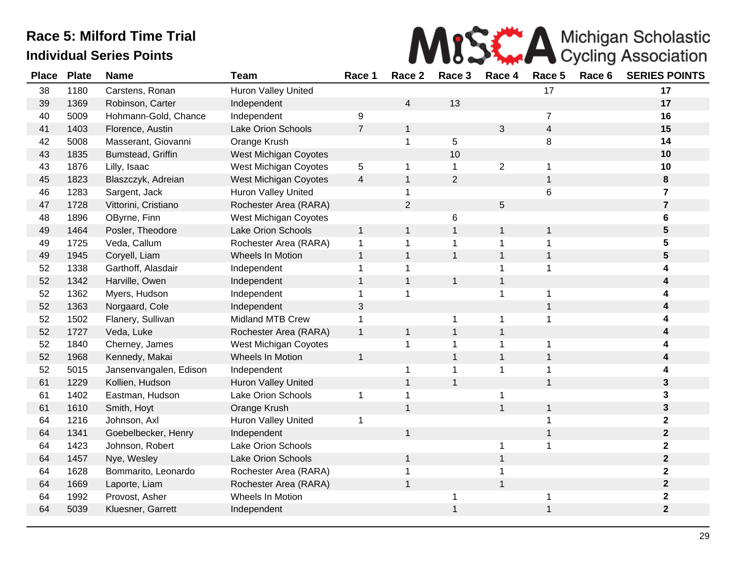# Race 5: Milford Time Trial

## Individual Series Points

Michigan Scholastic Cycling Association

| Place | Plate | Name | Team | Race 1 | Race 2 | Race 3 | Race 4 | Race 5 | Race 6 | SERIES POINTS |
|---|---|---|---|---|---|---|---|---|---|---|
| 38 | 1180 | Carstens, Ronan | Huron Valley United | | | | | 17 | | **17** |
| 39 | 1369 | Robinson, Carter | Independent | | 4 | 13 | | | | **17** |
| 40 | 5009 | Hohmann-Gold, Chance | Independent | 9 | | | | 7 | | **16** |
| 41 | 1403 | Florence, Austin | Lake Orion Schools | 7 | 1 | | 3 | 4 | | **15** |
| 42 | 5008 | Masserant, Giovanni | Orange Krush | | 1 | 5 | | 8 | | **14** |
| 43 | 1835 | Bumstead, Griffin | West Michigan Coyotes | | | 10 | | | | **10** |
| 43 | 1876 | Lilly, Isaac | West Michigan Coyotes | 5 | 1 | 1 | 2 | 1 | | **10** |
| 45 | 1823 | Blaszczyk, Adreian | West Michigan Coyotes | 4 | 1 | 2 | | 1 | | **8** |
| 46 | 1283 | Sargent, Jack | Huron Valley United | | 1 | | | 6 | | **7** |
| 47 | 1728 | Vittorini, Cristiano | Rochester Area (RARA) | | 2 | | 5 | | | **7** |
| 48 | 1896 | OByrne, Finn | West Michigan Coyotes | | | 6 | | | | **6** |
| 49 | 1464 | Posler, Theodore | Lake Orion Schools | 1 | 1 | 1 | 1 | 1 | | **5** |
| 49 | 1725 | Veda, Callum | Rochester Area (RARA) | 1 | 1 | 1 | 1 | 1 | | **5** |
| 49 | 1945 | Coryell, Liam | Wheels In Motion | 1 | 1 | 1 | 1 | 1 | | **5** |
| 52 | 1338 | Garthoff, Alasdair | Independent | 1 | 1 | | 1 | 1 | | **4** |
| 52 | 1342 | Harville, Owen | Independent | 1 | 1 | 1 | 1 | | | **4** |
| 52 | 1362 | Myers, Hudson | Independent | 1 | 1 | | 1 | 1 | | **4** |
| 52 | 1363 | Norgaard, Cole | Independent | 3 | | | | 1 | | **4** |
| 52 | 1502 | Flanery, Sullivan | Midland MTB Crew | 1 | | 1 | 1 | 1 | | **4** |
| 52 | 1727 | Veda, Luke | Rochester Area (RARA) | 1 | 1 | 1 | 1 | | | **4** |
| 52 | 1840 | Cherney, James | West Michigan Coyotes | | 1 | 1 | 1 | 1 | | **4** |
| 52 | 1968 | Kennedy, Makai | Wheels In Motion | 1 | | 1 | 1 | 1 | | **4** |
| 52 | 5015 | Jansenvangalen, Edison | Independent | | 1 | 1 | 1 | 1 | | **4** |
| 61 | 1229 | Kollien, Hudson | Huron Valley United | | 1 | 1 | | 1 | | **3** |
| 61 | 1402 | Eastman, Hudson | Lake Orion Schools | 1 | 1 | | 1 | | | **3** |
| 61 | 1610 | Smith, Hoyt | Orange Krush | | 1 | | 1 | 1 | | **3** |
| 64 | 1216 | Johnson, Axl | Huron Valley United | 1 | | | | 1 | | **2** |
| 64 | 1341 | Goebelbecker, Henry | Independent | | 1 | | | 1 | | **2** |
| 64 | 1423 | Johnson, Robert | Lake Orion Schools | | | | 1 | 1 | | **2** |
| 64 | 1457 | Nye, Wesley | Lake Orion Schools | | 1 | | 1 | | | **2** |
| 64 | 1628 | Bommarito, Leonardo | Rochester Area (RARA) | | 1 | | 1 | | | **2** |
| 64 | 1669 | Laporte, Liam | Rochester Area (RARA) | | 1 | | 1 | | | **2** |
| 64 | 1992 | Provost, Asher | Wheels In Motion | | | 1 | | 1 | | **2** |
| 64 | 5039 | Kluesner, Garrett | Independent | | | 1 | | 1 | | **2** |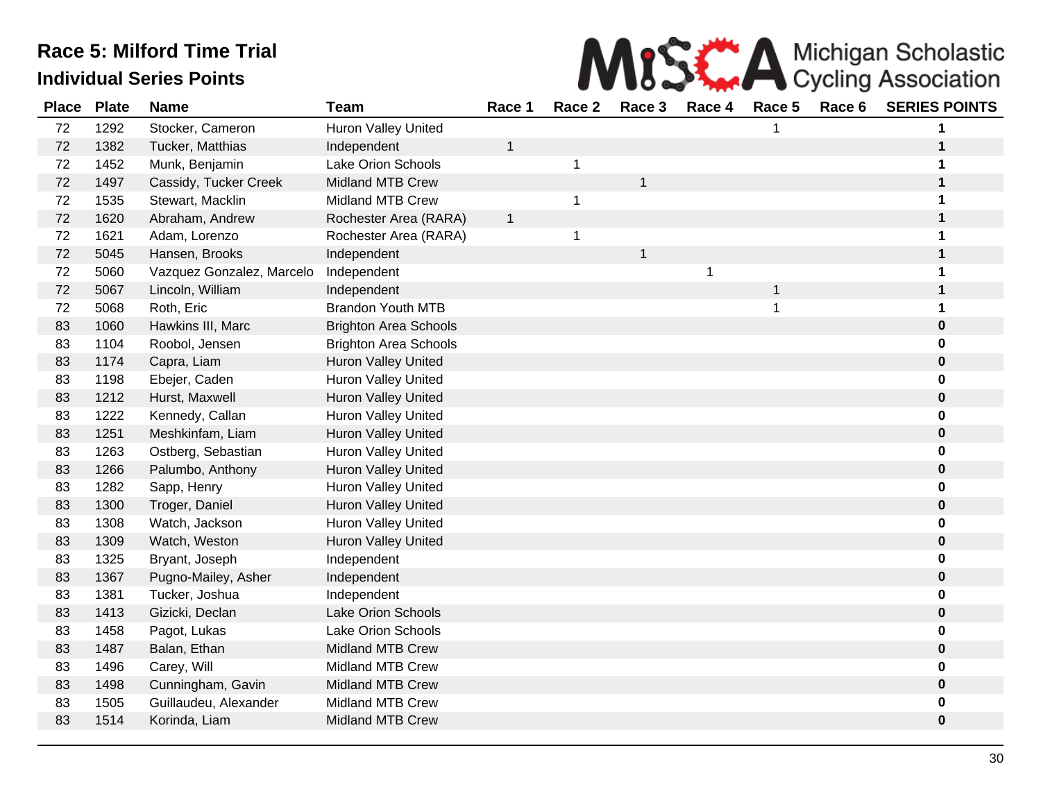# Race 5: Milford Time Trial

## Individual Series Points

| Place | Plate | Name | Team | Race 1 | Race 2 | Race 3 | Race 4 | Race 5 | Race 6 | SERIES POINTS |
|---|---|---|---|---|---|---|---|---|---|---|
| 72 | 1292 | Stocker, Cameron | Huron Valley United | | | | | 1 | | **1** |
| 72 | 1382 | Tucker, Matthias | Independent | 1 | | | | | | **1** |
| 72 | 1452 | Munk, Benjamin | Lake Orion Schools | | 1 | | | | | **1** |
| 72 | 1497 | Cassidy, Tucker Creek | Midland MTB Crew | | | 1 | | | | **1** |
| 72 | 1535 | Stewart, Macklin | Midland MTB Crew | | 1 | | | | | **1** |
| 72 | 1620 | Abraham, Andrew | Rochester Area (RARA) | 1 | | | | | | **1** |
| 72 | 1621 | Adam, Lorenzo | Rochester Area (RARA) | | 1 | | | | | **1** |
| 72 | 5045 | Hansen, Brooks | Independent | | | 1 | | | | **1** |
| 72 | 5060 | Vazquez Gonzalez, Marcelo | Independent | | | | 1 | | | **1** |
| 72 | 5067 | Lincoln, William | Independent | | | | | 1 | | **1** |
| 72 | 5068 | Roth, Eric | Brandon Youth MTB | | | | | 1 | | **1** |
| 83 | 1060 | Hawkins III, Marc | Brighton Area Schools | | | | | | | **0** |
| 83 | 1104 | Roobol, Jensen | Brighton Area Schools | | | | | | | **0** |
| 83 | 1174 | Capra, Liam | Huron Valley United | | | | | | | **0** |
| 83 | 1198 | Ebejer, Caden | Huron Valley United | | | | | | | **0** |
| 83 | 1212 | Hurst, Maxwell | Huron Valley United | | | | | | | **0** |
| 83 | 1222 | Kennedy, Callan | Huron Valley United | | | | | | | **0** |
| 83 | 1251 | Meshkinfam, Liam | Huron Valley United | | | | | | | **0** |
| 83 | 1263 | Ostberg, Sebastian | Huron Valley United | | | | | | | **0** |
| 83 | 1266 | Palumbo, Anthony | Huron Valley United | | | | | | | **0** |
| 83 | 1282 | Sapp, Henry | Huron Valley United | | | | | | | **0** |
| 83 | 1300 | Troger, Daniel | Huron Valley United | | | | | | | **0** |
| 83 | 1308 | Watch, Jackson | Huron Valley United | | | | | | | **0** |
| 83 | 1309 | Watch, Weston | Huron Valley United | | | | | | | **0** |
| 83 | 1325 | Bryant, Joseph | Independent | | | | | | | **0** |
| 83 | 1367 | Pugno-Mailey, Asher | Independent | | | | | | | **0** |
| 83 | 1381 | Tucker, Joshua | Independent | | | | | | | **0** |
| 83 | 1413 | Gizicki, Declan | Lake Orion Schools | | | | | | | **0** |
| 83 | 1458 | Pagot, Lukas | Lake Orion Schools | | | | | | | **0** |
| 83 | 1487 | Balan, Ethan | Midland MTB Crew | | | | | | | **0** |
| 83 | 1496 | Carey, Will | Midland MTB Crew | | | | | | | **0** |
| 83 | 1498 | Cunningham, Gavin | Midland MTB Crew | | | | | | | **0** |
| 83 | 1505 | Guillaudeu, Alexander | Midland MTB Crew | | | | | | | **0** |
| 83 | 1514 | Korinda, Liam | Midland MTB Crew | | | | | | | **0** |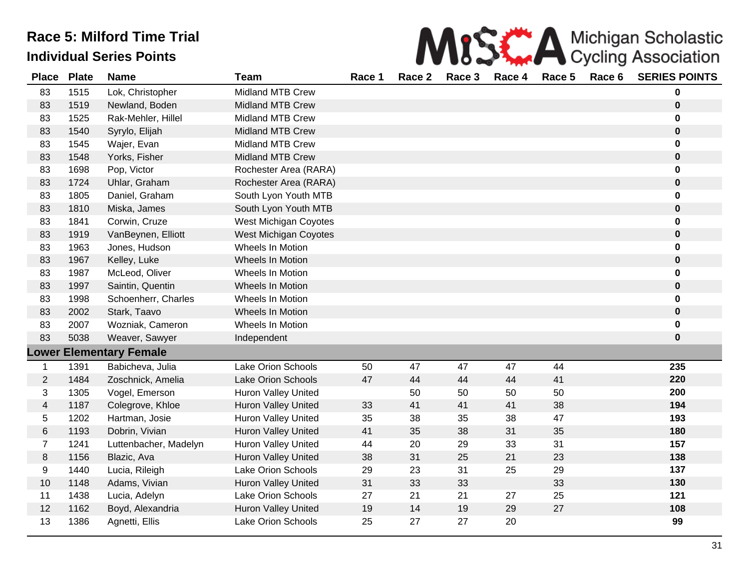# Race 5: Milford Time Trial

## Individual Series Points

MiSCA Michigan Scholastic Cycling Association

| Place | Plate | Name | Team | Race 1 | Race 2 | Race 3 | Race 4 | Race 5 | Race 6 | SERIES POINTS |
|---|---|---|---|---|---|---|---|---|---|---|
| 83 | 1515 | Lok, Christopher | Midland MTB Crew | | | | | | | **0** |
| 83 | 1519 | Newland, Boden | Midland MTB Crew | | | | | | | **0** |
| 83 | 1525 | Rak-Mehler, Hillel | Midland MTB Crew | | | | | | | **0** |
| 83 | 1540 | Syrylo, Elijah | Midland MTB Crew | | | | | | | **0** |
| 83 | 1545 | Wajer, Evan | Midland MTB Crew | | | | | | | **0** |
| 83 | 1548 | Yorks, Fisher | Midland MTB Crew | | | | | | | **0** |
| 83 | 1698 | Pop, Victor | Rochester Area (RARA) | | | | | | | **0** |
| 83 | 1724 | Uhlar, Graham | Rochester Area (RARA) | | | | | | | **0** |
| 83 | 1805 | Daniel, Graham | South Lyon Youth MTB | | | | | | | **0** |
| 83 | 1810 | Miska, James | South Lyon Youth MTB | | | | | | | **0** |
| 83 | 1841 | Corwin, Cruze | West Michigan Coyotes | | | | | | | **0** |
| 83 | 1919 | VanBeynen, Elliott | West Michigan Coyotes | | | | | | | **0** |
| 83 | 1963 | Jones, Hudson | Wheels In Motion | | | | | | | **0** |
| 83 | 1967 | Kelley, Luke | Wheels In Motion | | | | | | | **0** |
| 83 | 1987 | McLeod, Oliver | Wheels In Motion | | | | | | | **0** |
| 83 | 1997 | Saintin, Quentin | Wheels In Motion | | | | | | | **0** |
| 83 | 1998 | Schoenherr, Charles | Wheels In Motion | | | | | | | **0** |
| 83 | 2002 | Stark, Taavo | Wheels In Motion | | | | | | | **0** |
| 83 | 2007 | Wozniak, Cameron | Wheels In Motion | | | | | | | **0** |
| 83 | 5038 | Weaver, Sawyer | Independent | | | | | | | **0** |
| **Lower Elementary Female** | | | | | | | | | | |
| 1 | 1391 | Babicheva, Julia | Lake Orion Schools | 50 | 47 | 47 | 47 | 44 | | **235** |
| 2 | 1484 | Zoschnick, Amelia | Lake Orion Schools | 47 | 44 | 44 | 44 | 41 | | **220** |
| 3 | 1305 | Vogel, Emerson | Huron Valley United | | 50 | 50 | 50 | 50 | | **200** |
| 4 | 1187 | Colegrove, Khloe | Huron Valley United | 33 | 41 | 41 | 41 | 38 | | **194** |
| 5 | 1202 | Hartman, Josie | Huron Valley United | 35 | 38 | 35 | 38 | 47 | | **193** |
| 6 | 1193 | Dobrin, Vivian | Huron Valley United | 41 | 35 | 38 | 31 | 35 | | **180** |
| 7 | 1241 | Luttenbacher, Madelyn | Huron Valley United | 44 | 20 | 29 | 33 | 31 | | **157** |
| 8 | 1156 | Blazic, Ava | Huron Valley United | 38 | 31 | 25 | 21 | 23 | | **138** |
| 9 | 1440 | Lucia, Rileigh | Lake Orion Schools | 29 | 23 | 31 | 25 | 29 | | **137** |
| 10 | 1148 | Adams, Vivian | Huron Valley United | 31 | 33 | 33 | | 33 | | **130** |
| 11 | 1438 | Lucia, Adelyn | Lake Orion Schools | 27 | 21 | 21 | 27 | 25 | | **121** |
| 12 | 1162 | Boyd, Alexandria | Huron Valley United | 19 | 14 | 19 | 29 | 27 | | **108** |
| 13 | 1386 | Agnetti, Ellis | Lake Orion Schools | 25 | 27 | 27 | 20 | | | **99** |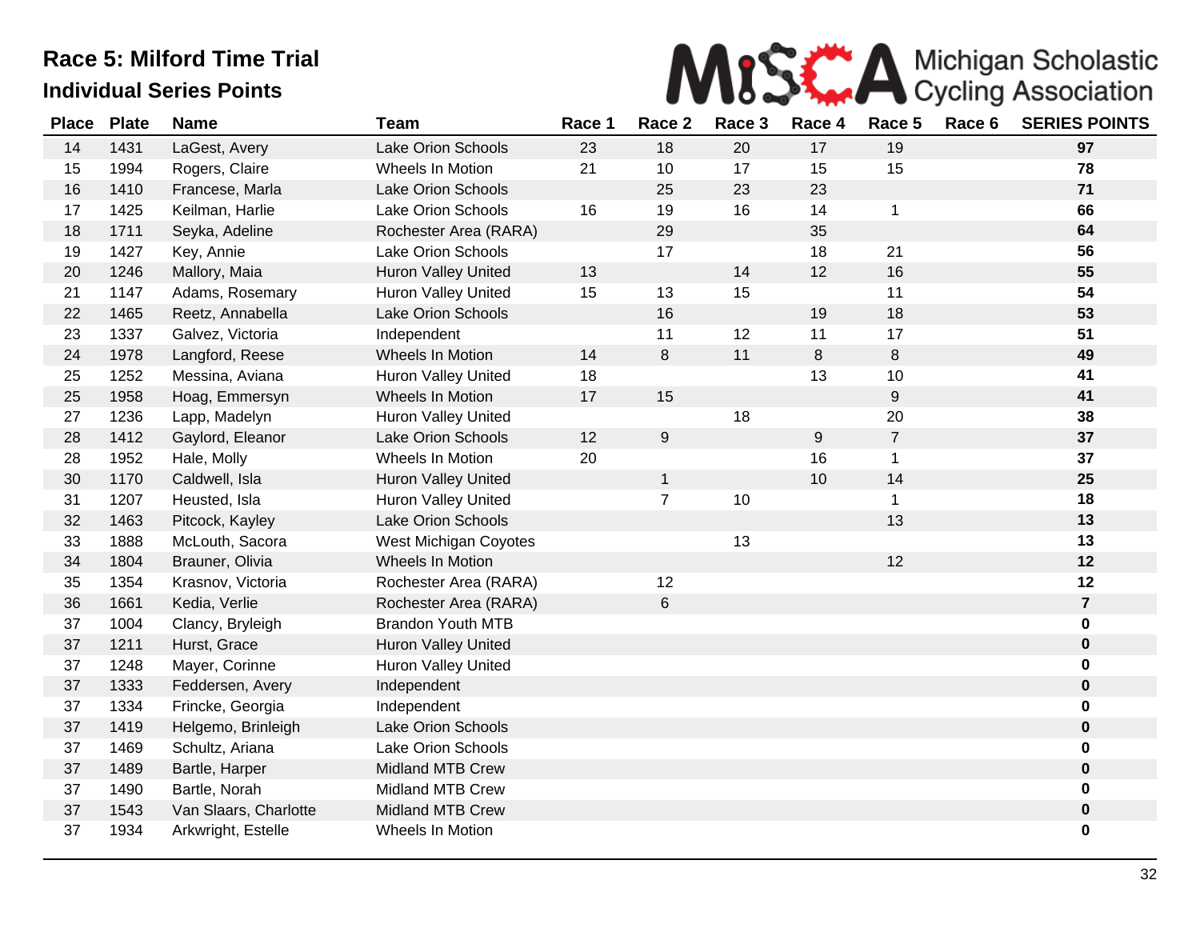# Race 5: Milford Time Trial

## Individual Series Points

Michigan Scholastic Cycling Association

| Place | Plate | Name | Team | Race 1 | Race 2 | Race 3 | Race 4 | Race 5 | Race 6 | SERIES POINTS |
|---|---|---|---|---|---|---|---|---|---|---|
| 14 | 1431 | LaGest, Avery | Lake Orion Schools | 23 | 18 | 20 | 17 | 19 | | **97** |
| 15 | 1994 | Rogers, Claire | Wheels In Motion | 21 | 10 | 17 | 15 | 15 | | **78** |
| 16 | 1410 | Francese, Marla | Lake Orion Schools | | 25 | 23 | 23 | | | **71** |
| 17 | 1425 | Keilman, Harlie | Lake Orion Schools | 16 | 19 | 16 | 14 | 1 | | **66** |
| 18 | 1711 | Seyka, Adeline | Rochester Area (RARA) | | 29 | | 35 | | | **64** |
| 19 | 1427 | Key, Annie | Lake Orion Schools | | 17 | | 18 | 21 | | **56** |
| 20 | 1246 | Mallory, Maia | Huron Valley United | 13 | | 14 | 12 | 16 | | **55** |
| 21 | 1147 | Adams, Rosemary | Huron Valley United | 15 | 13 | 15 | | 11 | | **54** |
| 22 | 1465 | Reetz, Annabella | Lake Orion Schools | | 16 | | 19 | 18 | | **53** |
| 23 | 1337 | Galvez, Victoria | Independent | | 11 | 12 | 11 | 17 | | **51** |
| 24 | 1978 | Langford, Reese | Wheels In Motion | 14 | 8 | 11 | 8 | 8 | | **49** |
| 25 | 1252 | Messina, Aviana | Huron Valley United | 18 | | | 13 | 10 | | **41** |
| 25 | 1958 | Hoag, Emmersyn | Wheels In Motion | 17 | 15 | | | 9 | | **41** |
| 27 | 1236 | Lapp, Madelyn | Huron Valley United | | | 18 | | 20 | | **38** |
| 28 | 1412 | Gaylord, Eleanor | Lake Orion Schools | 12 | 9 | | 9 | 7 | | **37** |
| 28 | 1952 | Hale, Molly | Wheels In Motion | 20 | | | 16 | 1 | | **37** |
| 30 | 1170 | Caldwell, Isla | Huron Valley United | | 1 | | 10 | 14 | | **25** |
| 31 | 1207 | Heusted, Isla | Huron Valley United | | 7 | 10 | | 1 | | **18** |
| 32 | 1463 | Pitcock, Kayley | Lake Orion Schools | | | | | 13 | | **13** |
| 33 | 1888 | McLouth, Sacora | West Michigan Coyotes | | | 13 | | | | **13** |
| 34 | 1804 | Brauner, Olivia | Wheels In Motion | | | | | 12 | | **12** |
| 35 | 1354 | Krasnov, Victoria | Rochester Area (RARA) | | 12 | | | | | **12** |
| 36 | 1661 | Kedia, Verlie | Rochester Area (RARA) | | 6 | | | | | **7** |
| 37 | 1004 | Clancy, Bryleigh | Brandon Youth MTB | | | | | | | **0** |
| 37 | 1211 | Hurst, Grace | Huron Valley United | | | | | | | **0** |
| 37 | 1248 | Mayer, Corinne | Huron Valley United | | | | | | | **0** |
| 37 | 1333 | Feddersen, Avery | Independent | | | | | | | **0** |
| 37 | 1334 | Frincke, Georgia | Independent | | | | | | | **0** |
| 37 | 1419 | Helgemo, Brinleigh | Lake Orion Schools | | | | | | | **0** |
| 37 | 1469 | Schultz, Ariana | Lake Orion Schools | | | | | | | **0** |
| 37 | 1489 | Bartle, Harper | Midland MTB Crew | | | | | | | **0** |
| 37 | 1490 | Bartle, Norah | Midland MTB Crew | | | | | | | **0** |
| 37 | 1543 | Van Slaars, Charlotte | Midland MTB Crew | | | | | | | **0** |
| 37 | 1934 | Arkwright, Estelle | Wheels In Motion | | | | | | | **0** |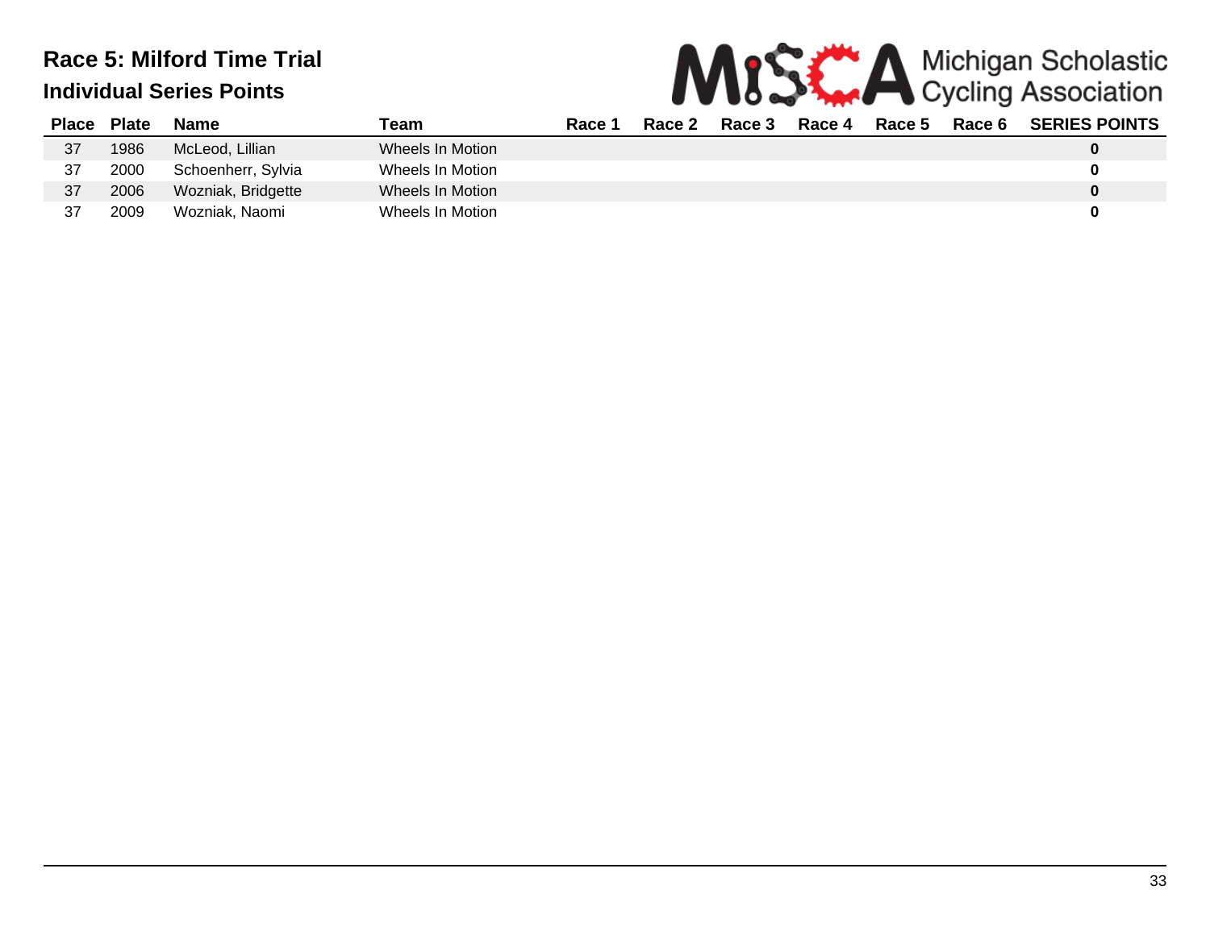# Race 5: Milford Time Trial

## Individual Series Points

Michigan Scholastic Cycling Association

| Place | Plate | Name | Team | Race 1 | Race 2 | Race 3 | Race 4 | Race 5 | Race 6 | SERIES POINTS |
|---|---|---|---|---|---|---|---|---|---|---|
| 37 | 1986 | McLeod, Lillian | Wheels In Motion | | | | | | | **0** |
| 37 | 2000 | Schoenherr, Sylvia | Wheels In Motion | | | | | | | **0** |
| 37 | 2006 | Wozniak, Bridgette | Wheels In Motion | | | | | | | **0** |
| 37 | 2009 | Wozniak, Naomi | Wheels In Motion | | | | | | | **0** |